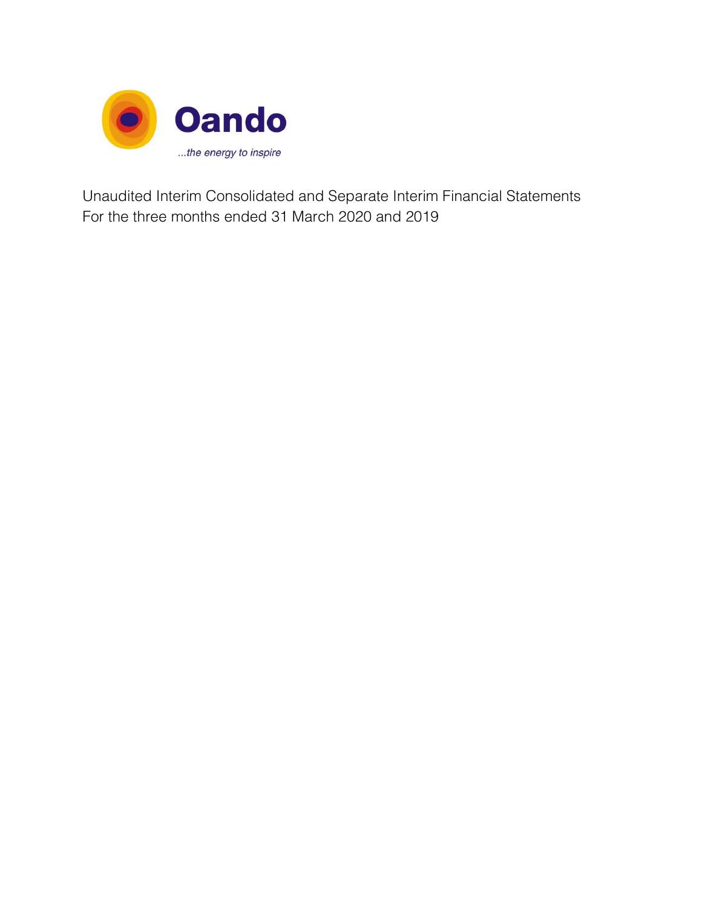Oando

*...the energy to inspire*

Unaudited Interim Consolidated and Separate Interim Financial Statements
For the three months ended 31 March 2020 and 2019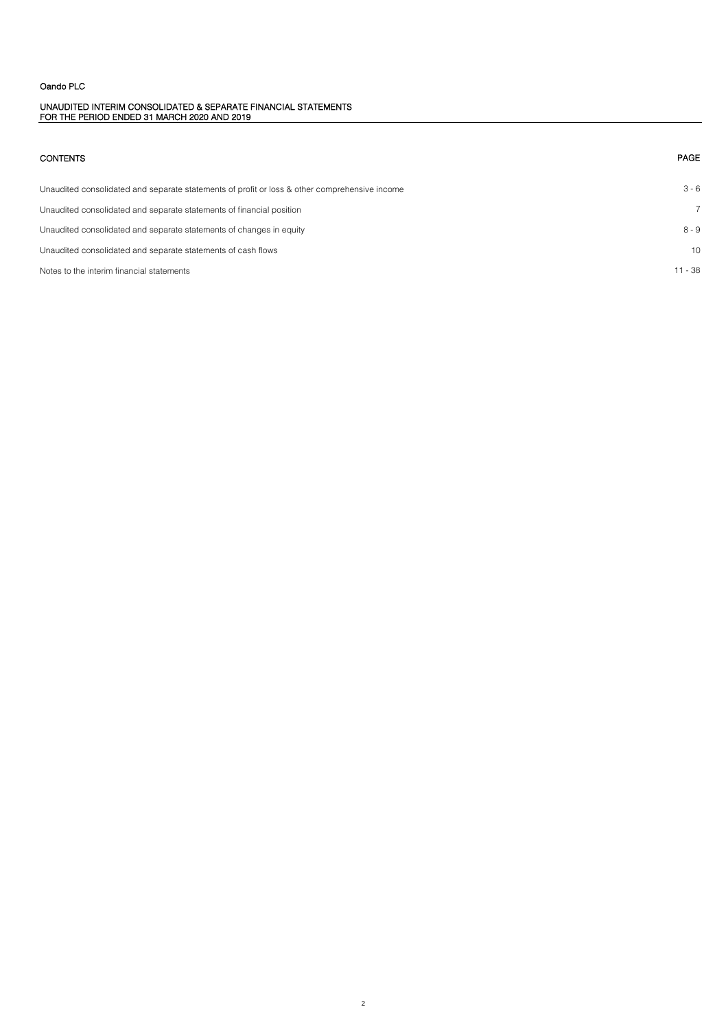Oando PLC

UNAUDITED INTERIM CONSOLIDATED & SEPARATE FINANCIAL STATEMENTS
FOR THE PERIOD ENDED 31 MARCH 2020 AND 2019

| CONTENTS | PAGE |
|---|---|
| Unaudited consolidated and separate statements of profit or loss & other comprehensive income | 3 - 6 |
| Unaudited consolidated and separate statements of financial position | 7 |
| Unaudited consolidated and separate statements of changes in equity | 8 - 9 |
| Unaudited consolidated and separate statements of cash flows | 10 |
| Notes to the interim financial statements | 11 - 38 |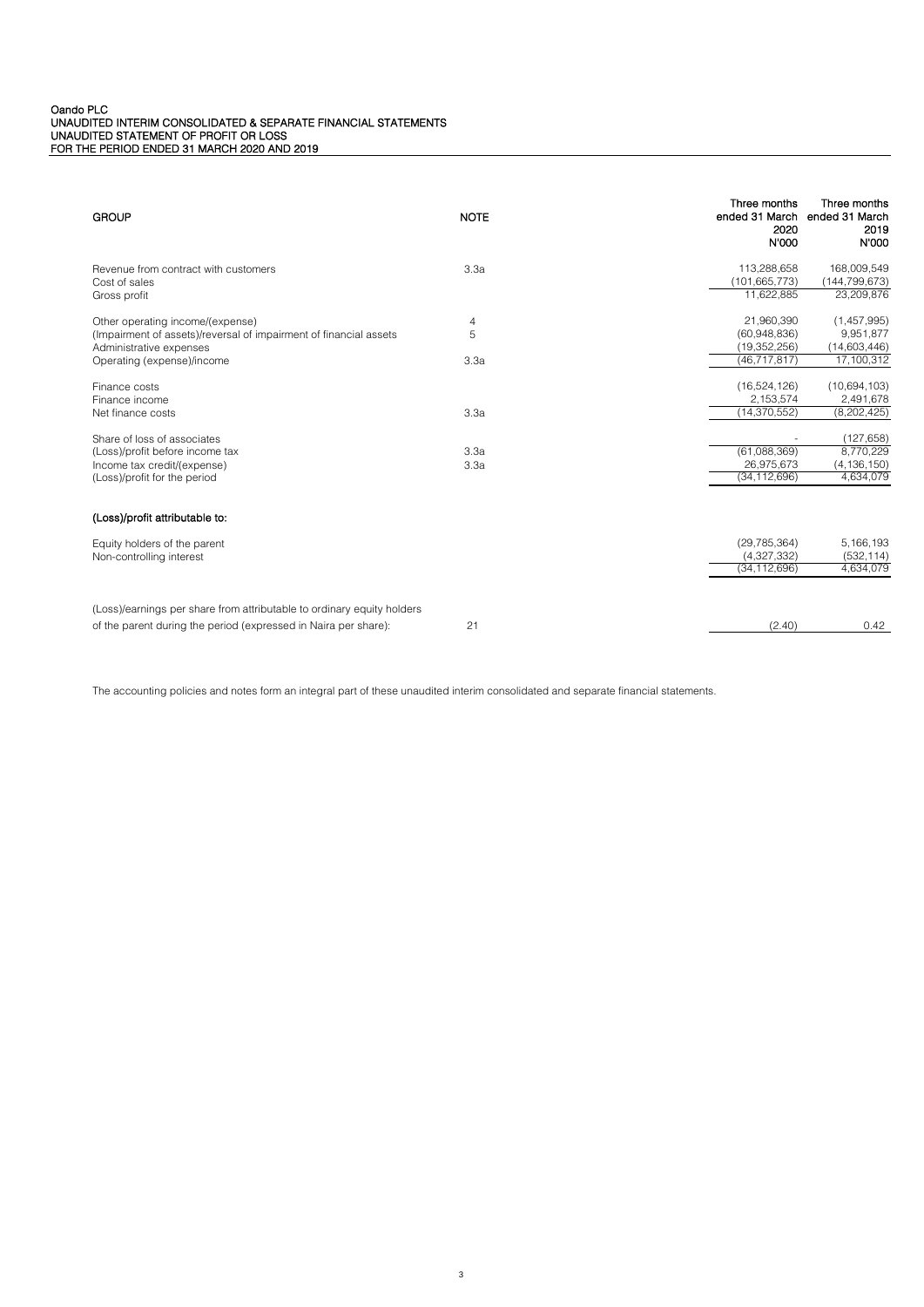Oando PLC
UNAUDITED INTERIM CONSOLIDATED & SEPARATE FINANCIAL STATEMENTS
UNAUDITED STATEMENT OF PROFIT OR LOSS
FOR THE PERIOD ENDED 31 MARCH 2020 AND 2019

| GROUP | NOTE | Three months ended 31 March 2020 N'000 | Three months ended 31 March 2019 N'000 |
|---|---|---|---|
| Revenue from contract with customers | 3.3a | 113,288,658 | 168,009,549 |
| Cost of sales | | (101,665,773) | (144,799,673) |
| Gross profit | | 11,622,885 | 23,209,876 |
| | | | |
| Other operating income/(expense) | 4 | 21,960,390 | (1,457,995) |
| (Impairment of assets)/reversal of impairment of financial assets | 5 | (60,948,836) | 9,951,877 |
| Administrative expenses | | (19,352,256) | (14,603,446) |
| Operating (expense)/income | 3.3a | (46,717,817) | 17,100,312 |
| | | | |
| Finance costs | | (16,524,126) | (10,694,103) |
| Finance income | | 2,153,574 | 2,491,678 |
| Net finance costs | 3.3a | (14,370,552) | (8,202,425) |
| | | | |
| Share of loss of associates | | - | (127,658) |
| (Loss)/profit before income tax | 3.3a | (61,088,369) | 8,770,229 |
| Income tax credit/(expense) | 3.3a | 26,975,673 | (4,136,150) |
| (Loss)/profit for the period | | (34,112,696) | 4,634,079 |
| | | | |
| **(Loss)/profit attributable to:** | | | |
| Equity holders of the parent | | (29,785,364) | 5,166,193 |
| Non-controlling interest | | (4,327,332) | (532,114) |
| | | (34,112,696) | 4,634,079 |
| | | | |
| (Loss)/earnings per share from attributable to ordinary equity holders of the parent during the period (expressed in Naira per share): | 21 | (2.40) | 0.42 |

The accounting policies and notes form an integral part of these unaudited interim consolidated and separate financial statements.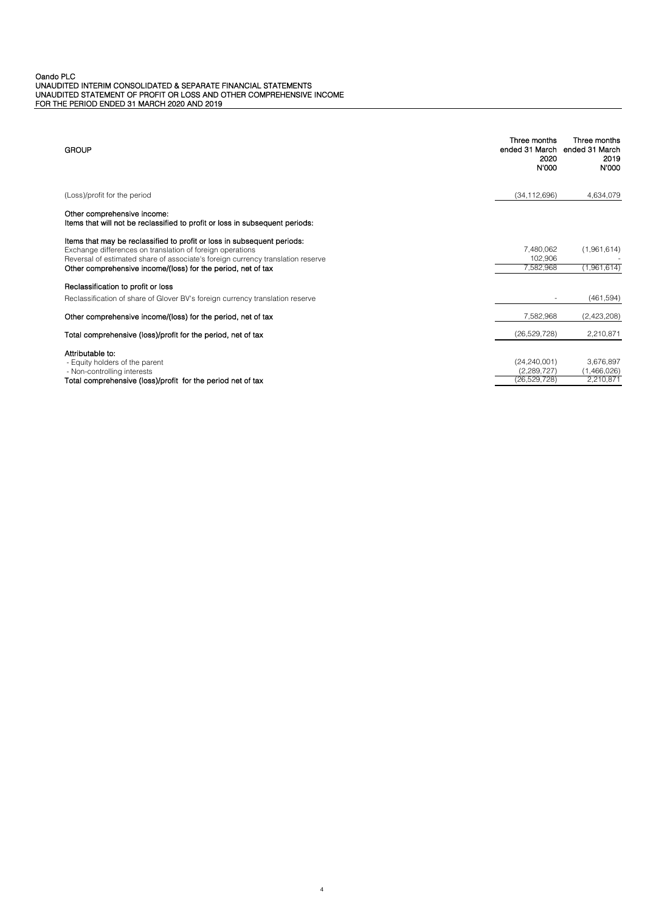Oando PLC
UNAUDITED INTERIM CONSOLIDATED & SEPARATE FINANCIAL STATEMENTS
UNAUDITED STATEMENT OF PROFIT OR LOSS AND OTHER COMPREHENSIVE INCOME
FOR THE PERIOD ENDED 31 MARCH 2020 AND 2019

| GROUP | Three months ended 31 March 2020 N'000 | Three months ended 31 March 2019 N'000 |
|---|---|---|
| (Loss)/profit for the period | (34,112,696) | 4,634,079 |
| **Other comprehensive income:** | | |
| **Items that will not be reclassified to profit or loss in subsequent periods:** | | |
| **Items that may be reclassified to profit or loss in subsequent periods:** | | |
| Exchange differences on translation of foreign operations | 7,480,062 | (1,961,614) |
| Reversal of estimated share of associate's foreign currency translation reserve | 102,906 | - |
| **Other comprehensive income/(loss) for the period, net of tax** | 7,582,968 | (1,961,614) |
| **Reclassification to profit or loss** | | |
| Reclassification of share of Glover BV's foreign currency translation reserve | - | (461,594) |
| **Other comprehensive income/(loss) for the period, net of tax** | 7,582,968 | (2,423,208) |
| **Total comprehensive (loss)/profit for the period, net of tax** | (26,529,728) | 2,210,871 |
| **Attributable to:** | | |
| - Equity holders of the parent | (24,240,001) | 3,676,897 |
| - Non-controlling interests | (2,289,727) | (1,466,026) |
| **Total comprehensive (loss)/profit for the period net of tax** | (26,529,728) | 2,210,871 |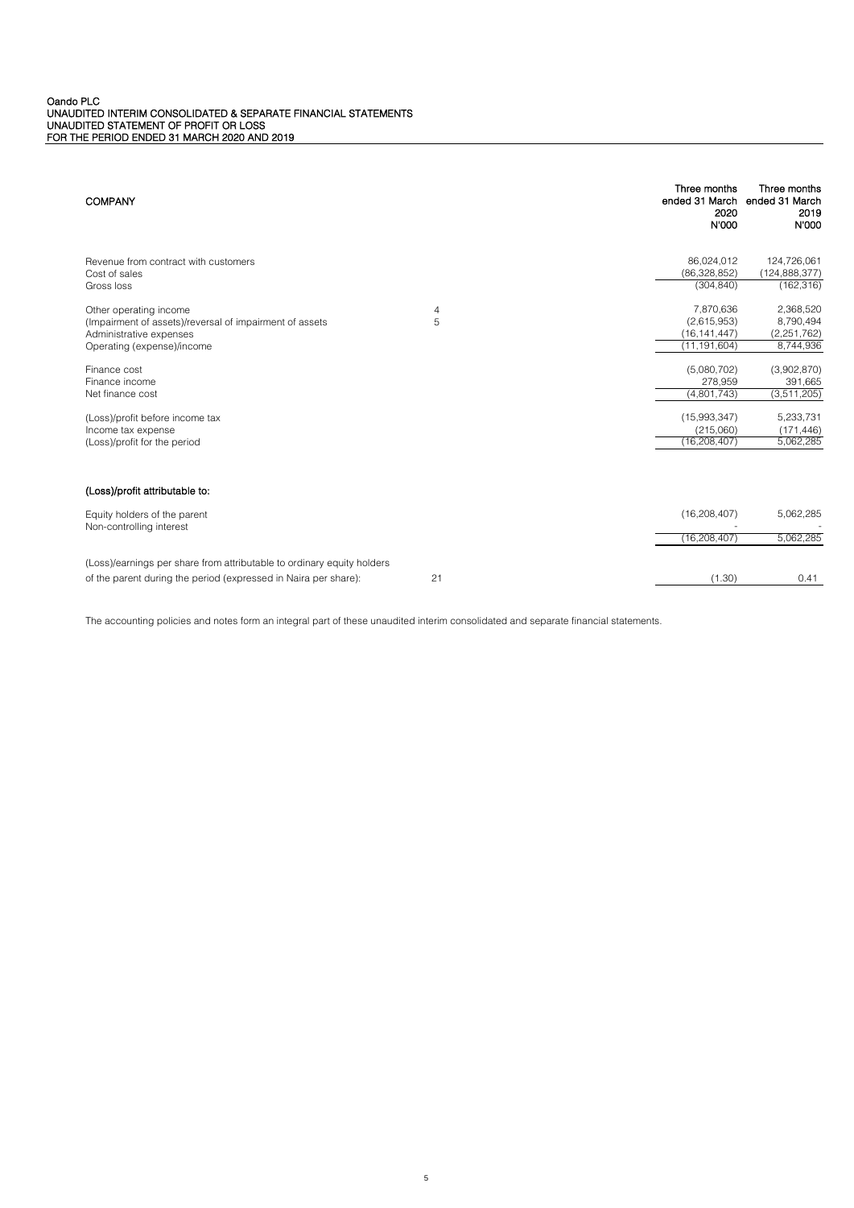Oando PLC
UNAUDITED INTERIM CONSOLIDATED & SEPARATE FINANCIAL STATEMENTS
UNAUDITED STATEMENT OF PROFIT OR LOSS
FOR THE PERIOD ENDED 31 MARCH 2020 AND 2019

| COMPANY | | Three months ended 31 March 2020 N'000 | Three months ended 31 March 2019 N'000 |
|---|---|---|---|
| Revenue from contract with customers | | 86,024,012 | 124,726,061 |
| Cost of sales | | (86,328,852) | (124,888,377) |
| Gross loss | | (304,840) | (162,316) |
| | | | |
| Other operating income | 4 | 7,870,636 | 2,368,520 |
| (Impairment of assets)/reversal of impairment of assets | 5 | (2,615,953) | 8,790,494 |
| Administrative expenses | | (16,141,447) | (2,251,762) |
| Operating (expense)/income | | (11,191,604) | 8,744,936 |
| | | | |
| Finance cost | | (5,080,702) | (3,902,870) |
| Finance income | | 278,959 | 391,665 |
| Net finance cost | | (4,801,743) | (3,511,205) |
| | | | |
| (Loss)/profit before income tax | | (15,993,347) | 5,233,731 |
| Income tax expense | | (215,060) | (171,446) |
| (Loss)/profit for the period | | (16,208,407) | 5,062,285 |
| | | | |
| **(Loss)/profit attributable to:** | | | |
| Equity holders of the parent | | (16,208,407) | 5,062,285 |
| Non-controlling interest | | - | - |
| | | (16,208,407) | 5,062,285 |
| | | | |
| (Loss)/earnings per share from attributable to ordinary equity holders of the parent during the period (expressed in Naira per share): | 21 | (1.30) | 0.41 |

The accounting policies and notes form an integral part of these unaudited interim consolidated and separate financial statements.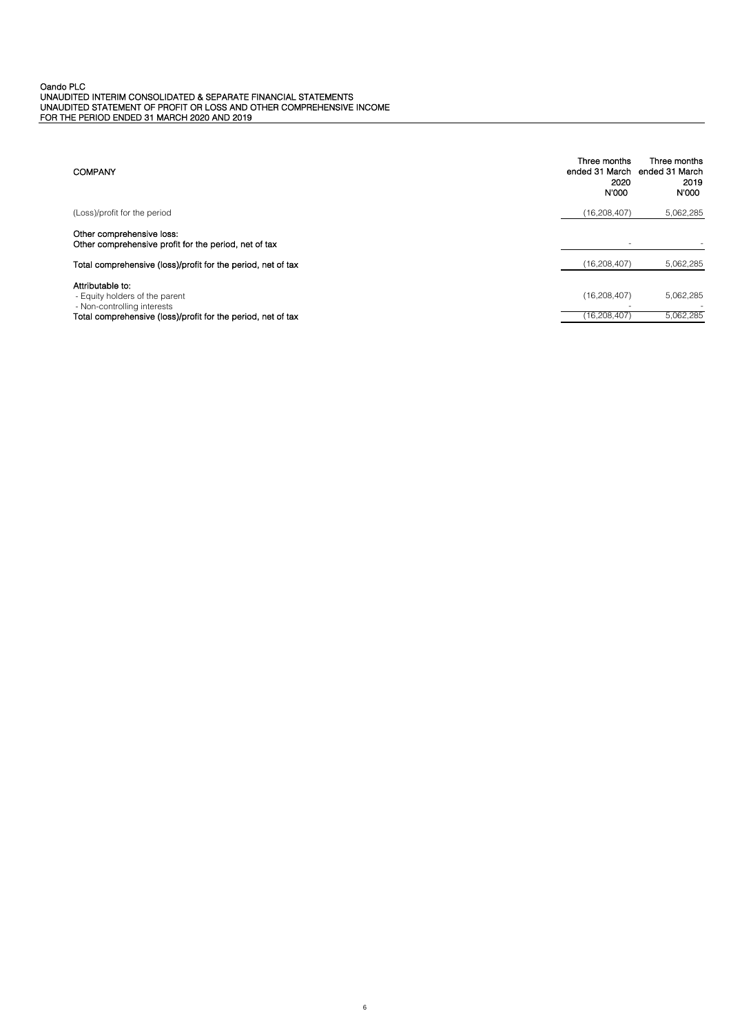Oando PLC
UNAUDITED INTERIM CONSOLIDATED & SEPARATE FINANCIAL STATEMENTS
UNAUDITED STATEMENT OF PROFIT OR LOSS AND OTHER COMPREHENSIVE INCOME
FOR THE PERIOD ENDED 31 MARCH 2020 AND 2019

| COMPANY | Three months ended 31 March 2020 N'000 | Three months ended 31 March 2019 N'000 |
|---|---|---|
| (Loss)/profit for the period | (16,208,407) | 5,062,285 |
| **Other comprehensive loss:** | | |
| **Other comprehensive profit for the period, net of tax** | - | - |
| **Total comprehensive (loss)/profit for the period, net of tax** | (16,208,407) | 5,062,285 |
| **Attributable to:** | | |
| - Equity holders of the parent | (16,208,407) | 5,062,285 |
| - Non-controlling interests | - | - |
| **Total comprehensive (loss)/profit for the period, net of tax** | (16,208,407) | 5,062,285 |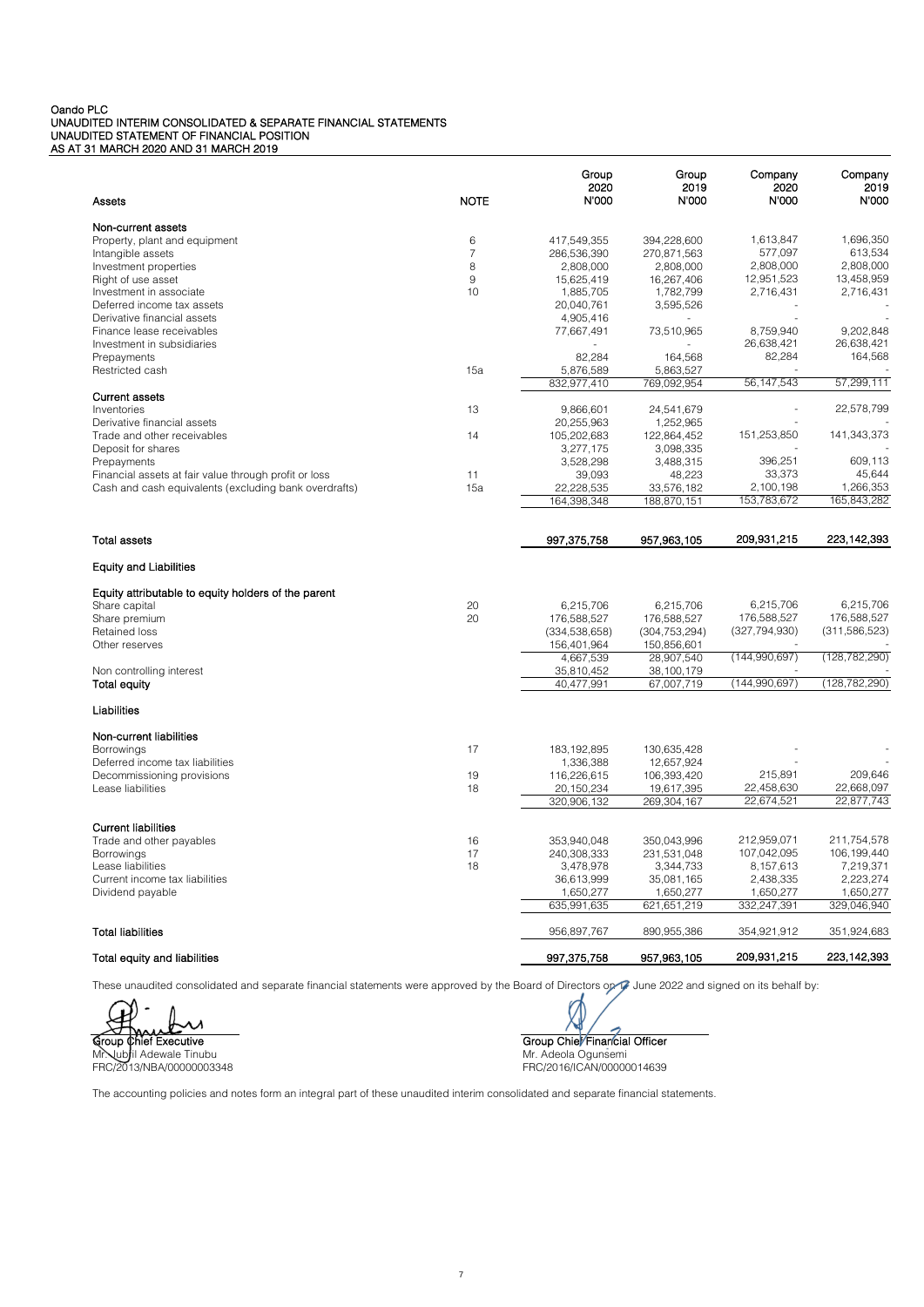Oando PLC
UNAUDITED INTERIM CONSOLIDATED & SEPARATE FINANCIAL STATEMENTS
UNAUDITED STATEMENT OF FINANCIAL POSITION
AS AT 31 MARCH 2020 AND 31 MARCH 2019

| Assets | NOTE | Group 2020 N'000 | Group 2019 N'000 | Company 2020 N'000 | Company 2019 N'000 |
|---|---|---|---|---|---|
| **Non-current assets** | | | | | |
| Property, plant and equipment | 6 | 417,549,355 | 394,228,600 | 1,613,847 | 1,696,350 |
| Intangible assets | 7 | 286,536,390 | 270,871,563 | 577,097 | 613,534 |
| Investment properties | 8 | 2,808,000 | 2,808,000 | 2,808,000 | 2,808,000 |
| Right of use asset | 9 | 15,625,419 | 16,267,406 | 12,951,523 | 13,458,959 |
| Investment in associate | 10 | 1,885,705 | 1,782,799 | 2,716,431 | 2,716,431 |
| Deferred income tax assets | | 20,040,761 | 3,595,526 | - | - |
| Derivative financial assets | | 4,905,416 | - | - | - |
| Finance lease receivables | | 77,667,491 | 73,510,965 | 8,759,940 | 9,202,848 |
| Investment in subsidiaries | | - | - | 26,638,421 | 26,638,421 |
| Prepayments | | 82,284 | 164,568 | 82,284 | 164,568 |
| Restricted cash | 15a | 5,876,589 | 5,863,527 | - | - |
| | | 832,977,410 | 769,092,954 | 56,147,543 | 57,299,111 |
| **Current assets** | | | | | |
| Inventories | 13 | 9,866,601 | 24,541,679 | - | 22,578,799 |
| Derivative financial assets | | 20,255,963 | 1,252,965 | - | - |
| Trade and other receivables | 14 | 105,202,683 | 122,864,452 | 151,253,850 | 141,343,373 |
| Deposit for shares | | 3,277,175 | 3,098,335 | - | - |
| Prepayments | | 3,528,298 | 3,488,315 | 396,251 | 609,113 |
| Financial assets at fair value through profit or loss | 11 | 39,093 | 48,223 | 33,373 | 45,644 |
| Cash and cash equivalents (excluding bank overdrafts) | 15a | 22,228,535 | 33,576,182 | 2,100,198 | 1,266,353 |
| | | 164,398,348 | 188,870,151 | 153,783,672 | 165,843,282 |
| **Total assets** | | 997,375,758 | 957,963,105 | 209,931,215 | 223,142,393 |
| **Equity and Liabilities** | | | | | |
| **Equity attributable to equity holders of the parent** | | | | | |
| Share capital | 20 | 6,215,706 | 6,215,706 | 6,215,706 | 6,215,706 |
| Share premium | 20 | 176,588,527 | 176,588,527 | 176,588,527 | 176,588,527 |
| Retained loss | | (334,538,658) | (304,753,294) | (327,794,930) | (311,586,523) |
| Other reserves | | 156,401,964 | 150,856,601 | - | - |
| | | 4,667,539 | 28,907,540 | (144,990,697) | (128,782,290) |
| Non controlling interest | | 35,810,452 | 38,100,179 | - | - |
| **Total equity** | | 40,477,991 | 67,007,719 | (144,990,697) | (128,782,290) |
| **Liabilities** | | | | | |
| **Non-current liabilities** | | | | | |
| Borrowings | 17 | 183,192,895 | 130,635,428 | - | - |
| Deferred income tax liabilities | | 1,336,388 | 12,657,924 | - | - |
| Decommissioning provisions | 19 | 116,226,615 | 106,393,420 | 215,891 | 209,646 |
| Lease liabilities | 18 | 20,150,234 | 19,617,395 | 22,458,630 | 22,668,097 |
| | | 320,906,132 | 269,304,167 | 22,674,521 | 22,877,743 |
| **Current liabilities** | | | | | |
| Trade and other payables | 16 | 353,940,048 | 350,043,996 | 212,959,071 | 211,754,578 |
| Borrowings | 17 | 240,308,333 | 231,531,048 | 107,042,095 | 106,199,440 |
| Lease liabilities | 18 | 3,478,978 | 3,344,733 | 8,157,613 | 7,219,371 |
| Current income tax liabilities | | 36,613,999 | 35,081,165 | 2,438,335 | 2,223,274 |
| Dividend payable | | 1,650,277 | 1,650,277 | 1,650,277 | 1,650,277 |
| | | 635,991,635 | 621,651,219 | 332,247,391 | 329,046,940 |
| **Total liabilities** | | 956,897,767 | 890,955,386 | 354,921,912 | 351,924,683 |
| **Total equity and liabilities** | | 997,375,758 | 957,963,105 | 209,931,215 | 223,142,393 |

These unaudited consolidated and separate financial statements were approved by the Board of Directors on 17 June 2022 and signed on its behalf by:

Group Chief Executive
Mr. Jubril Adewale Tinubu
FRC/2013/NBA/00000003348

Group Chief Financial Officer
Mr. Adeola Ogunsemi
FRC/2016/ICAN/00000014639

The accounting policies and notes form an integral part of these unaudited interim consolidated and separate financial statements.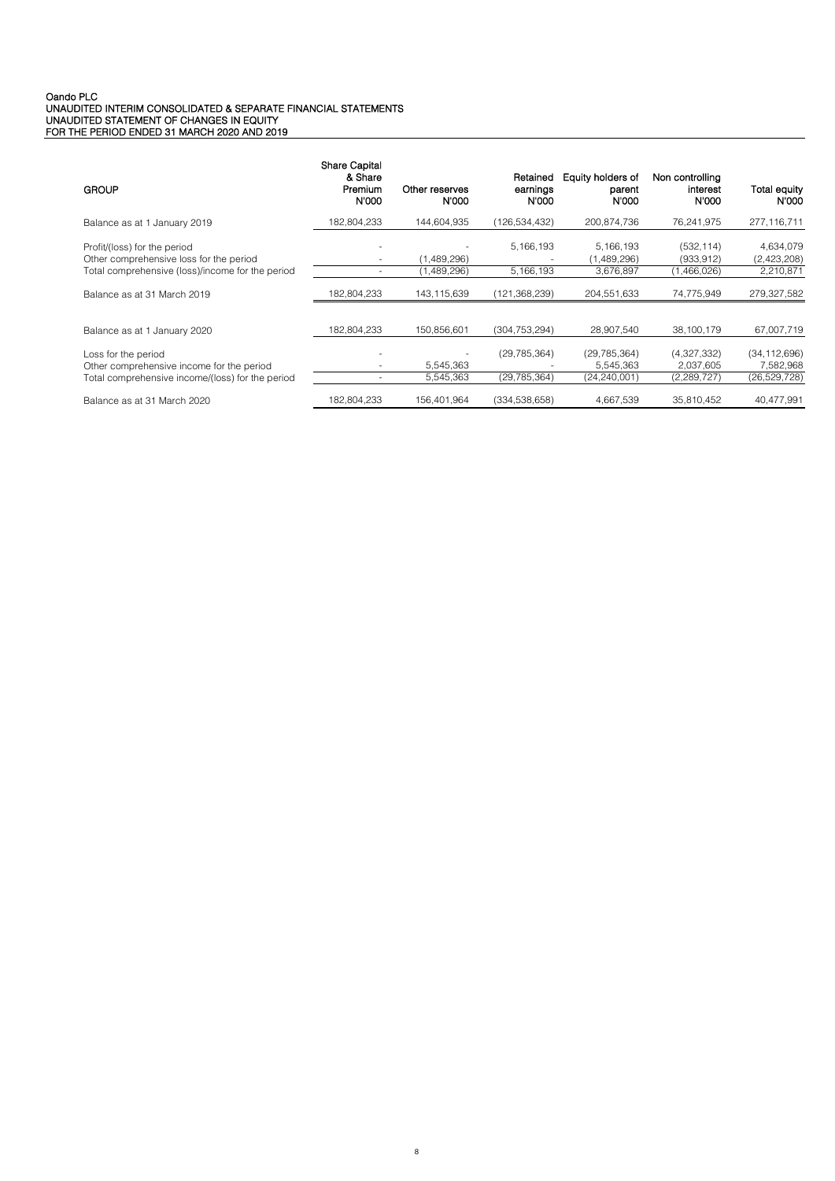Oando PLC
UNAUDITED INTERIM CONSOLIDATED & SEPARATE FINANCIAL STATEMENTS
UNAUDITED STATEMENT OF CHANGES IN EQUITY
FOR THE PERIOD ENDED 31 MARCH 2020 AND 2019

| GROUP | Share Capital & Share Premium N'000 | Other reserves N'000 | Retained earnings N'000 | Equity holders of parent N'000 | Non controlling interest N'000 | Total equity N'000 |
|---|---|---|---|---|---|---|
| Balance as at 1 January 2019 | 182,804,233 | 144,604,935 | (126,534,432) | 200,874,736 | 76,241,975 | 277,116,711 |
| Profit/(loss) for the period | - | - | 5,166,193 | 5,166,193 | (532,114) | 4,634,079 |
| Other comprehensive loss for the period | - | (1,489,296) | - | (1,489,296) | (933,912) | (2,423,208) |
| Total comprehensive (loss)/income for the period | - | (1,489,296) | 5,166,193 | 3,676,897 | (1,466,026) | 2,210,871 |
| Balance as at 31 March 2019 | 182,804,233 | 143,115,639 | (121,368,239) | 204,551,633 | 74,775,949 | 279,327,582 |
| Balance as at 1 January 2020 | 182,804,233 | 150,856,601 | (304,753,294) | 28,907,540 | 38,100,179 | 67,007,719 |
| Loss for the period | - | - | (29,785,364) | (29,785,364) | (4,327,332) | (34,112,696) |
| Other comprehensive income for the period | - | 5,545,363 | - | 5,545,363 | 2,037,605 | 7,582,968 |
| Total comprehensive income/(loss) for the period | - | 5,545,363 | (29,785,364) | (24,240,001) | (2,289,727) | (26,529,728) |
| Balance as at 31 March 2020 | 182,804,233 | 156,401,964 | (334,538,658) | 4,667,539 | 35,810,452 | 40,477,991 |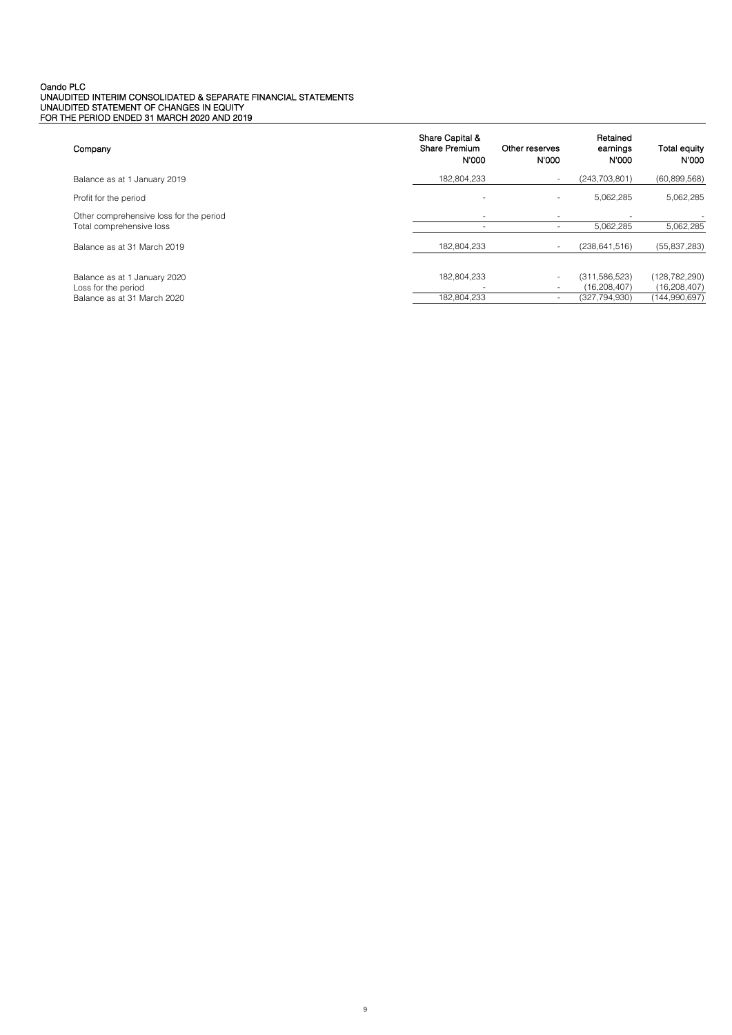Oando PLC
UNAUDITED INTERIM CONSOLIDATED & SEPARATE FINANCIAL STATEMENTS
UNAUDITED STATEMENT OF CHANGES IN EQUITY
FOR THE PERIOD ENDED 31 MARCH 2020 AND 2019

| Company | Share Capital & Share Premium N'000 | Other reserves N'000 | Retained earnings N'000 | Total equity N'000 |
|---|---|---|---|---|
| Balance as at 1 January 2019 | 182,804,233 | - | (243,703,801) | (60,899,568) |
| Profit for the period | - | - | 5,062,285 | 5,062,285 |
| Other comprehensive loss for the period | - | - | - | - |
| Total comprehensive loss | - | - | 5,062,285 | 5,062,285 |
| Balance as at 31 March 2019 | 182,804,233 | - | (238,641,516) | (55,837,283) |
| | | | | |
| Balance as at 1 January 2020 | 182,804,233 | - | (311,586,523) | (128,782,290) |
| Loss for the period | - | - | (16,208,407) | (16,208,407) |
| Balance as at 31 March 2020 | 182,804,233 | - | (327,794,930) | (144,990,697) |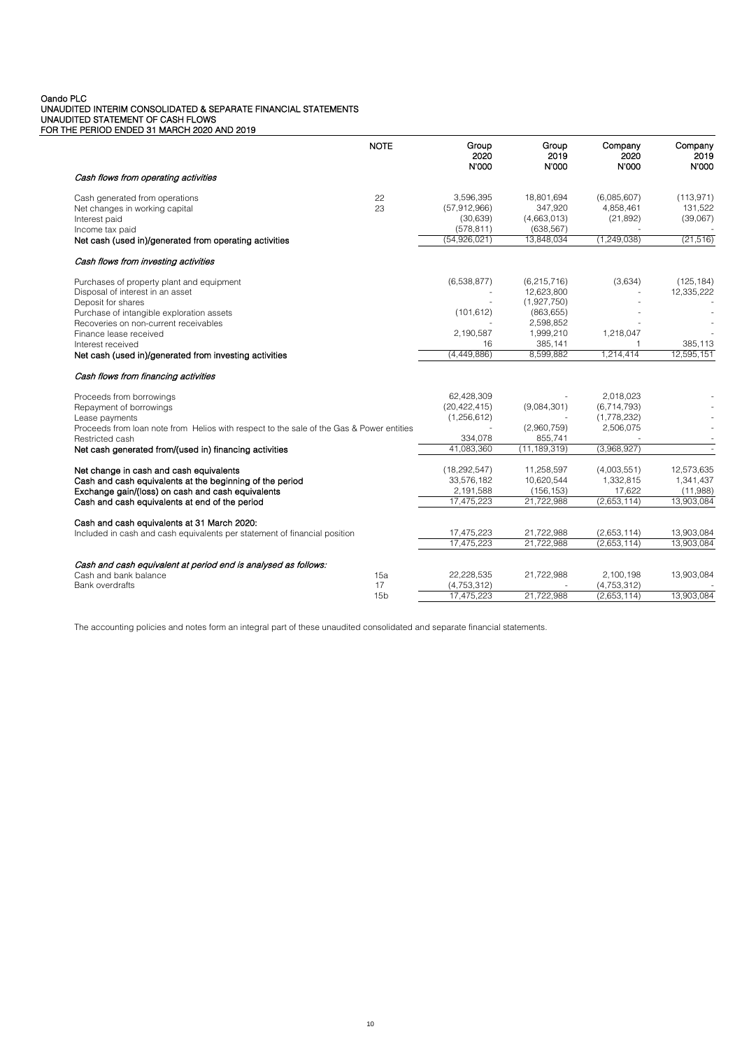Oando PLC
UNAUDITED INTERIM CONSOLIDATED & SEPARATE FINANCIAL STATEMENTS
UNAUDITED STATEMENT OF CASH FLOWS
FOR THE PERIOD ENDED 31 MARCH 2020 AND 2019

| | NOTE | Group 2020 N'000 | Group 2019 N'000 | Company 2020 N'000 | Company 2019 N'000 |
|---|---|---|---|---|---|
| *Cash flows from operating activities* | | | | | |
| Cash generated from operations | 22 | 3,596,395 | 18,801,694 | (6,085,607) | (113,971) |
| Net changes in working capital | 23 | (57,912,966) | 347,920 | 4,858,461 | 131,522 |
| Interest paid | | (30,639) | (4,663,013) | (21,892) | (39,067) |
| Income tax paid | | (578,811) | (638,567) | - | - |
| **Net cash (used in)/generated from operating activities** | | (54,926,021) | 13,848,034 | (1,249,038) | (21,516) |
| *Cash flows from investing activities* | | | | | |
| Purchases of property plant and equipment | | (6,538,877) | (6,215,716) | (3,634) | (125,184) |
| Disposal of interest in an asset | | - | 12,623,800 | - | 12,335,222 |
| Deposit for shares | | - | (1,927,750) | - | - |
| Purchase of intangible exploration assets | | (101,612) | (863,655) | - | - |
| Recoveries on non-current receivables | | - | 2,598,852 | - | - |
| Finance lease received | | 2,190,587 | 1,999,210 | 1,218,047 | - |
| Interest received | | 16 | 385,141 | 1 | 385,113 |
| **Net cash (used in)/generated from investing activities** | | (4,449,886) | 8,599,882 | 1,214,414 | 12,595,151 |
| *Cash flows from financing activities* | | | | | |
| Proceeds from borrowings | | 62,428,309 | - | 2,018,023 | - |
| Repayment of borrowings | | (20,422,415) | (9,084,301) | (6,714,793) | - |
| Lease payments | | (1,256,612) | - | (1,778,232) | - |
| Proceeds from loan note from Helios with respect to the sale of the Gas & Power entities | | - | (2,960,759) | 2,506,075 | - |
| Restricted cash | | 334,078 | 855,741 | - | - |
| **Net cash generated from/(used in) financing activities** | | 41,083,360 | (11,189,319) | (3,968,927) | - |
| **Net change in cash and cash equivalents** | | (18,292,547) | 11,258,597 | (4,003,551) | 12,573,635 |
| **Cash and cash equivalents at the beginning of the period** | | 33,576,182 | 10,620,544 | 1,332,815 | 1,341,437 |
| **Exchange gain/(loss) on cash and cash equivalents** | | 2,191,588 | (156,153) | 17,622 | (11,988) |
| **Cash and cash equivalents at end of the period** | | 17,475,223 | 21,722,988 | (2,653,114) | 13,903,084 |
| **Cash and cash equivalents at 31 March 2020:** | | | | | |
| Included in cash and cash equivalents per statement of financial position | | 17,475,223 | 21,722,988 | (2,653,114) | 13,903,084 |
| | | 17,475,223 | 21,722,988 | (2,653,114) | 13,903,084 |
| *Cash and cash equivalent at period end is analysed as follows:* | | | | | |
| Cash and bank balance | 15a | 22,228,535 | 21,722,988 | 2,100,198 | 13,903,084 |
| Bank overdrafts | 17 | (4,753,312) | - | (4,753,312) | - |
| | 15b | 17,475,223 | 21,722,988 | (2,653,114) | 13,903,084 |

The accounting policies and notes form an integral part of these unaudited consolidated and separate financial statements.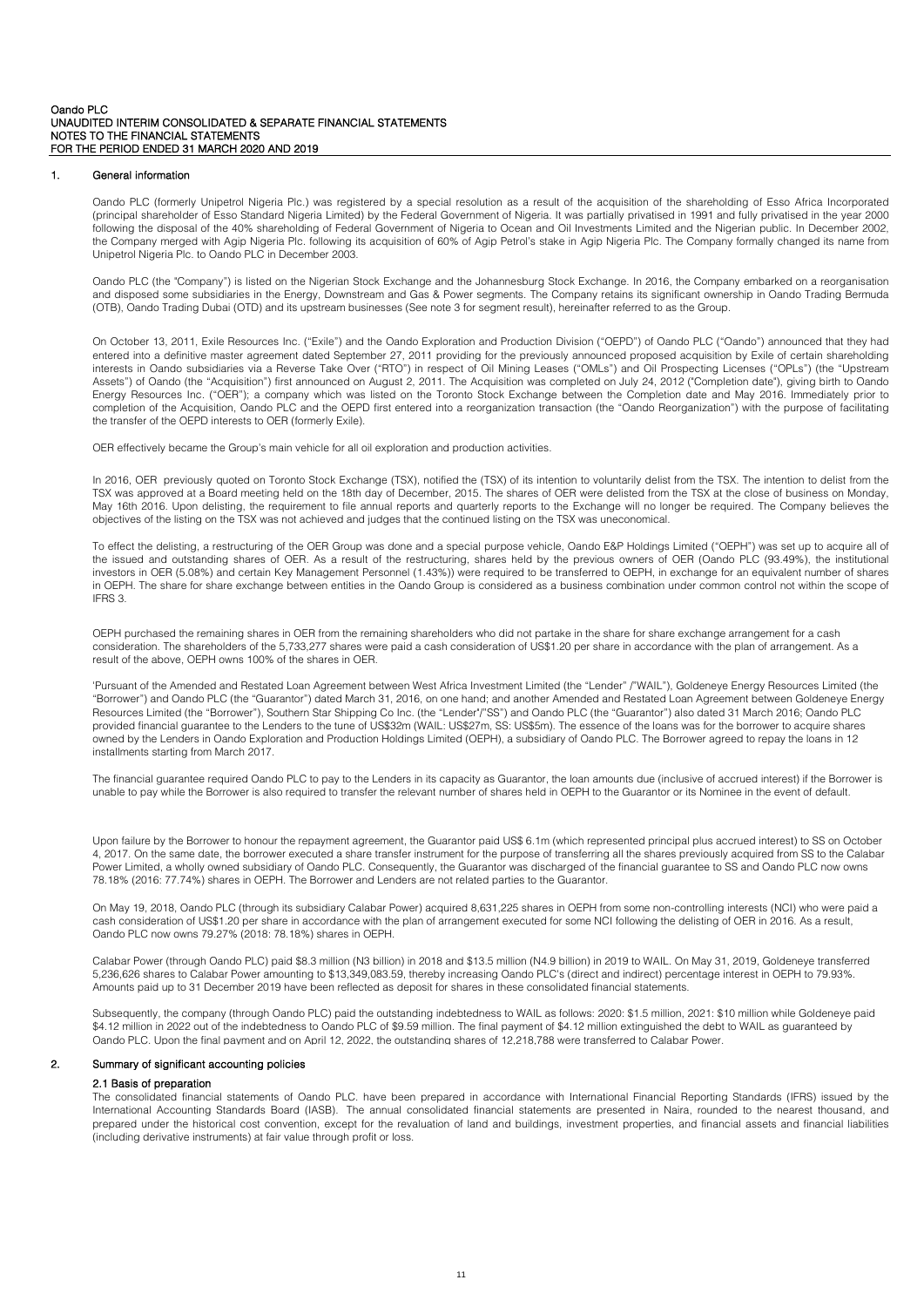## 1. General information

Oando PLC (formerly Unipetrol Nigeria Plc.) was registered by a special resolution as a result of the acquisition of the shareholding of Esso Africa Incorporated (principal shareholder of Esso Standard Nigeria Limited) by the Federal Government of Nigeria. It was partially privatised in 1991 and fully privatised in the year 2000 following the disposal of the 40% shareholding of Federal Government of Nigeria to Ocean and Oil Investments Limited and the Nigerian public. In December 2002, the Company merged with Agip Nigeria Plc. following its acquisition of 60% of Agip Petrol's stake in Agip Nigeria Plc. The Company formally changed its name from Unipetrol Nigeria Plc. to Oando PLC in December 2003.

Oando PLC (the "Company") is listed on the Nigerian Stock Exchange and the Johannesburg Stock Exchange. In 2016, the Company embarked on a reorganisation and disposed some subsidiaries in the Energy, Downstream and Gas & Power segments. The Company retains its significant ownership in Oando Trading Bermuda (OTB), Oando Trading Dubai (OTD) and its upstream businesses (See note 3 for segment result), hereinafter referred to as the Group.

On October 13, 2011, Exile Resources Inc. ("Exile") and the Oando Exploration and Production Division ("OEPD") of Oando PLC ("Oando") announced that they had entered into a definitive master agreement dated September 27, 2011 providing for the previously announced proposed acquisition by Exile of certain shareholding interests in Oando subsidiaries via a Reverse Take Over ("RTO") in respect of Oil Mining Leases ("OMLs") and Oil Prospecting Licenses ("OPLs") (the "Upstream Assets") of Oando (the "Acquisition") first announced on August 2, 2011. The Acquisition was completed on July 24, 2012 ("Completion date"), giving birth to Oando Energy Resources Inc. ("OER"); a company which was listed on the Toronto Stock Exchange between the Completion date and May 2016. Immediately prior to completion of the Acquisition, Oando PLC and the OEPD first entered into a reorganization transaction (the "Oando Reorganization") with the purpose of facilitating the transfer of the OEPD interests to OER (formerly Exile).

OER effectively became the Group's main vehicle for all oil exploration and production activities.

In 2016, OER previously quoted on Toronto Stock Exchange (TSX), notified the (TSX) of its intention to voluntarily delist from the TSX. The intention to delist from the TSX was approved at a Board meeting held on the 18th day of December, 2015. The shares of OER were delisted from the TSX at the close of business on Monday, May 16th 2016. Upon delisting, the requirement to file annual reports and quarterly reports to the Exchange will no longer be required. The Company believes the objectives of the listing on the TSX was not achieved and judges that the continued listing on the TSX was uneconomical.

To effect the delisting, a restructuring of the OER Group was done and a special purpose vehicle, Oando E&P Holdings Limited ("OEPH") was set up to acquire all of the issued and outstanding shares of OER. As a result of the restructuring, shares held by the previous owners of OER (Oando PLC (93.49%), the institutional investors in OER (5.08%) and certain Key Management Personnel (1.43%)) were required to be transferred to OEPH, in exchange for an equivalent number of shares in OEPH. The share for share exchange between entities in the Oando Group is considered as a business combination under common control not within the scope of IFRS 3.

OEPH purchased the remaining shares in OER from the remaining shareholders who did not partake in the share for share exchange arrangement for a cash consideration. The shareholders of the 5,733,277 shares were paid a cash consideration of US$1.20 per share in accordance with the plan of arrangement. As a result of the above, OEPH owns 100% of the shares in OER.

'Pursuant of the Amended and Restated Loan Agreement between West Africa Investment Limited (the "Lender" /"WAIL"), Goldeneye Energy Resources Limited (the "Borrower") and Oando PLC (the "Guarantor") dated March 31, 2016, on one hand; and another Amended and Restated Loan Agreement between Goldeneye Energy Resources Limited (the "Borrower"), Southern Star Shipping Co Inc. (the "Lender"/"SS") and Oando PLC (the "Guarantor") also dated 31 March 2016; Oando PLC provided financial guarantee to the Lenders to the tune of US$32m (WAIL: US$27m, SS: US$5m). The essence of the loans was for the borrower to acquire shares owned by the Lenders in Oando Exploration and Production Holdings Limited (OEPH), a subsidiary of Oando PLC. The Borrower agreed to repay the loans in 12 installments starting from March 2017.

The financial guarantee required Oando PLC to pay to the Lenders in its capacity as Guarantor, the loan amounts due (inclusive of accrued interest) if the Borrower is unable to pay while the Borrower is also required to transfer the relevant number of shares held in OEPH to the Guarantor or its Nominee in the event of default.

Upon failure by the Borrower to honour the repayment agreement, the Guarantor paid US$ 6.1m (which represented principal plus accrued interest) to SS on October 4, 2017. On the same date, the borrower executed a share transfer instrument for the purpose of transferring all the shares previously acquired from SS to the Calabar Power Limited, a wholly owned subsidiary of Oando PLC. Consequently, the Guarantor was discharged of the financial guarantee to SS and Oando PLC now owns 78.18% (2016: 77.74%) shares in OEPH. The Borrower and Lenders are not related parties to the Guarantor.

On May 19, 2018, Oando PLC (through its subsidiary Calabar Power) acquired 8,631,225 shares in OEPH from some non-controlling interests (NCI) who were paid a cash consideration of US$1.20 per share in accordance with the plan of arrangement executed for some NCI following the delisting of OER in 2016. As a result, Oando PLC now owns 79.27% (2018: 78.18%) shares in OEPH.

Calabar Power (through Oando PLC) paid $8.3 million (N3 billion) in 2018 and $13.5 million (N4.9 billion) in 2019 to WAIL. On May 31, 2019, Goldeneye transferred 5,236,626 shares to Calabar Power amounting to $13,349,083.59, thereby increasing Oando PLC's (direct and indirect) percentage interest in OEPH to 79.93%. Amounts paid up to 31 December 2019 have been reflected as deposit for shares in these consolidated financial statements.

Subsequently, the company (through Oando PLC) paid the outstanding indebtedness to WAIL as follows: 2020: $1.5 million, 2021: $10 million while Goldeneye paid $4.12 million in 2022 out of the indebtedness to Oando PLC of $9.59 million. The final payment of $4.12 million extinguished the debt to WAIL as guaranteed by Oando PLC. Upon the final payment and on April 12, 2022, the outstanding shares of 12,218,788 were transferred to Calabar Power.

## 2. Summary of significant accounting policies

### 2.1 Basis of preparation

The consolidated financial statements of Oando PLC. have been prepared in accordance with International Financial Reporting Standards (IFRS) issued by the International Accounting Standards Board (IASB). The annual consolidated financial statements are presented in Naira, rounded to the nearest thousand, and prepared under the historical cost convention, except for the revaluation of land and buildings, investment properties, and financial assets and financial liabilities (including derivative instruments) at fair value through profit or loss.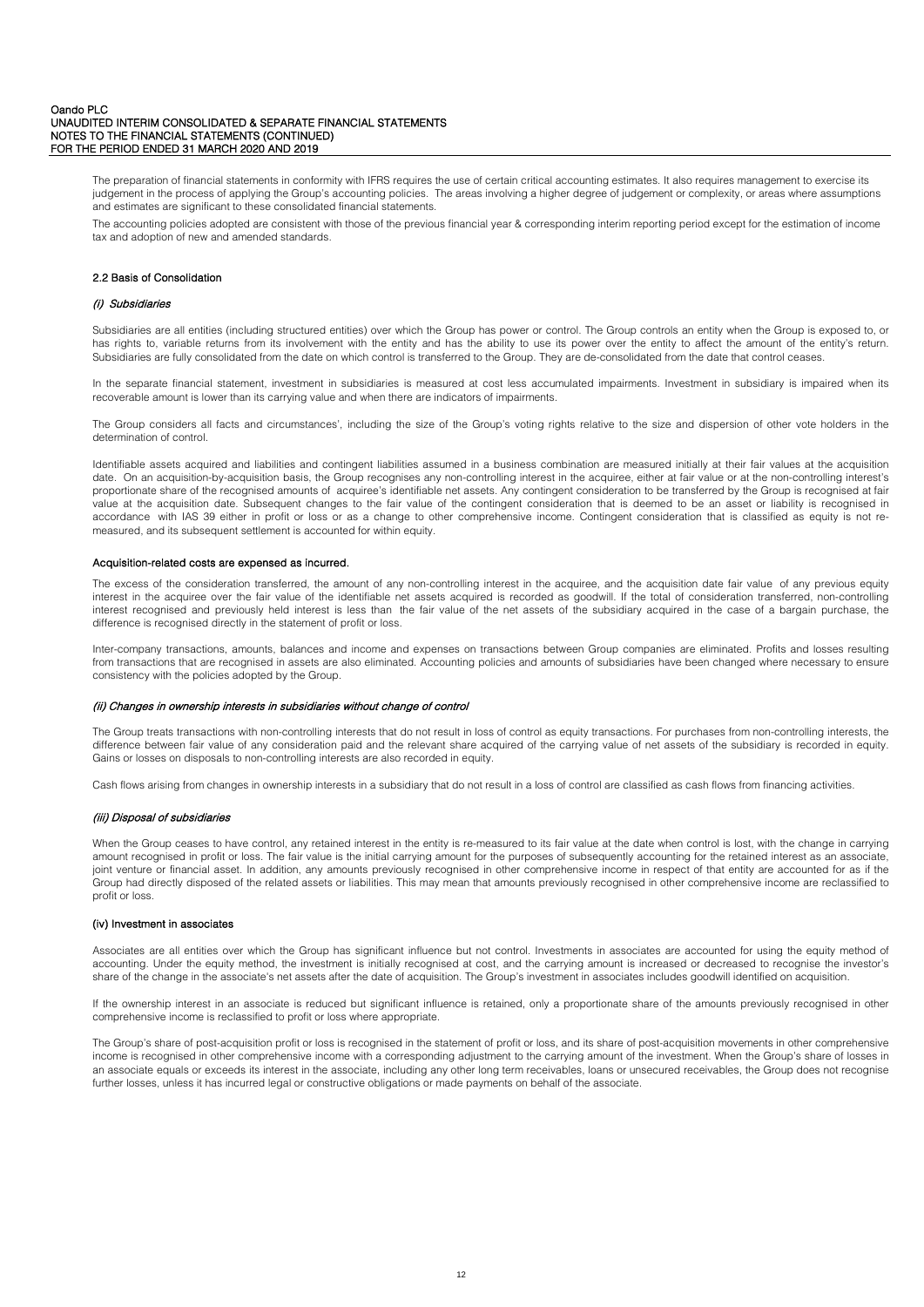The preparation of financial statements in conformity with IFRS requires the use of certain critical accounting estimates. It also requires management to exercise its judgement in the process of applying the Group's accounting policies. The areas involving a higher degree of judgement or complexity, or areas where assumptions and estimates are significant to these consolidated financial statements.

The accounting policies adopted are consistent with those of the previous financial year & corresponding interim reporting period except for the estimation of income tax and adoption of new and amended standards.

### 2.2 Basis of Consolidation

#### *(i) Subsidiaries*

Subsidiaries are all entities (including structured entities) over which the Group has power or control. The Group controls an entity when the Group is exposed to, or has rights to, variable returns from its involvement with the entity and has the ability to use its power over the entity to affect the amount of the entity's return. Subsidiaries are fully consolidated from the date on which control is transferred to the Group. They are de-consolidated from the date that control ceases.

In the separate financial statement, investment in subsidiaries is measured at cost less accumulated impairments. Investment in subsidiary is impaired when its recoverable amount is lower than its carrying value and when there are indicators of impairments.

The Group considers all facts and circumstances', including the size of the Group's voting rights relative to the size and dispersion of other vote holders in the determination of control.

Identifiable assets acquired and liabilities and contingent liabilities assumed in a business combination are measured initially at their fair values at the acquisition date. On an acquisition-by-acquisition basis, the Group recognises any non-controlling interest in the acquiree, either at fair value or at the non-controlling interest's proportionate share of the recognised amounts of acquiree's identifiable net assets. Any contingent consideration to be transferred by the Group is recognised at fair value at the acquisition date. Subsequent changes to the fair value of the contingent consideration that is deemed to be an asset or liability is recognised in accordance with IAS 39 either in profit or loss or as a change to other comprehensive income. Contingent consideration that is classified as equity is not re-measured, and its subsequent settlement is accounted for within equity.

#### Acquisition-related costs are expensed as incurred.

The excess of the consideration transferred, the amount of any non-controlling interest in the acquiree, and the acquisition date fair value of any previous equity interest in the acquiree over the fair value of the identifiable net assets acquired is recorded as goodwill. If the total of consideration transferred, non-controlling interest recognised and previously held interest is less than the fair value of the net assets of the subsidiary acquired in the case of a bargain purchase, the difference is recognised directly in the statement of profit or loss.

Inter-company transactions, amounts, balances and income and expenses on transactions between Group companies are eliminated. Profits and losses resulting from transactions that are recognised in assets are also eliminated. Accounting policies and amounts of subsidiaries have been changed where necessary to ensure consistency with the policies adopted by the Group.

#### *(ii) Changes in ownership interests in subsidiaries without change of control*

The Group treats transactions with non-controlling interests that do not result in loss of control as equity transactions. For purchases from non-controlling interests, the difference between fair value of any consideration paid and the relevant share acquired of the carrying value of net assets of the subsidiary is recorded in equity. Gains or losses on disposals to non-controlling interests are also recorded in equity.

Cash flows arising from changes in ownership interests in a subsidiary that do not result in a loss of control are classified as cash flows from financing activities.

#### *(iii) Disposal of subsidiaries*

When the Group ceases to have control, any retained interest in the entity is re-measured to its fair value at the date when control is lost, with the change in carrying amount recognised in profit or loss. The fair value is the initial carrying amount for the purposes of subsequently accounting for the retained interest as an associate, joint venture or financial asset. In addition, any amounts previously recognised in other comprehensive income in respect of that entity are accounted for as if the Group had directly disposed of the related assets or liabilities. This may mean that amounts previously recognised in other comprehensive income are reclassified to profit or loss.

#### (iv) Investment in associates

Associates are all entities over which the Group has significant influence but not control. Investments in associates are accounted for using the equity method of accounting. Under the equity method, the investment is initially recognised at cost, and the carrying amount is increased or decreased to recognise the investor's share of the change in the associate's net assets after the date of acquisition. The Group's investment in associates includes goodwill identified on acquisition.

If the ownership interest in an associate is reduced but significant influence is retained, only a proportionate share of the amounts previously recognised in other comprehensive income is reclassified to profit or loss where appropriate.

The Group's share of post-acquisition profit or loss is recognised in the statement of profit or loss, and its share of post-acquisition movements in other comprehensive income is recognised in other comprehensive income with a corresponding adjustment to the carrying amount of the investment. When the Group's share of losses in an associate equals or exceeds its interest in the associate, including any other long term receivables, loans or unsecured receivables, the Group does not recognise further losses, unless it has incurred legal or constructive obligations or made payments on behalf of the associate.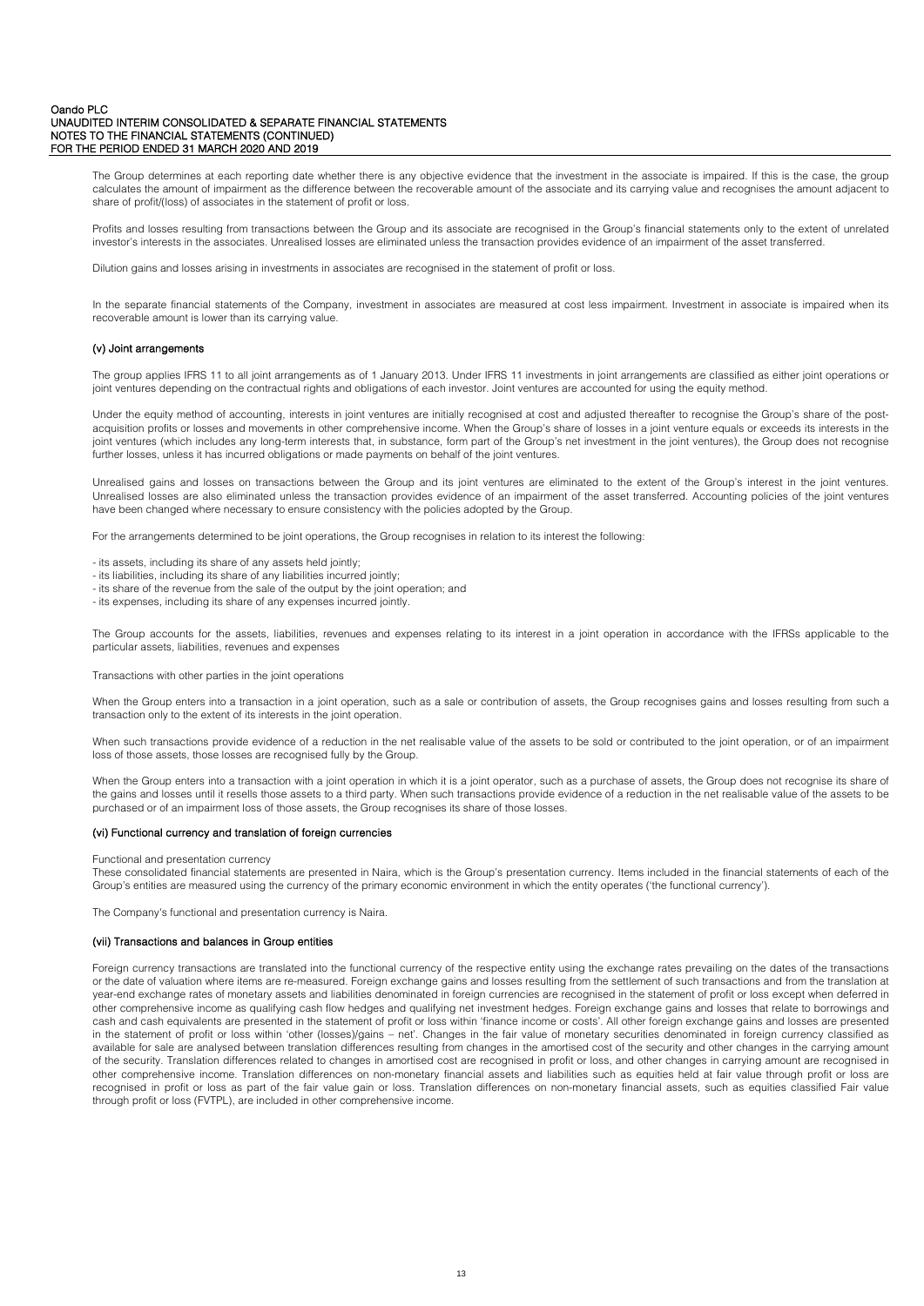The Group determines at each reporting date whether there is any objective evidence that the investment in the associate is impaired. If this is the case, the group calculates the amount of impairment as the difference between the recoverable amount of the associate and its carrying value and recognises the amount adjacent to share of profit/(loss) of associates in the statement of profit or loss.

Profits and losses resulting from transactions between the Group and its associate are recognised in the Group's financial statements only to the extent of unrelated investor's interests in the associates. Unrealised losses are eliminated unless the transaction provides evidence of an impairment of the asset transferred.

Dilution gains and losses arising in investments in associates are recognised in the statement of profit or loss.

In the separate financial statements of the Company, investment in associates are measured at cost less impairment. Investment in associate is impaired when its recoverable amount is lower than its carrying value.

### (v) Joint arrangements

The group applies IFRS 11 to all joint arrangements as of 1 January 2013. Under IFRS 11 investments in joint arrangements are classified as either joint operations or joint ventures depending on the contractual rights and obligations of each investor. Joint ventures are accounted for using the equity method.

Under the equity method of accounting, interests in joint ventures are initially recognised at cost and adjusted thereafter to recognise the Group's share of the post-acquisition profits or losses and movements in other comprehensive income. When the Group's share of losses in a joint venture equals or exceeds its interests in the joint ventures (which includes any long-term interests that, in substance, form part of the Group's net investment in the joint ventures), the Group does not recognise further losses, unless it has incurred obligations or made payments on behalf of the joint ventures.

Unrealised gains and losses on transactions between the Group and its joint ventures are eliminated to the extent of the Group's interest in the joint ventures. Unrealised losses are also eliminated unless the transaction provides evidence of an impairment of the asset transferred. Accounting policies of the joint ventures have been changed where necessary to ensure consistency with the policies adopted by the Group.

For the arrangements determined to be joint operations, the Group recognises in relation to its interest the following:

- its assets, including its share of any assets held jointly;
- its liabilities, including its share of any liabilities incurred jointly;
- its share of the revenue from the sale of the output by the joint operation; and
- its expenses, including its share of any expenses incurred jointly.

The Group accounts for the assets, liabilities, revenues and expenses relating to its interest in a joint operation in accordance with the IFRSs applicable to the particular assets, liabilities, revenues and expenses

Transactions with other parties in the joint operations

When the Group enters into a transaction in a joint operation, such as a sale or contribution of assets, the Group recognises gains and losses resulting from such a transaction only to the extent of its interests in the joint operation.

When such transactions provide evidence of a reduction in the net realisable value of the assets to be sold or contributed to the joint operation, or of an impairment loss of those assets, those losses are recognised fully by the Group.

When the Group enters into a transaction with a joint operation in which it is a joint operator, such as a purchase of assets, the Group does not recognise its share of the gains and losses until it resells those assets to a third party. When such transactions provide evidence of a reduction in the net realisable value of the assets to be purchased or of an impairment loss of those assets, the Group recognises its share of those losses.

### (vi) Functional currency and translation of foreign currencies

Functional and presentation currency

These consolidated financial statements are presented in Naira, which is the Group's presentation currency. Items included in the financial statements of each of the Group's entities are measured using the currency of the primary economic environment in which the entity operates ('the functional currency').

The Company's functional and presentation currency is Naira.

### (vii) Transactions and balances in Group entities

Foreign currency transactions are translated into the functional currency of the respective entity using the exchange rates prevailing on the dates of the transactions or the date of valuation where items are re-measured. Foreign exchange gains and losses resulting from the settlement of such transactions and from the translation at year-end exchange rates of monetary assets and liabilities denominated in foreign currencies are recognised in the statement of profit or loss except when deferred in other comprehensive income as qualifying cash flow hedges and qualifying net investment hedges. Foreign exchange gains and losses that relate to borrowings and cash and cash equivalents are presented in the statement of profit or loss within 'finance income or costs'. All other foreign exchange gains and losses are presented in the statement of profit or loss within 'other (losses)/gains – net'. Changes in the fair value of monetary securities denominated in foreign currency classified as available for sale are analysed between translation differences resulting from changes in the amortised cost of the security and other changes in the carrying amount of the security. Translation differences related to changes in amortised cost are recognised in profit or loss, and other changes in carrying amount are recognised in other comprehensive income. Translation differences on non-monetary financial assets and liabilities such as equities held at fair value through profit or loss are recognised in profit or loss as part of the fair value gain or loss. Translation differences on non-monetary financial assets, such as equities classified Fair value through profit or loss (FVTPL), are included in other comprehensive income.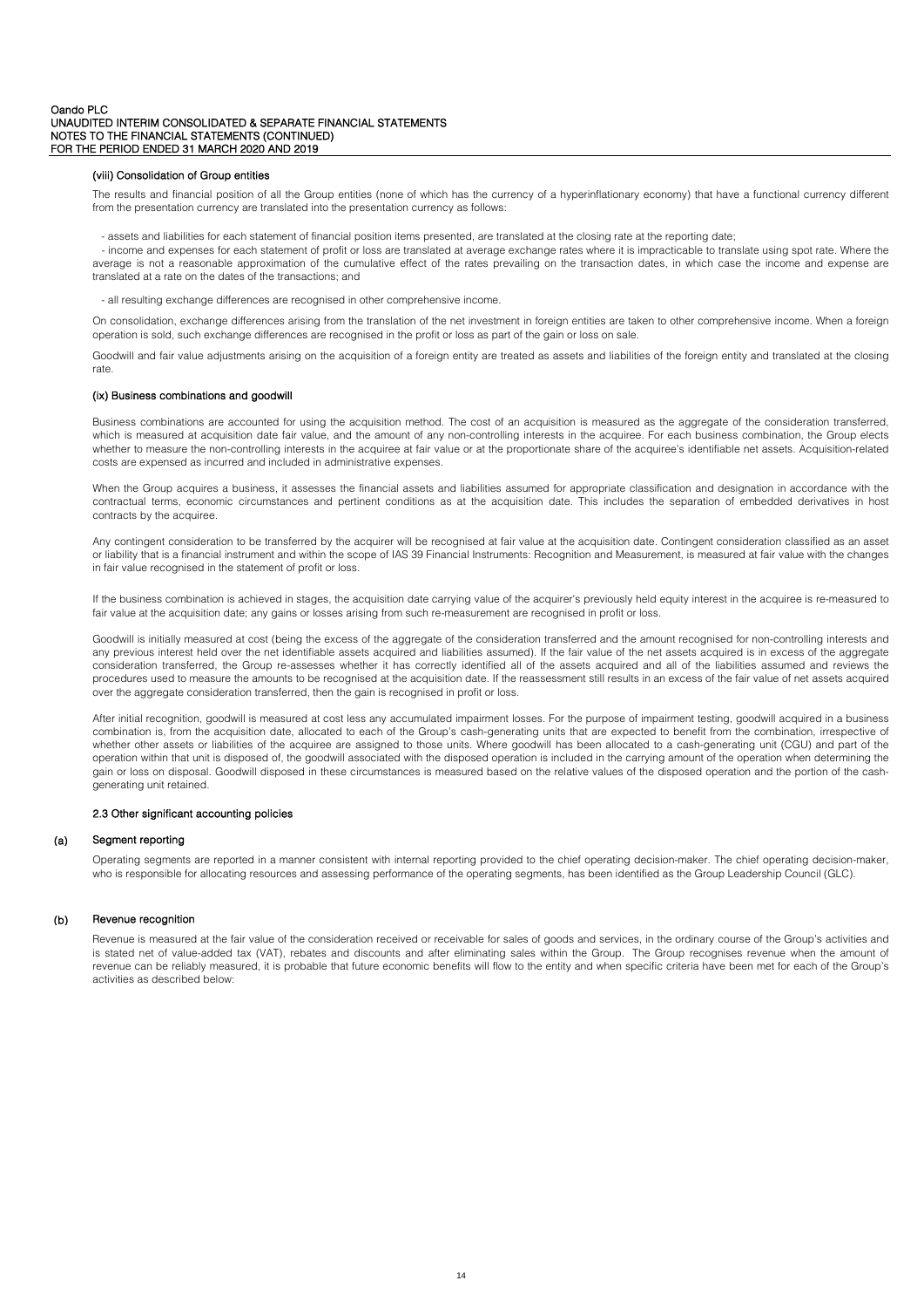### (viii) Consolidation of Group entities

The results and financial position of all the Group entities (none of which has the currency of a hyperinflationary economy) that have a functional currency different from the presentation currency are translated into the presentation currency as follows:

- assets and liabilities for each statement of financial position items presented, are translated at the closing rate at the reporting date;
- income and expenses for each statement of profit or loss are translated at average exchange rates where it is impracticable to translate using spot rate. Where the average is not a reasonable approximation of the cumulative effect of the rates prevailing on the transaction dates, in which case the income and expense are translated at a rate on the dates of the transactions; and
- all resulting exchange differences are recognised in other comprehensive income.

On consolidation, exchange differences arising from the translation of the net investment in foreign entities are taken to other comprehensive income. When a foreign operation is sold, such exchange differences are recognised in the profit or loss as part of the gain or loss on sale.

Goodwill and fair value adjustments arising on the acquisition of a foreign entity are treated as assets and liabilities of the foreign entity and translated at the closing rate.

### (ix) Business combinations and goodwill

Business combinations are accounted for using the acquisition method. The cost of an acquisition is measured as the aggregate of the consideration transferred, which is measured at acquisition date fair value, and the amount of any non-controlling interests in the acquiree. For each business combination, the Group elects whether to measure the non-controlling interests in the acquiree at fair value or at the proportionate share of the acquiree's identifiable net assets. Acquisition-related costs are expensed as incurred and included in administrative expenses.

When the Group acquires a business, it assesses the financial assets and liabilities assumed for appropriate classification and designation in accordance with the contractual terms, economic circumstances and pertinent conditions as at the acquisition date. This includes the separation of embedded derivatives in host contracts by the acquiree.

Any contingent consideration to be transferred by the acquirer will be recognised at fair value at the acquisition date. Contingent consideration classified as an asset or liability that is a financial instrument and within the scope of IAS 39 Financial Instruments: Recognition and Measurement, is measured at fair value with the changes in fair value recognised in the statement of profit or loss.

If the business combination is achieved in stages, the acquisition date carrying value of the acquirer's previously held equity interest in the acquiree is re-measured to fair value at the acquisition date; any gains or losses arising from such re-measurement are recognised in profit or loss.

Goodwill is initially measured at cost (being the excess of the aggregate of the consideration transferred and the amount recognised for non-controlling interests and any previous interest held over the net identifiable assets acquired and liabilities assumed). If the fair value of the net assets acquired is in excess of the aggregate consideration transferred, the Group re-assesses whether it has correctly identified all of the assets acquired and all of the liabilities assumed and reviews the procedures used to measure the amounts to be recognised at the acquisition date. If the reassessment still results in an excess of the fair value of net assets acquired over the aggregate consideration transferred, then the gain is recognised in profit or loss.

After initial recognition, goodwill is measured at cost less any accumulated impairment losses. For the purpose of impairment testing, goodwill acquired in a business combination is, from the acquisition date, allocated to each of the Group's cash-generating units that are expected to benefit from the combination, irrespective of whether other assets or liabilities of the acquiree are assigned to those units. Where goodwill has been allocated to a cash-generating unit (CGU) and part of the operation within that unit is disposed of, the goodwill associated with the disposed operation is included in the carrying amount of the operation when determining the gain or loss on disposal. Goodwill disposed in these circumstances is measured based on the relative values of the disposed operation and the portion of the cash-generating unit retained.

## 2.3 Other significant accounting policies

### (a) Segment reporting

Operating segments are reported in a manner consistent with internal reporting provided to the chief operating decision-maker. The chief operating decision-maker, who is responsible for allocating resources and assessing performance of the operating segments, has been identified as the Group Leadership Council (GLC).

### (b) Revenue recognition

Revenue is measured at the fair value of the consideration received or receivable for sales of goods and services, in the ordinary course of the Group's activities and is stated net of value-added tax (VAT), rebates and discounts and after eliminating sales within the Group. The Group recognises revenue when the amount of revenue can be reliably measured, it is probable that future economic benefits will flow to the entity and when specific criteria have been met for each of the Group's activities as described below: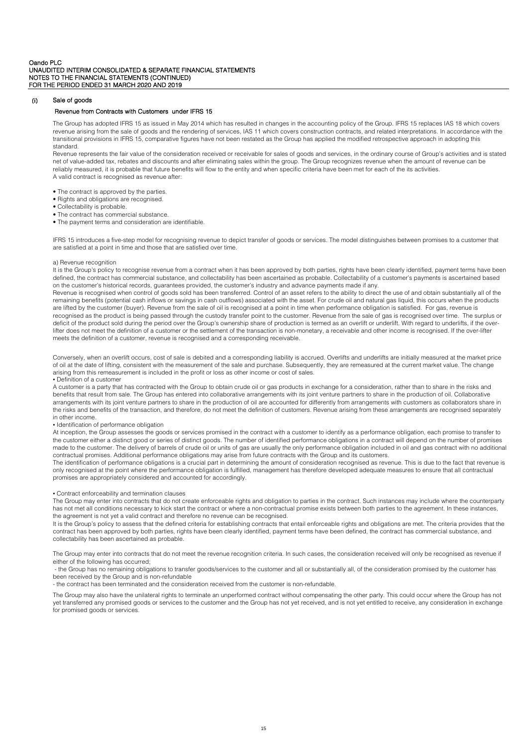### (i) Sale of goods

#### Revenue from Contracts with Customers under IFRS 15

The Group has adopted IFRS 15 as issued in May 2014 which has resulted in changes in the accounting policy of the Group. IFRS 15 replaces IAS 18 which covers revenue arising from the sale of goods and the rendering of services, IAS 11 which covers construction contracts, and related interpretations. In accordance with the transitional provisions in IFRS 15, comparative figures have not been restated as the Group has applied the modified retrospective approach in adopting this standard.

Revenue represents the fair value of the consideration received or receivable for sales of goods and services, in the ordinary course of Group's activities and is stated net of value-added tax, rebates and discounts and after eliminating sales within the group. The Group recognizes revenue when the amount of revenue can be reliably measured, it is probable that future benefits will flow to the entity and when specific criteria have been met for each of the its activities.

A valid contract is recognised as revenue after:

- The contract is approved by the parties.
- Rights and obligations are recognised.
- Collectability is probable.
- The contract has commercial substance.
- The payment terms and consideration are identifiable.

IFRS 15 introduces a five-step model for recognising revenue to depict transfer of goods or services. The model distinguishes between promises to a customer that are satisfied at a point in time and those that are satisfied over time.

a) Revenue recognition

It is the Group's policy to recognise revenue from a contract when it has been approved by both parties, rights have been clearly identified, payment terms have been defined, the contract has commercial substance, and collectability has been ascertained as probable. Collectability of a customer's payments is ascertained based on the customer's historical records, guarantees provided, the customer's industry and advance payments made if any.

Revenue is recognised when control of goods sold has been transferred. Control of an asset refers to the ability to direct the use of and obtain substantially all of the remaining benefits (potential cash inflows or savings in cash outflows) associated with the asset. For crude oil and natural gas liquid, this occurs when the products are lifted by the customer (buyer). Revenue from the sale of oil is recognised at a point in time when performance obligation is satisfied. For gas, revenue is recognised as the product is being passed through the custody transfer point to the customer. Revenue from the sale of gas is recognised over time. The surplus or deficit of the product sold during the period over the Group's ownership share of production is termed as an overlift or underlift. With regard to underlifts, if the over-lifter does not meet the definition of a customer or the settlement of the transaction is non-monetary, a receivable and other income is recognised. If the over-lifter meets the definition of a customer, revenue is recognised and a corresponding receivable.

Conversely, when an overlift occurs, cost of sale is debited and a corresponding liability is accrued. Overlifts and underlifts are initially measured at the market price of oil at the date of lifting, consistent with the measurement of the sale and purchase. Subsequently, they are remeasured at the current market value. The change arising from this remeasurement is included in the profit or loss as other income or cost of sales.

• Definition of a customer

A customer is a party that has contracted with the Group to obtain crude oil or gas products in exchange for a consideration, rather than to share in the risks and benefits that result from sale. The Group has entered into collaborative arrangements with its joint venture partners to share in the production of oil. Collaborative arrangements with its joint venture partners to share in the production of oil are accounted for differently from arrangements with customers as collaborators share in the risks and benefits of the transaction, and therefore, do not meet the definition of customers. Revenue arising from these arrangements are recognised separately in other income.

• Identification of performance obligation

At inception, the Group assesses the goods or services promised in the contract with a customer to identify as a performance obligation, each promise to transfer to the customer either a distinct good or series of distinct goods. The number of identified performance obligations in a contract will depend on the number of promises made to the customer. The delivery of barrels of crude oil or units of gas are usually the only performance obligation included in oil and gas contract with no additional contractual promises. Additional performance obligations may arise from future contracts with the Group and its customers.

The identification of performance obligations is a crucial part in determining the amount of consideration recognised as revenue. This is due to the fact that revenue is only recognised at the point where the performance obligation is fulfilled, management has therefore developed adequate measures to ensure that all contractual promises are appropriately considered and accounted for accordingly.

• Contract enforceability and termination clauses

The Group may enter into contracts that do not create enforceable rights and obligation to parties in the contract. Such instances may include where the counterparty has not met all conditions necessary to kick start the contract or where a non-contractual promise exists between both parties to the agreement. In these instances, the agreement is not yet a valid contract and therefore no revenue can be recognised.

It is the Group's policy to assess that the defined criteria for establishing contracts that entail enforceable rights and obligations are met. The criteria provides that the contract has been approved by both parties, rights have been clearly identified, payment terms have been defined, the contract has commercial substance, and collectability has been ascertained as probable.

The Group may enter into contracts that do not meet the revenue recognition criteria. In such cases, the consideration received will only be recognised as revenue if either of the following has occurred;

- the Group has no remaining obligations to transfer goods/services to the customer and all or substantially all, of the consideration promised by the customer has been received by the Group and is non-refundable
- the contract has been terminated and the consideration received from the customer is non-refundable.

The Group may also have the unilateral rights to terminate an unperformed contract without compensating the other party. This could occur where the Group has not yet transferred any promised goods or services to the customer and the Group has not yet received, and is not yet entitled to receive, any consideration in exchange for promised goods or services.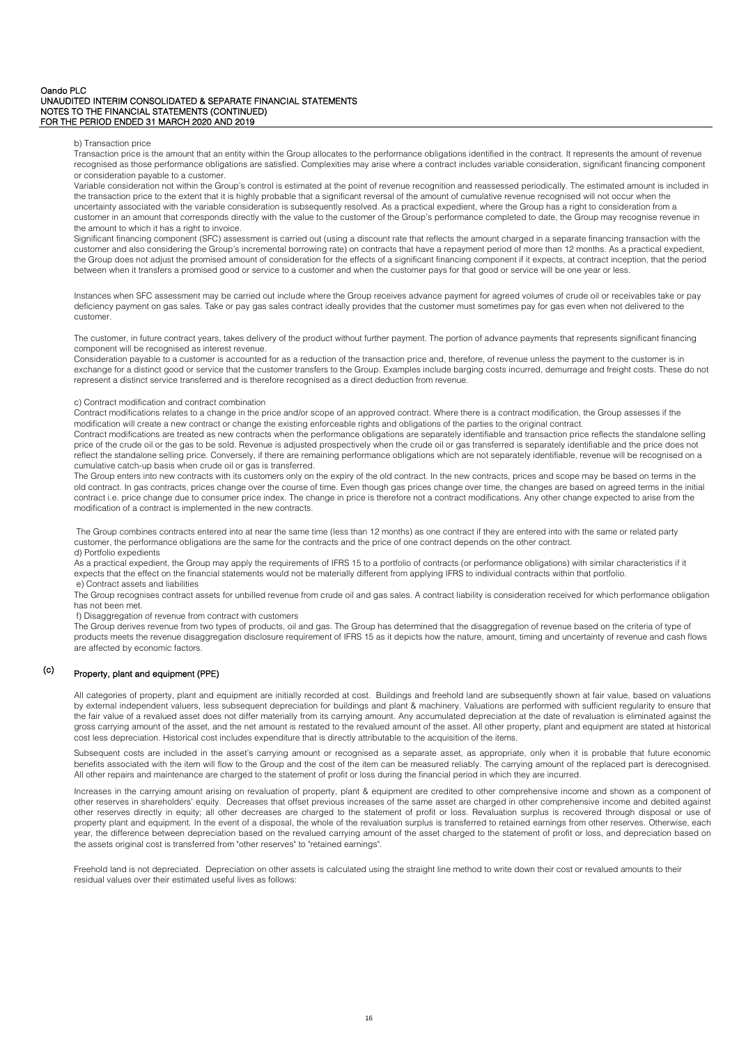b) Transaction price

Transaction price is the amount that an entity within the Group allocates to the performance obligations identified in the contract. It represents the amount of revenue recognised as those performance obligations are satisfied. Complexities may arise where a contract includes variable consideration, significant financing component or consideration payable to a customer.

Variable consideration not within the Group's control is estimated at the point of revenue recognition and reassessed periodically. The estimated amount is included in the transaction price to the extent that it is highly probable that a significant reversal of the amount of cumulative revenue recognised will not occur when the uncertainty associated with the variable consideration is subsequently resolved. As a practical expedient, where the Group has a right to consideration from a customer in an amount that corresponds directly with the value to the customer of the Group's performance completed to date, the Group may recognise revenue in the amount to which it has a right to invoice.

Significant financing component (SFC) assessment is carried out (using a discount rate that reflects the amount charged in a separate financing transaction with the customer and also considering the Group's incremental borrowing rate) on contracts that have a repayment period of more than 12 months. As a practical expedient, the Group does not adjust the promised amount of consideration for the effects of a significant financing component if it expects, at contract inception, that the period between when it transfers a promised good or service to a customer and when the customer pays for that good or service will be one year or less.

Instances when SFC assessment may be carried out include where the Group receives advance payment for agreed volumes of crude oil or receivables take or pay deficiency payment on gas sales. Take or pay gas sales contract ideally provides that the customer must sometimes pay for gas even when not delivered to the customer.

The customer, in future contract years, takes delivery of the product without further payment. The portion of advance payments that represents significant financing component will be recognised as interest revenue.

Consideration payable to a customer is accounted for as a reduction of the transaction price and, therefore, of revenue unless the payment to the customer is in exchange for a distinct good or service that the customer transfers to the Group. Examples include barging costs incurred, demurrage and freight costs. These do not represent a distinct service transferred and is therefore recognised as a direct deduction from revenue.

c) Contract modification and contract combination

Contract modifications relates to a change in the price and/or scope of an approved contract. Where there is a contract modification, the Group assesses if the modification will create a new contract or change the existing enforceable rights and obligations of the parties to the original contract.

Contract modifications are treated as new contracts when the performance obligations are separately identifiable and transaction price reflects the standalone selling price of the crude oil or the gas to be sold. Revenue is adjusted prospectively when the crude oil or gas transferred is separately identifiable and the price does not reflect the standalone selling price. Conversely, if there are remaining performance obligations which are not separately identifiable, revenue will be recognised on a cumulative catch-up basis when crude oil or gas is transferred.

The Group enters into new contracts with its customers only on the expiry of the old contract. In the new contracts, prices and scope may be based on terms in the old contract. In gas contracts, prices change over the course of time. Even though gas prices change over time, the changes are based on agreed terms in the initial contract i.e. price change due to consumer price index. The change in price is therefore not a contract modifications. Any other change expected to arise from the modification of a contract is implemented in the new contracts.

The Group combines contracts entered into at near the same time (less than 12 months) as one contract if they are entered into with the same or related party customer, the performance obligations are the same for the contracts and the price of one contract depends on the other contract.

d) Portfolio expedients

As a practical expedient, the Group may apply the requirements of IFRS 15 to a portfolio of contracts (or performance obligations) with similar characteristics if it expects that the effect on the financial statements would not be materially different from applying IFRS to individual contracts within that portfolio.

e) Contract assets and liabilities

The Group recognises contract assets for unbilled revenue from crude oil and gas sales. A contract liability is consideration received for which performance obligation has not been met.

f) Disaggregation of revenue from contract with customers

The Group derives revenue from two types of products, oil and gas. The Group has determined that the disaggregation of revenue based on the criteria of type of products meets the revenue disaggregation disclosure requirement of IFRS 15 as it depicts how the nature, amount, timing and uncertainty of revenue and cash flows are affected by economic factors.

## (c) Property, plant and equipment (PPE)

All categories of property, plant and equipment are initially recorded at cost. Buildings and freehold land are subsequently shown at fair value, based on valuations by external independent valuers, less subsequent depreciation for buildings and plant & machinery. Valuations are performed with sufficient regularity to ensure that the fair value of a revalued asset does not differ materially from its carrying amount. Any accumulated depreciation at the date of revaluation is eliminated against the gross carrying amount of the asset, and the net amount is restated to the revalued amount of the asset. All other property, plant and equipment are stated at historical cost less depreciation. Historical cost includes expenditure that is directly attributable to the acquisition of the items.

Subsequent costs are included in the asset's carrying amount or recognised as a separate asset, as appropriate, only when it is probable that future economic benefits associated with the item will flow to the Group and the cost of the item can be measured reliably. The carrying amount of the replaced part is derecognised. All other repairs and maintenance are charged to the statement of profit or loss during the financial period in which they are incurred.

Increases in the carrying amount arising on revaluation of property, plant & equipment are credited to other comprehensive income and shown as a component of other reserves in shareholders' equity. Decreases that offset previous increases of the same asset are charged in other comprehensive income and debited against other reserves directly in equity; all other decreases are charged to the statement of profit or loss. Revaluation surplus is recovered through disposal or use of property plant and equipment. In the event of a disposal, the whole of the revaluation surplus is transferred to retained earnings from other reserves. Otherwise, each year, the difference between depreciation based on the revalued carrying amount of the asset charged to the statement of profit or loss, and depreciation based on the assets original cost is transferred from "other reserves" to "retained earnings".

Freehold land is not depreciated. Depreciation on other assets is calculated using the straight line method to write down their cost or revalued amounts to their residual values over their estimated useful lives as follows: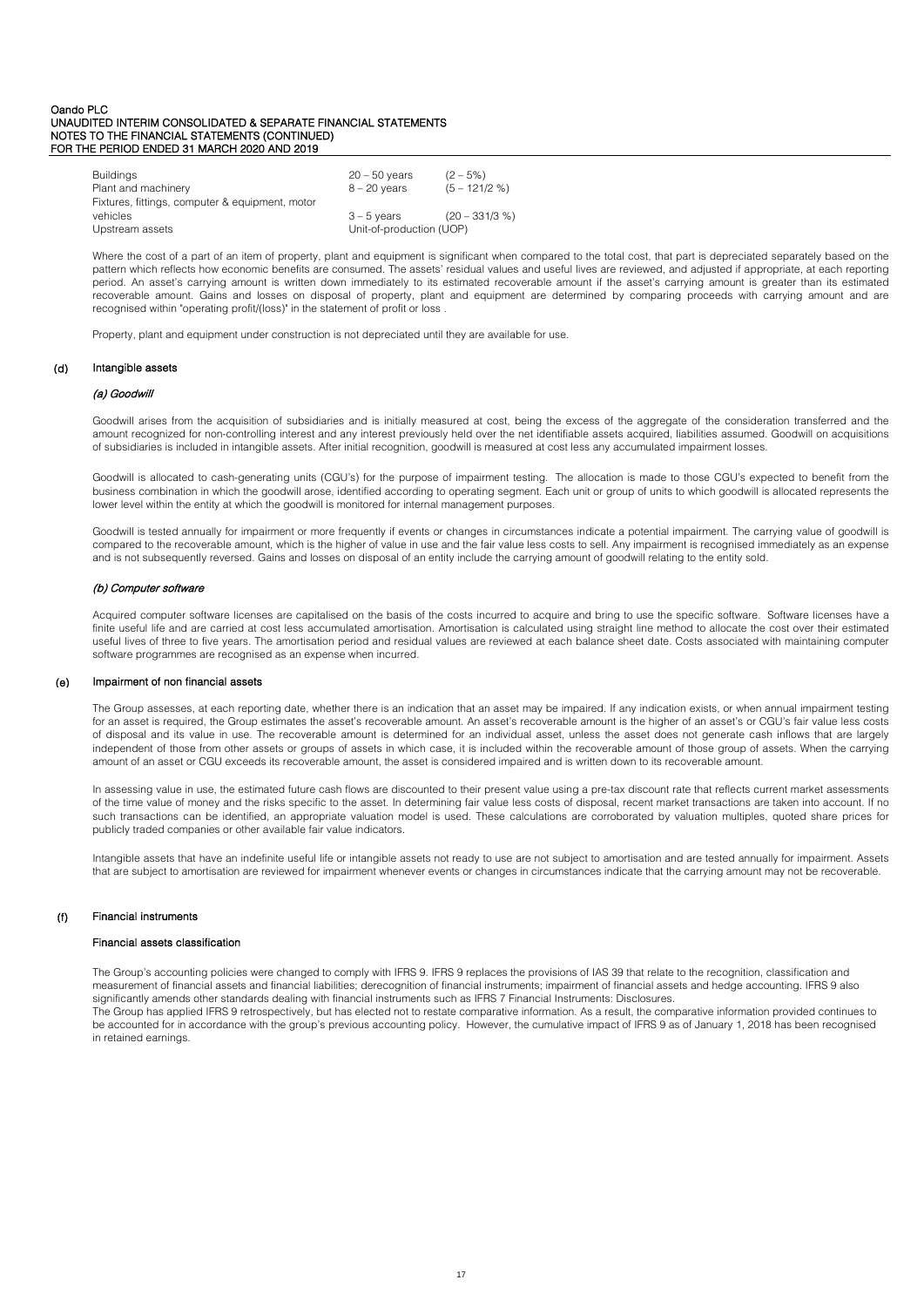| | | |
|---|---|---|
| Buildings | 20 – 50 years | (2 – 5%) |
| Plant and machinery | 8 – 20 years | (5 – 121/2 %) |
| Fixtures, fittings, computer & equipment, motor vehicles | 3 – 5 years | (20 – 331/3 %) |
| Upstream assets | Unit-of-production (UOP) | |

Where the cost of a part of an item of property, plant and equipment is significant when compared to the total cost, that part is depreciated separately based on the pattern which reflects how economic benefits are consumed. The assets' residual values and useful lives are reviewed, and adjusted if appropriate, at each reporting period. An asset's carrying amount is written down immediately to its estimated recoverable amount if the asset's carrying amount is greater than its estimated recoverable amount. Gains and losses on disposal of property, plant and equipment are determined by comparing proceeds with carrying amount and are recognised within "operating profit/(loss)" in the statement of profit or loss .

Property, plant and equipment under construction is not depreciated until they are available for use.

### (d) Intangible assets

#### *(a) Goodwill*

Goodwill arises from the acquisition of subsidiaries and is initially measured at cost, being the excess of the aggregate of the consideration transferred and the amount recognized for non-controlling interest and any interest previously held over the net identifiable assets acquired, liabilities assumed. Goodwill on acquisitions of subsidiaries is included in intangible assets. After initial recognition, goodwill is measured at cost less any accumulated impairment losses.

Goodwill is allocated to cash-generating units (CGU's) for the purpose of impairment testing. The allocation is made to those CGU's expected to benefit from the business combination in which the goodwill arose, identified according to operating segment. Each unit or group of units to which goodwill is allocated represents the lower level within the entity at which the goodwill is monitored for internal management purposes.

Goodwill is tested annually for impairment or more frequently if events or changes in circumstances indicate a potential impairment. The carrying value of goodwill is compared to the recoverable amount, which is the higher of value in use and the fair value less costs to sell. Any impairment is recognised immediately as an expense and is not subsequently reversed. Gains and losses on disposal of an entity include the carrying amount of goodwill relating to the entity sold.

#### *(b) Computer software*

Acquired computer software licenses are capitalised on the basis of the costs incurred to acquire and bring to use the specific software. Software licenses have a finite useful life and are carried at cost less accumulated amortisation. Amortisation is calculated using straight line method to allocate the cost over their estimated useful lives of three to five years. The amortisation period and residual values are reviewed at each balance sheet date. Costs associated with maintaining computer software programmes are recognised as an expense when incurred.

### (e) Impairment of non financial assets

The Group assesses, at each reporting date, whether there is an indication that an asset may be impaired. If any indication exists, or when annual impairment testing for an asset is required, the Group estimates the asset's recoverable amount. An asset's recoverable amount is the higher of an asset's or CGU's fair value less costs of disposal and its value in use. The recoverable amount is determined for an individual asset, unless the asset does not generate cash inflows that are largely independent of those from other assets or groups of assets in which case, it is included within the recoverable amount of those group of assets. When the carrying amount of an asset or CGU exceeds its recoverable amount, the asset is considered impaired and is written down to its recoverable amount.

In assessing value in use, the estimated future cash flows are discounted to their present value using a pre-tax discount rate that reflects current market assessments of the time value of money and the risks specific to the asset. In determining fair value less costs of disposal, recent market transactions are taken into account. If no such transactions can be identified, an appropriate valuation model is used. These calculations are corroborated by valuation multiples, quoted share prices for publicly traded companies or other available fair value indicators.

Intangible assets that have an indefinite useful life or intangible assets not ready to use are not subject to amortisation and are tested annually for impairment. Assets that are subject to amortisation are reviewed for impairment whenever events or changes in circumstances indicate that the carrying amount may not be recoverable.

### (f) Financial instruments

#### Financial assets classification

The Group's accounting policies were changed to comply with IFRS 9. IFRS 9 replaces the provisions of IAS 39 that relate to the recognition, classification and measurement of financial assets and financial liabilities; derecognition of financial instruments; impairment of financial assets and hedge accounting. IFRS 9 also significantly amends other standards dealing with financial instruments such as IFRS 7 Financial Instruments: Disclosures.
The Group has applied IFRS 9 retrospectively, but has elected not to restate comparative information. As a result, the comparative information provided continues to be accounted for in accordance with the group's previous accounting policy. However, the cumulative impact of IFRS 9 as of January 1, 2018 has been recognised in retained earnings.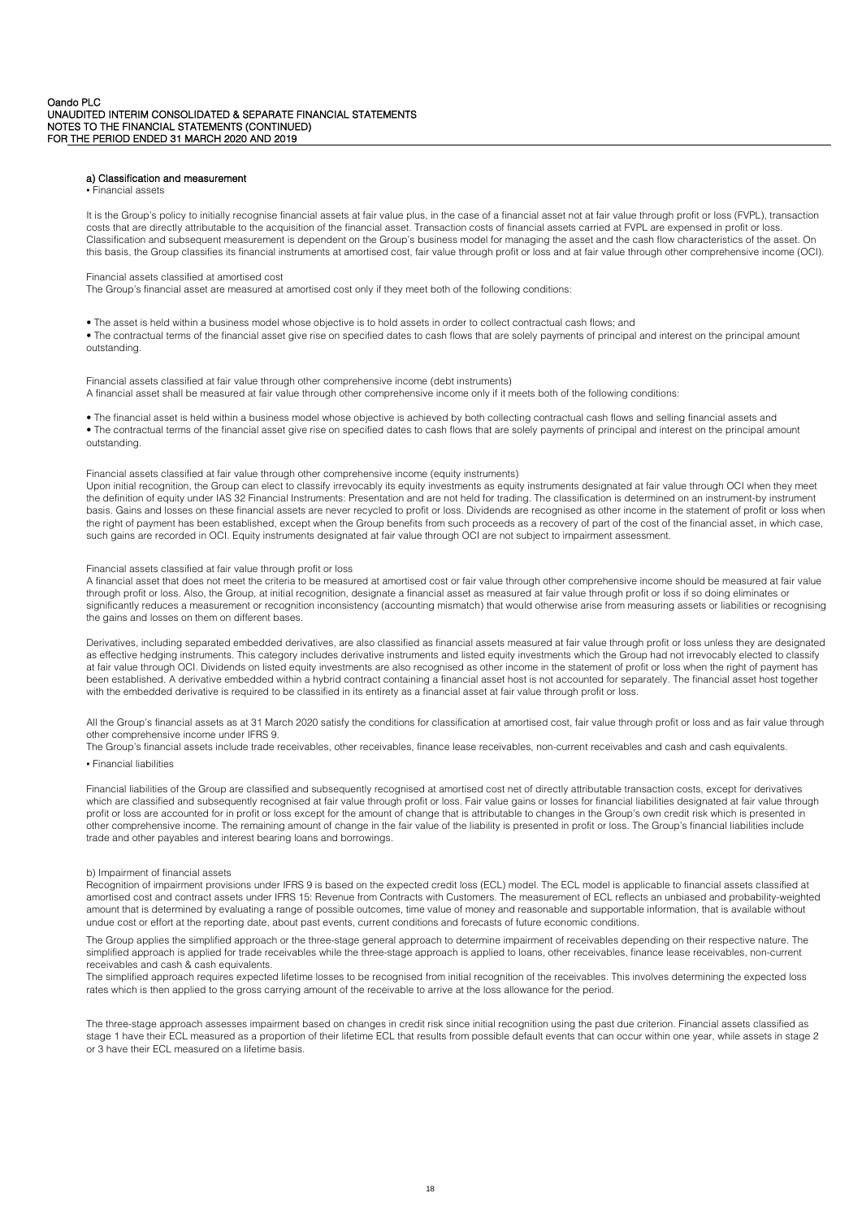### a) Classification and measurement

• Financial assets

It is the Group's policy to initially recognise financial assets at fair value plus, in the case of a financial asset not at fair value through profit or loss (FVPL), transaction costs that are directly attributable to the acquisition of the financial asset. Transaction costs of financial assets carried at FVPL are expensed in profit or loss. Classification and subsequent measurement is dependent on the Group's business model for managing the asset and the cash flow characteristics of the asset. On this basis, the Group classifies its financial instruments at amortised cost, fair value through profit or loss and at fair value through other comprehensive income (OCI).

Financial assets classified at amortised cost
The Group's financial asset are measured at amortised cost only if they meet both of the following conditions:

• The asset is held within a business model whose objective is to hold assets in order to collect contractual cash flows; and
• The contractual terms of the financial asset give rise on specified dates to cash flows that are solely payments of principal and interest on the principal amount outstanding.

Financial assets classified at fair value through other comprehensive income (debt instruments)
A financial asset shall be measured at fair value through other comprehensive income only if it meets both of the following conditions:

• The financial asset is held within a business model whose objective is achieved by both collecting contractual cash flows and selling financial assets and
• The contractual terms of the financial asset give rise on specified dates to cash flows that are solely payments of principal and interest on the principal amount outstanding.

Financial assets classified at fair value through other comprehensive income (equity instruments)
Upon initial recognition, the Group can elect to classify irrevocably its equity investments as equity instruments designated at fair value through OCI when they meet the definition of equity under IAS 32 Financial Instruments: Presentation and are not held for trading. The classification is determined on an instrument-by instrument basis. Gains and losses on these financial assets are never recycled to profit or loss. Dividends are recognised as other income in the statement of profit or loss when the right of payment has been established, except when the Group benefits from such proceeds as a recovery of part of the cost of the financial asset, in which case, such gains are recorded in OCI. Equity instruments designated at fair value through OCI are not subject to impairment assessment.

Financial assets classified at fair value through profit or loss
A financial asset that does not meet the criteria to be measured at amortised cost or fair value through other comprehensive income should be measured at fair value through profit or loss. Also, the Group, at initial recognition, designate a financial asset as measured at fair value through profit or loss if so doing eliminates or significantly reduces a measurement or recognition inconsistency (accounting mismatch) that would otherwise arise from measuring assets or liabilities or recognising the gains and losses on them on different bases.

Derivatives, including separated embedded derivatives, are also classified as financial assets measured at fair value through profit or loss unless they are designated as effective hedging instruments. This category includes derivative instruments and listed equity investments which the Group had not irrevocably elected to classify at fair value through OCI. Dividends on listed equity investments are also recognised as other income in the statement of profit or loss when the right of payment has been established. A derivative embedded within a hybrid contract containing a financial asset host is not accounted for separately. The financial asset host together with the embedded derivative is required to be classified in its entirety as a financial asset at fair value through profit or loss.

All the Group's financial assets as at 31 March 2020 satisfy the conditions for classification at amortised cost, fair value through profit or loss and as fair value through other comprehensive income under IFRS 9.
The Group's financial assets include trade receivables, other receivables, finance lease receivables, non-current receivables and cash and cash equivalents.

• Financial liabilities

Financial liabilities of the Group are classified and subsequently recognised at amortised cost net of directly attributable transaction costs, except for derivatives which are classified and subsequently recognised at fair value through profit or loss. Fair value gains or losses for financial liabilities designated at fair value through profit or loss are accounted for in profit or loss except for the amount of change that is attributable to changes in the Group's own credit risk which is presented in other comprehensive income. The remaining amount of change in the fair value of the liability is presented in profit or loss. The Group's financial liabilities include trade and other payables and interest bearing loans and borrowings.

b) Impairment of financial assets
Recognition of impairment provisions under IFRS 9 is based on the expected credit loss (ECL) model. The ECL model is applicable to financial assets classified at amortised cost and contract assets under IFRS 15: Revenue from Contracts with Customers. The measurement of ECL reflects an unbiased and probability-weighted amount that is determined by evaluating a range of possible outcomes, time value of money and reasonable and supportable information, that is available without undue cost or effort at the reporting date, about past events, current conditions and forecasts of future economic conditions.

The Group applies the simplified approach or the three-stage general approach to determine impairment of receivables depending on their respective nature. The simplified approach is applied for trade receivables while the three-stage approach is applied to loans, other receivables, finance lease receivables, non-current receivables and cash & cash equivalents.
The simplified approach requires expected lifetime losses to be recognised from initial recognition of the receivables. This involves determining the expected loss rates which is then applied to the gross carrying amount of the receivable to arrive at the loss allowance for the period.

The three-stage approach assesses impairment based on changes in credit risk since initial recognition using the past due criterion. Financial assets classified as stage 1 have their ECL measured as a proportion of their lifetime ECL that results from possible default events that can occur within one year, while assets in stage 2 or 3 have their ECL measured on a lifetime basis.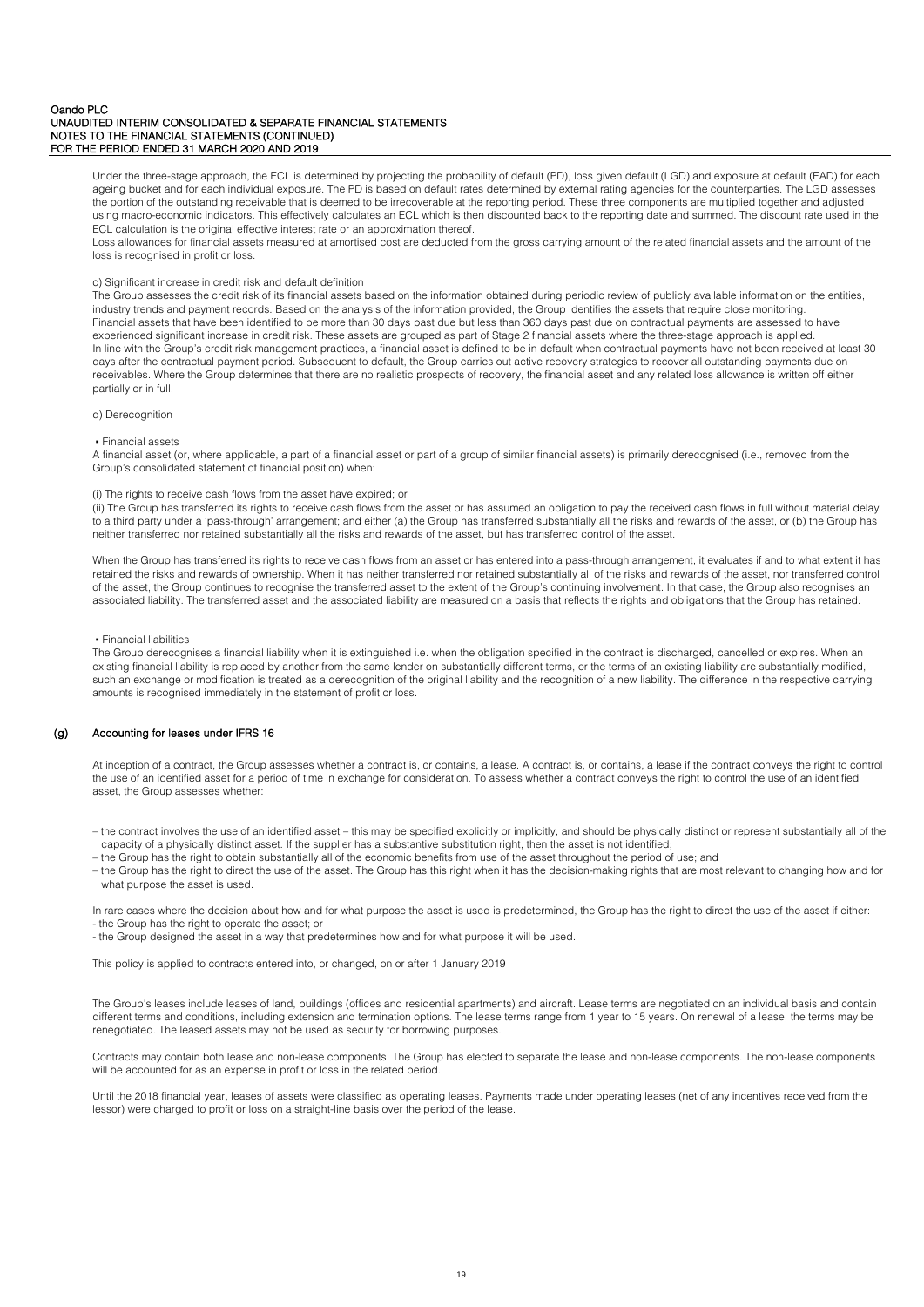Under the three-stage approach, the ECL is determined by projecting the probability of default (PD), loss given default (LGD) and exposure at default (EAD) for each ageing bucket and for each individual exposure. The PD is based on default rates determined by external rating agencies for the counterparties. The LGD assesses the portion of the outstanding receivable that is deemed to be irrecoverable at the reporting period. These three components are multiplied together and adjusted using macro-economic indicators. This effectively calculates an ECL which is then discounted back to the reporting date and summed. The discount rate used in the ECL calculation is the original effective interest rate or an approximation thereof.
Loss allowances for financial assets measured at amortised cost are deducted from the gross carrying amount of the related financial assets and the amount of the loss is recognised in profit or loss.

c) Significant increase in credit risk and default definition

The Group assesses the credit risk of its financial assets based on the information obtained during periodic review of publicly available information on the entities, industry trends and payment records. Based on the analysis of the information provided, the Group identifies the assets that require close monitoring.
Financial assets that have been identified to be more than 30 days past due but less than 360 days past due on contractual payments are assessed to have experienced significant increase in credit risk. These assets are grouped as part of Stage 2 financial assets where the three-stage approach is applied.
In line with the Group's credit risk management practices, a financial asset is defined to be in default when contractual payments have not been received at least 30 days after the contractual payment period. Subsequent to default, the Group carries out active recovery strategies to recover all outstanding payments due on receivables. Where the Group determines that there are no realistic prospects of recovery, the financial asset and any related loss allowance is written off either partially or in full.

d) Derecognition

• Financial assets

A financial asset (or, where applicable, a part of a financial asset or part of a group of similar financial assets) is primarily derecognised (i.e., removed from the Group's consolidated statement of financial position) when:

(i) The rights to receive cash flows from the asset have expired; or

(ii) The Group has transferred its rights to receive cash flows from the asset or has assumed an obligation to pay the received cash flows in full without material delay to a third party under a 'pass-through' arrangement; and either (a) the Group has transferred substantially all the risks and rewards of the asset, or (b) the Group has neither transferred nor retained substantially all the risks and rewards of the asset, but has transferred control of the asset.

When the Group has transferred its rights to receive cash flows from an asset or has entered into a pass-through arrangement, it evaluates if and to what extent it has retained the risks and rewards of ownership. When it has neither transferred nor retained substantially all of the risks and rewards of the asset, nor transferred control of the asset, the Group continues to recognise the transferred asset to the extent of the Group's continuing involvement. In that case, the Group also recognises an associated liability. The transferred asset and the associated liability are measured on a basis that reflects the rights and obligations that the Group has retained.

• Financial liabilities

The Group derecognises a financial liability when it is extinguished i.e. when the obligation specified in the contract is discharged, cancelled or expires. When an existing financial liability is replaced by another from the same lender on substantially different terms, or the terms of an existing liability are substantially modified, such an exchange or modification is treated as a derecognition of the original liability and the recognition of a new liability. The difference in the respective carrying amounts is recognised immediately in the statement of profit or loss.

## (g) Accounting for leases under IFRS 16

At inception of a contract, the Group assesses whether a contract is, or contains, a lease. A contract is, or contains, a lease if the contract conveys the right to control the use of an identified asset for a period of time in exchange for consideration. To assess whether a contract conveys the right to control the use of an identified asset, the Group assesses whether:

– the contract involves the use of an identified asset – this may be specified explicitly or implicitly, and should be physically distinct or represent substantially all of the capacity of a physically distinct asset. If the supplier has a substantive substitution right, then the asset is not identified;
– the Group has the right to obtain substantially all of the economic benefits from use of the asset throughout the period of use; and
– the Group has the right to direct the use of the asset. The Group has this right when it has the decision-making rights that are most relevant to changing how and for what purpose the asset is used.

In rare cases where the decision about how and for what purpose the asset is used is predetermined, the Group has the right to direct the use of the asset if either:
- the Group has the right to operate the asset; or
- the Group designed the asset in a way that predetermines how and for what purpose it will be used.

This policy is applied to contracts entered into, or changed, on or after 1 January 2019

The Group's leases include leases of land, buildings (offices and residential apartments) and aircraft. Lease terms are negotiated on an individual basis and contain different terms and conditions, including extension and termination options. The lease terms range from 1 year to 15 years. On renewal of a lease, the terms may be renegotiated. The leased assets may not be used as security for borrowing purposes.

Contracts may contain both lease and non-lease components. The Group has elected to separate the lease and non-lease components. The non-lease components will be accounted for as an expense in profit or loss in the related period.

Until the 2018 financial year, leases of assets were classified as operating leases. Payments made under operating leases (net of any incentives received from the lessor) were charged to profit or loss on a straight-line basis over the period of the lease.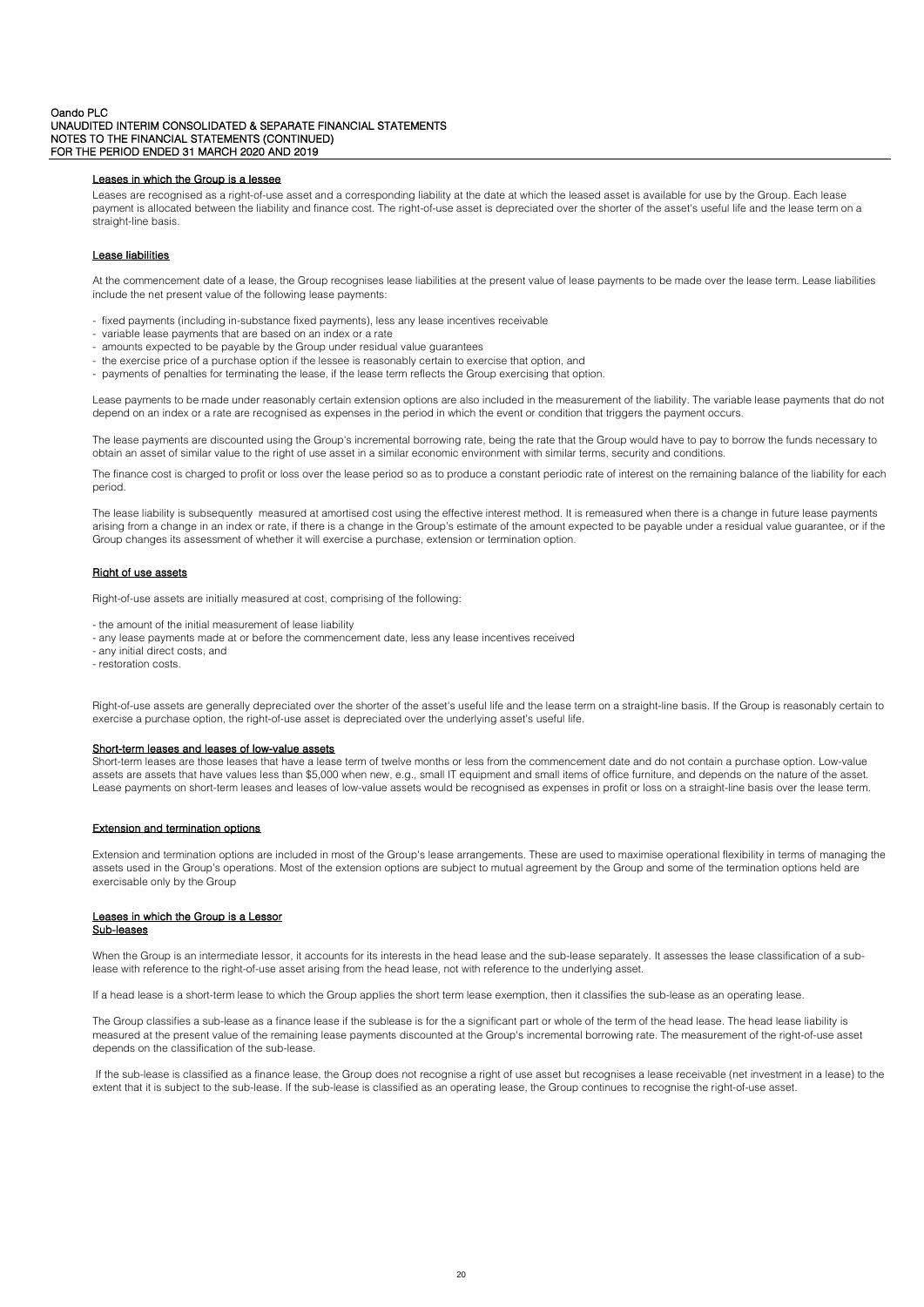#### Leases in which the Group is a lessee

Leases are recognised as a right-of-use asset and a corresponding liability at the date at which the leased asset is available for use by the Group. Each lease payment is allocated between the liability and finance cost. The right-of-use asset is depreciated over the shorter of the asset's useful life and the lease term on a straight-line basis.

#### Lease liabilities

At the commencement date of a lease, the Group recognises lease liabilities at the present value of lease payments to be made over the lease term. Lease liabilities include the net present value of the following lease payments:

- fixed payments (including in-substance fixed payments), less any lease incentives receivable
- variable lease payments that are based on an index or a rate
- amounts expected to be payable by the Group under residual value guarantees
- the exercise price of a purchase option if the lessee is reasonably certain to exercise that option, and
- payments of penalties for terminating the lease, if the lease term reflects the Group exercising that option.

Lease payments to be made under reasonably certain extension options are also included in the measurement of the liability. The variable lease payments that do not depend on an index or a rate are recognised as expenses in the period in which the event or condition that triggers the payment occurs.

The lease payments are discounted using the Group's incremental borrowing rate, being the rate that the Group would have to pay to borrow the funds necessary to obtain an asset of similar value to the right of use asset in a similar economic environment with similar terms, security and conditions.

The finance cost is charged to profit or loss over the lease period so as to produce a constant periodic rate of interest on the remaining balance of the liability for each period.

The lease liability is subsequently measured at amortised cost using the effective interest method. It is remeasured when there is a change in future lease payments arising from a change in an index or rate, if there is a change in the Group's estimate of the amount expected to be payable under a residual value guarantee, or if the Group changes its assessment of whether it will exercise a purchase, extension or termination option.

#### Right of use assets

Right-of-use assets are initially measured at cost, comprising of the following:

- the amount of the initial measurement of lease liability
- any lease payments made at or before the commencement date, less any lease incentives received
- any initial direct costs, and
- restoration costs.

Right-of-use assets are generally depreciated over the shorter of the asset's useful life and the lease term on a straight-line basis. If the Group is reasonably certain to exercise a purchase option, the right-of-use asset is depreciated over the underlying asset's useful life.

#### Short-term leases and leases of low-value assets

Short-term leases are those leases that have a lease term of twelve months or less from the commencement date and do not contain a purchase option. Low-value assets are assets that have values less than $5,000 when new, e.g., small IT equipment and small items of office furniture, and depends on the nature of the asset. Lease payments on short-term leases and leases of low-value assets would be recognised as expenses in profit or loss on a straight-line basis over the lease term.

#### Extension and termination options

Extension and termination options are included in most of the Group's lease arrangements. These are used to maximise operational flexibility in terms of managing the assets used in the Group's operations. Most of the extension options are subject to mutual agreement by the Group and some of the termination options held are exercisable only by the Group

#### Leases in which the Group is a Lessor
#### Sub-leases

When the Group is an intermediate lessor, it accounts for its interests in the head lease and the sub-lease separately. It assesses the lease classification of a sub-lease with reference to the right-of-use asset arising from the head lease, not with reference to the underlying asset.

If a head lease is a short-term lease to which the Group applies the short term lease exemption, then it classifies the sub-lease as an operating lease.

The Group classifies a sub-lease as a finance lease if the sublease is for the a significant part or whole of the term of the head lease. The head lease liability is measured at the present value of the remaining lease payments discounted at the Group's incremental borrowing rate. The measurement of the right-of-use asset depends on the classification of the sub-lease.

If the sub-lease is classified as a finance lease, the Group does not recognise a right of use asset but recognises a lease receivable (net investment in a lease) to the extent that it is subject to the sub-lease. If the sub-lease is classified as an operating lease, the Group continues to recognise the right-of-use asset.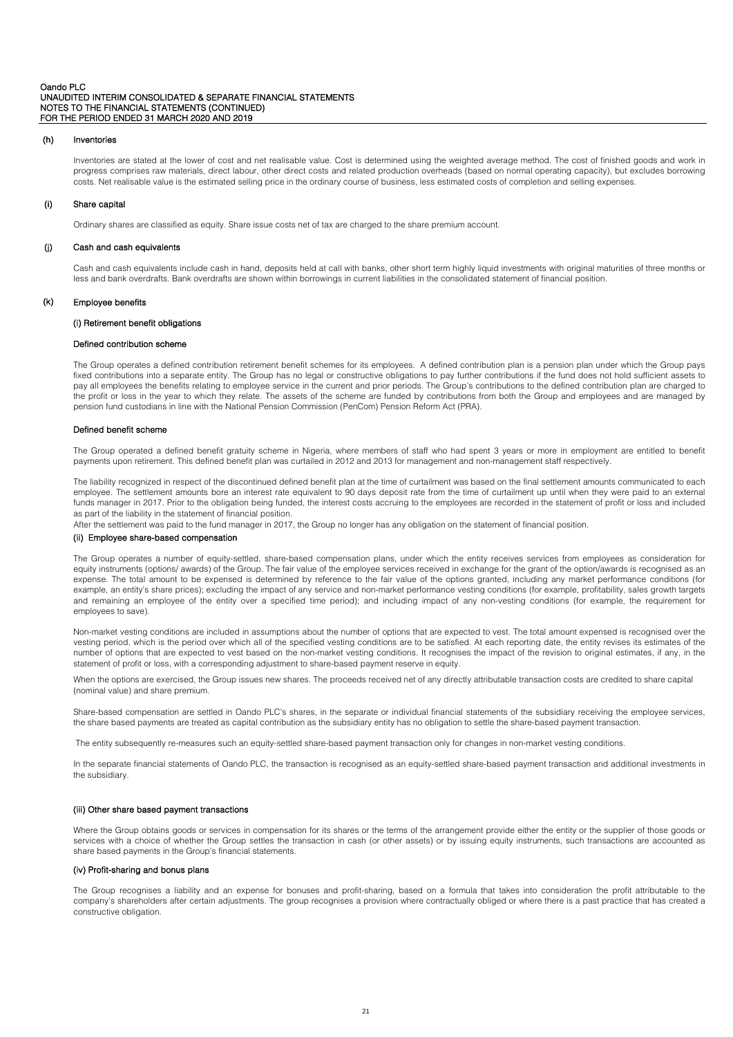### (h) Inventories

Inventories are stated at the lower of cost and net realisable value. Cost is determined using the weighted average method. The cost of finished goods and work in progress comprises raw materials, direct labour, other direct costs and related production overheads (based on normal operating capacity), but excludes borrowing costs. Net realisable value is the estimated selling price in the ordinary course of business, less estimated costs of completion and selling expenses.

### (i) Share capital

Ordinary shares are classified as equity. Share issue costs net of tax are charged to the share premium account.

### (j) Cash and cash equivalents

Cash and cash equivalents include cash in hand, deposits held at call with banks, other short term highly liquid investments with original maturities of three months or less and bank overdrafts. Bank overdrafts are shown within borrowings in current liabilities in the consolidated statement of financial position.

### (k) Employee benefits

#### (i) Retirement benefit obligations

#### Defined contribution scheme

The Group operates a defined contribution retirement benefit schemes for its employees. A defined contribution plan is a pension plan under which the Group pays fixed contributions into a separate entity. The Group has no legal or constructive obligations to pay further contributions if the fund does not hold sufficient assets to pay all employees the benefits relating to employee service in the current and prior periods. The Group's contributions to the defined contribution plan are charged to the profit or loss in the year to which they relate. The assets of the scheme are funded by contributions from both the Group and employees and are managed by pension fund custodians in line with the National Pension Commission (PenCom) Pension Reform Act (PRA).

#### Defined benefit scheme

The Group operated a defined benefit gratuity scheme in Nigeria, where members of staff who had spent 3 years or more in employment are entitled to benefit payments upon retirement. This defined benefit plan was curtailed in 2012 and 2013 for management and non-management staff respectively.

The liability recognized in respect of the discontinued defined benefit plan at the time of curtailment was based on the final settlement amounts communicated to each employee. The settlement amounts bore an interest rate equivalent to 90 days deposit rate from the time of curtailment up until when they were paid to an external funds manager in 2017. Prior to the obligation being funded, the interest costs accruing to the employees are recorded in the statement of profit or loss and included as part of the liability in the statement of financial position.

After the settlement was paid to the fund manager in 2017, the Group no longer has any obligation on the statement of financial position.

#### (ii) Employee share-based compensation

The Group operates a number of equity-settled, share-based compensation plans, under which the entity receives services from employees as consideration for equity instruments (options/ awards) of the Group. The fair value of the employee services received in exchange for the grant of the option/awards is recognised as an expense. The total amount to be expensed is determined by reference to the fair value of the options granted, including any market performance conditions (for example, an entity's share prices); excluding the impact of any service and non-market performance vesting conditions (for example, profitability, sales growth targets and remaining an employee of the entity over a specified time period); and including impact of any non-vesting conditions (for example, the requirement for employees to save).

Non-market vesting conditions are included in assumptions about the number of options that are expected to vest. The total amount expensed is recognised over the vesting period, which is the period over which all of the specified vesting conditions are to be satisfied. At each reporting date, the entity revises its estimates of the number of options that are expected to vest based on the non-market vesting conditions. It recognises the impact of the revision to original estimates, if any, in the statement of profit or loss, with a corresponding adjustment to share-based payment reserve in equity.

When the options are exercised, the Group issues new shares. The proceeds received net of any directly attributable transaction costs are credited to share capital (nominal value) and share premium.

Share-based compensation are settled in Oando PLC's shares, in the separate or individual financial statements of the subsidiary receiving the employee services, the share based payments are treated as capital contribution as the subsidiary entity has no obligation to settle the share-based payment transaction.

The entity subsequently re-measures such an equity-settled share-based payment transaction only for changes in non-market vesting conditions.

In the separate financial statements of Oando PLC, the transaction is recognised as an equity-settled share-based payment transaction and additional investments in the subsidiary.

#### (iii) Other share based payment transactions

Where the Group obtains goods or services in compensation for its shares or the terms of the arrangement provide either the entity or the supplier of those goods or services with a choice of whether the Group settles the transaction in cash (or other assets) or by issuing equity instruments, such transactions are accounted as share based payments in the Group's financial statements.

#### (iv) Profit-sharing and bonus plans

The Group recognises a liability and an expense for bonuses and profit-sharing, based on a formula that takes into consideration the profit attributable to the company's shareholders after certain adjustments. The group recognises a provision where contractually obliged or where there is a past practice that has created a constructive obligation.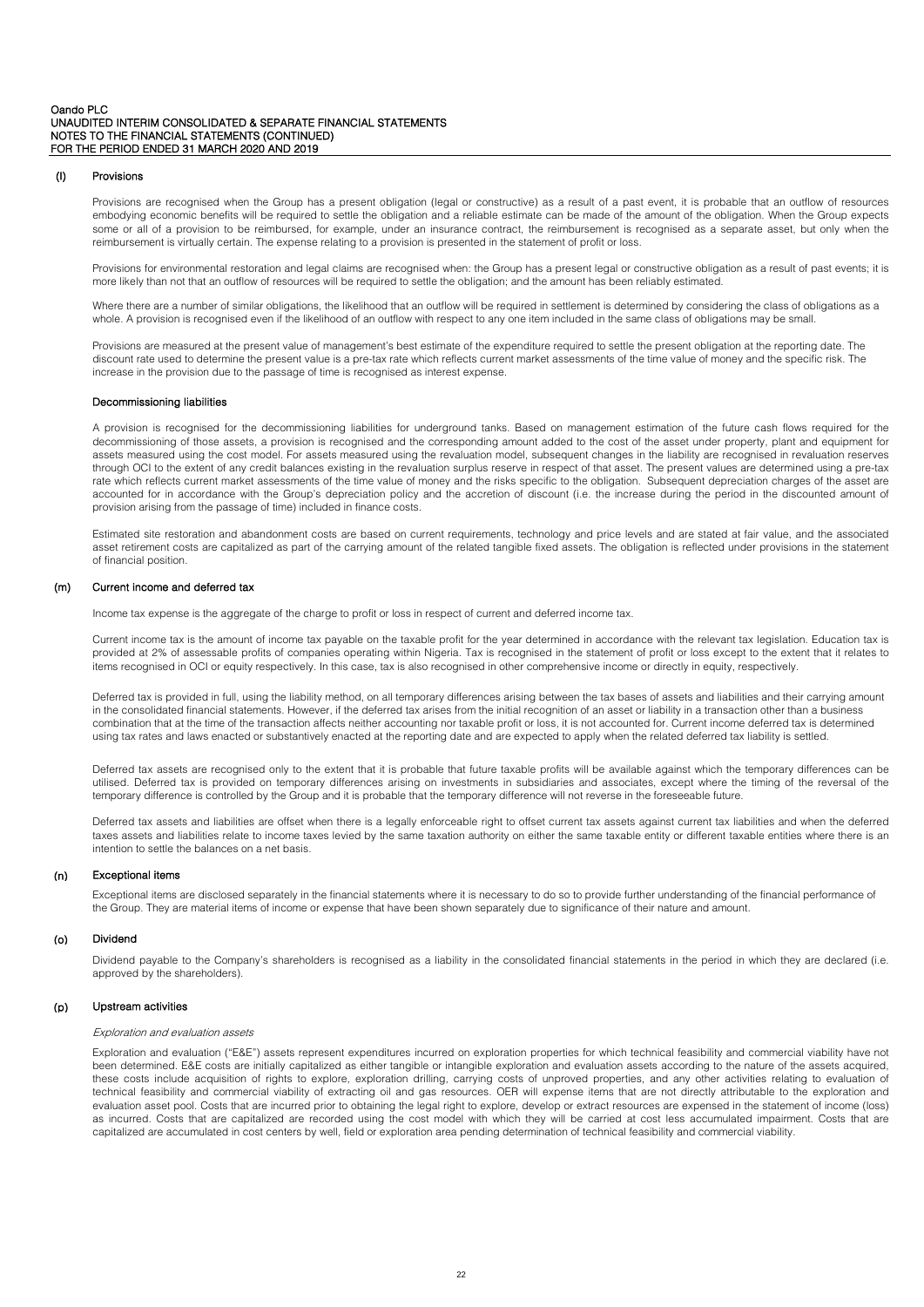### (l) Provisions

Provisions are recognised when the Group has a present obligation (legal or constructive) as a result of a past event, it is probable that an outflow of resources embodying economic benefits will be required to settle the obligation and a reliable estimate can be made of the amount of the obligation. When the Group expects some or all of a provision to be reimbursed, for example, under an insurance contract, the reimbursement is recognised as a separate asset, but only when the reimbursement is virtually certain. The expense relating to a provision is presented in the statement of profit or loss.

Provisions for environmental restoration and legal claims are recognised when: the Group has a present legal or constructive obligation as a result of past events; it is more likely than not that an outflow of resources will be required to settle the obligation; and the amount has been reliably estimated.

Where there are a number of similar obligations, the likelihood that an outflow will be required in settlement is determined by considering the class of obligations as a whole. A provision is recognised even if the likelihood of an outflow with respect to any one item included in the same class of obligations may be small.

Provisions are measured at the present value of management's best estimate of the expenditure required to settle the present obligation at the reporting date. The discount rate used to determine the present value is a pre-tax rate which reflects current market assessments of the time value of money and the specific risk. The increase in the provision due to the passage of time is recognised as interest expense.

#### Decommissioning liabilities

A provision is recognised for the decommissioning liabilities for underground tanks. Based on management estimation of the future cash flows required for the decommissioning of those assets, a provision is recognised and the corresponding amount added to the cost of the asset under property, plant and equipment for assets measured using the cost model. For assets measured using the revaluation model, subsequent changes in the liability are recognised in revaluation reserves through OCI to the extent of any credit balances existing in the revaluation surplus reserve in respect of that asset. The present values are determined using a pre-tax rate which reflects current market assessments of the time value of money and the risks specific to the obligation. Subsequent depreciation charges of the asset are accounted for in accordance with the Group's depreciation policy and the accretion of discount (i.e. the increase during the period in the discounted amount of provision arising from the passage of time) included in finance costs.

Estimated site restoration and abandonment costs are based on current requirements, technology and price levels and are stated at fair value, and the associated asset retirement costs are capitalized as part of the carrying amount of the related tangible fixed assets. The obligation is reflected under provisions in the statement of financial position.

### (m) Current income and deferred tax

Income tax expense is the aggregate of the charge to profit or loss in respect of current and deferred income tax.

Current income tax is the amount of income tax payable on the taxable profit for the year determined in accordance with the relevant tax legislation. Education tax is provided at 2% of assessable profits of companies operating within Nigeria. Tax is recognised in the statement of profit or loss except to the extent that it relates to items recognised in OCI or equity respectively. In this case, tax is also recognised in other comprehensive income or directly in equity, respectively.

Deferred tax is provided in full, using the liability method, on all temporary differences arising between the tax bases of assets and liabilities and their carrying amount in the consolidated financial statements. However, if the deferred tax arises from the initial recognition of an asset or liability in a transaction other than a business combination that at the time of the transaction affects neither accounting nor taxable profit or loss, it is not accounted for. Current income deferred tax is determined using tax rates and laws enacted or substantively enacted at the reporting date and are expected to apply when the related deferred tax liability is settled.

Deferred tax assets are recognised only to the extent that it is probable that future taxable profits will be available against which the temporary differences can be utilised. Deferred tax is provided on temporary differences arising on investments in subsidiaries and associates, except where the timing of the reversal of the temporary difference is controlled by the Group and it is probable that the temporary difference will not reverse in the foreseeable future.

Deferred tax assets and liabilities are offset when there is a legally enforceable right to offset current tax assets against current tax liabilities and when the deferred taxes assets and liabilities relate to income taxes levied by the same taxation authority on either the same taxable entity or different taxable entities where there is an intention to settle the balances on a net basis.

### (n) Exceptional items

Exceptional items are disclosed separately in the financial statements where it is necessary to do so to provide further understanding of the financial performance of the Group. They are material items of income or expense that have been shown separately due to significance of their nature and amount.

### (o) Dividend

Dividend payable to the Company's shareholders is recognised as a liability in the consolidated financial statements in the period in which they are declared (i.e. approved by the shareholders).

### (p) Upstream activities

*Exploration and evaluation assets*

Exploration and evaluation ("E&E") assets represent expenditures incurred on exploration properties for which technical feasibility and commercial viability have not been determined. E&E costs are initially capitalized as either tangible or intangible exploration and evaluation assets according to the nature of the assets acquired, these costs include acquisition of rights to explore, exploration drilling, carrying costs of unproved properties, and any other activities relating to evaluation of technical feasibility and commercial viability of extracting oil and gas resources. OER will expense items that are not directly attributable to the exploration and evaluation asset pool. Costs that are incurred prior to obtaining the legal right to explore, develop or extract resources are expensed in the statement of income (loss) as incurred. Costs that are capitalized are recorded using the cost model with which they will be carried at cost less accumulated impairment. Costs that are capitalized are accumulated in cost centers by well, field or exploration area pending determination of technical feasibility and commercial viability.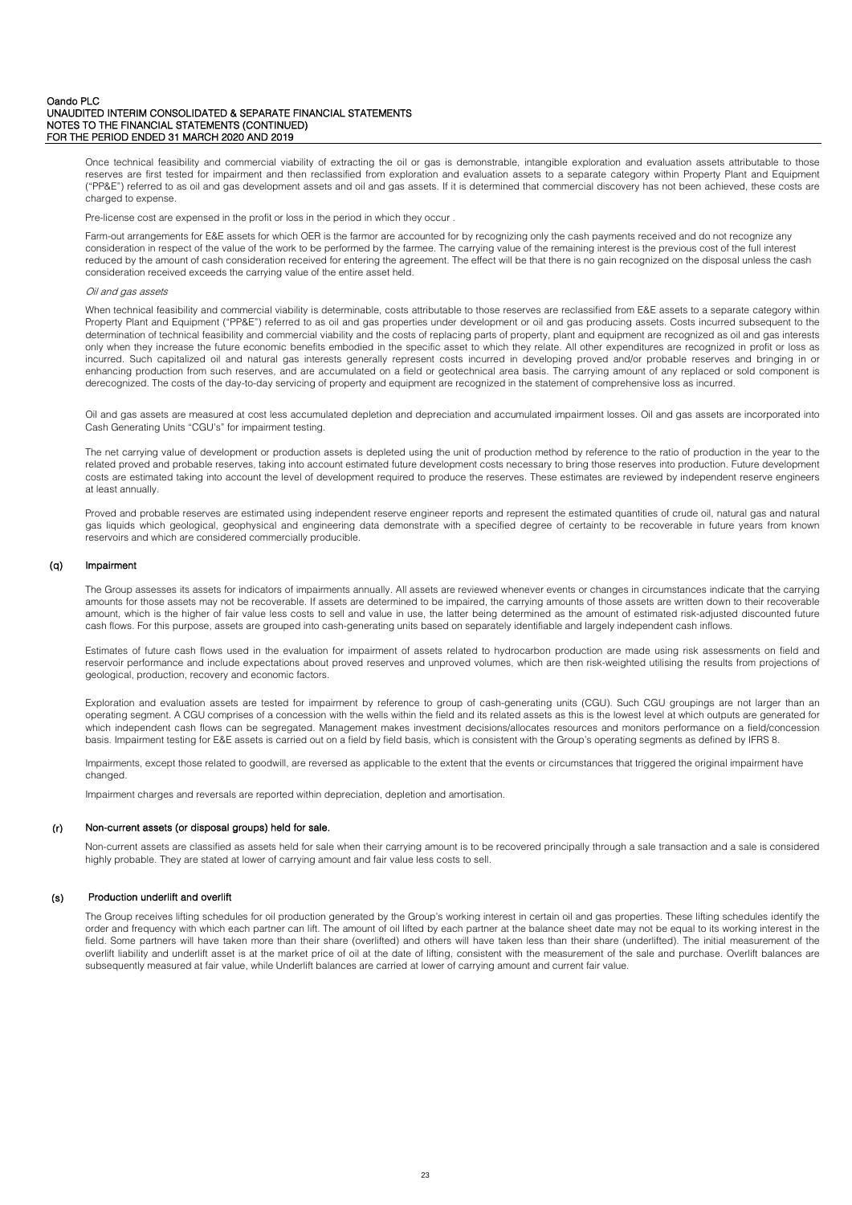Once technical feasibility and commercial viability of extracting the oil or gas is demonstrable, intangible exploration and evaluation assets attributable to those reserves are first tested for impairment and then reclassified from exploration and evaluation assets to a separate category within Property Plant and Equipment ("PP&E") referred to as oil and gas development assets and oil and gas assets. If it is determined that commercial discovery has not been achieved, these costs are charged to expense.

Pre-license cost are expensed in the profit or loss in the period in which they occur .

Farm-out arrangements for E&E assets for which OER is the farmor are accounted for by recognizing only the cash payments received and do not recognize any consideration in respect of the value of the work to be performed by the farmee. The carrying value of the remaining interest is the previous cost of the full interest reduced by the amount of cash consideration received for entering the agreement. The effect will be that there is no gain recognized on the disposal unless the cash consideration received exceeds the carrying value of the entire asset held.

*Oil and gas assets*

When technical feasibility and commercial viability is determinable, costs attributable to those reserves are reclassified from E&E assets to a separate category within Property Plant and Equipment ("PP&E") referred to as oil and gas properties under development or oil and gas producing assets. Costs incurred subsequent to the determination of technical feasibility and commercial viability and the costs of replacing parts of property, plant and equipment are recognized as oil and gas interests only when they increase the future economic benefits embodied in the specific asset to which they relate. All other expenditures are recognized in profit or loss as incurred. Such capitalized oil and natural gas interests generally represent costs incurred in developing proved and/or probable reserves and bringing in or enhancing production from such reserves, and are accumulated on a field or geotechnical area basis. The carrying amount of any replaced or sold component is derecognized. The costs of the day-to-day servicing of property and equipment are recognized in the statement of comprehensive loss as incurred.

Oil and gas assets are measured at cost less accumulated depletion and depreciation and accumulated impairment losses. Oil and gas assets are incorporated into Cash Generating Units "CGU's" for impairment testing.

The net carrying value of development or production assets is depleted using the unit of production method by reference to the ratio of production in the year to the related proved and probable reserves, taking into account estimated future development costs necessary to bring those reserves into production. Future development costs are estimated taking into account the level of development required to produce the reserves. These estimates are reviewed by independent reserve engineers at least annually.

Proved and probable reserves are estimated using independent reserve engineer reports and represent the estimated quantities of crude oil, natural gas and natural gas liquids which geological, geophysical and engineering data demonstrate with a specified degree of certainty to be recoverable in future years from known reservoirs and which are considered commercially producible.

### (q) Impairment

The Group assesses its assets for indicators of impairments annually. All assets are reviewed whenever events or changes in circumstances indicate that the carrying amounts for those assets may not be recoverable. If assets are determined to be impaired, the carrying amounts of those assets are written down to their recoverable amount, which is the higher of fair value less costs to sell and value in use, the latter being determined as the amount of estimated risk-adjusted discounted future cash flows. For this purpose, assets are grouped into cash-generating units based on separately identifiable and largely independent cash inflows.

Estimates of future cash flows used in the evaluation for impairment of assets related to hydrocarbon production are made using risk assessments on field and reservoir performance and include expectations about proved reserves and unproved volumes, which are then risk-weighted utilising the results from projections of geological, production, recovery and economic factors.

Exploration and evaluation assets are tested for impairment by reference to group of cash-generating units (CGU). Such CGU groupings are not larger than an operating segment. A CGU comprises of a concession with the wells within the field and its related assets as this is the lowest level at which outputs are generated for which independent cash flows can be segregated. Management makes investment decisions/allocates resources and monitors performance on a field/concession basis. Impairment testing for E&E assets is carried out on a field by field basis, which is consistent with the Group's operating segments as defined by IFRS 8.

Impairments, except those related to goodwill, are reversed as applicable to the extent that the events or circumstances that triggered the original impairment have changed.

Impairment charges and reversals are reported within depreciation, depletion and amortisation.

### (r) Non-current assets (or disposal groups) held for sale.

Non-current assets are classified as assets held for sale when their carrying amount is to be recovered principally through a sale transaction and a sale is considered highly probable. They are stated at lower of carrying amount and fair value less costs to sell.

### (s) Production underlift and overlift

The Group receives lifting schedules for oil production generated by the Group's working interest in certain oil and gas properties. These lifting schedules identify the order and frequency with which each partner can lift. The amount of oil lifted by each partner at the balance sheet date may not be equal to its working interest in the field. Some partners will have taken more than their share (overlifted) and others will have taken less than their share (underlifted). The initial measurement of the overlift liability and underlift asset is at the market price of oil at the date of lifting, consistent with the measurement of the sale and purchase. Overlift balances are subsequently measured at fair value, while Underlift balances are carried at lower of carrying amount and current fair value.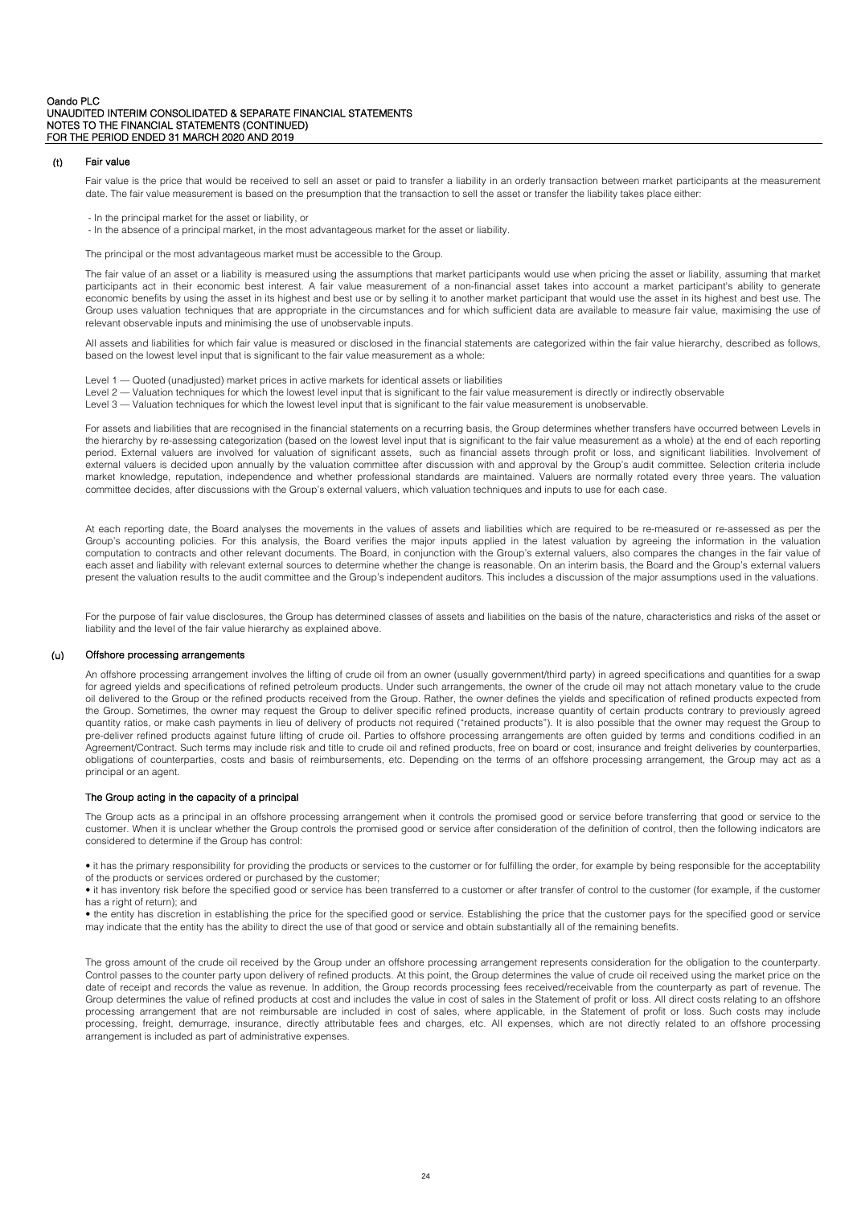### (t) Fair value

Fair value is the price that would be received to sell an asset or paid to transfer a liability in an orderly transaction between market participants at the measurement date. The fair value measurement is based on the presumption that the transaction to sell the asset or transfer the liability takes place either:

- In the principal market for the asset or liability, or
- In the absence of a principal market, in the most advantageous market for the asset or liability.

The principal or the most advantageous market must be accessible to the Group.

The fair value of an asset or a liability is measured using the assumptions that market participants would use when pricing the asset or liability, assuming that market participants act in their economic best interest. A fair value measurement of a non-financial asset takes into account a market participant's ability to generate economic benefits by using the asset in its highest and best use or by selling it to another market participant that would use the asset in its highest and best use. The Group uses valuation techniques that are appropriate in the circumstances and for which sufficient data are available to measure fair value, maximising the use of relevant observable inputs and minimising the use of unobservable inputs.

All assets and liabilities for which fair value is measured or disclosed in the financial statements are categorized within the fair value hierarchy, described as follows, based on the lowest level input that is significant to the fair value measurement as a whole:

Level 1 — Quoted (unadjusted) market prices in active markets for identical assets or liabilities
Level 2 — Valuation techniques for which the lowest level input that is significant to the fair value measurement is directly or indirectly observable
Level 3 — Valuation techniques for which the lowest level input that is significant to the fair value measurement is unobservable.

For assets and liabilities that are recognised in the financial statements on a recurring basis, the Group determines whether transfers have occurred between Levels in the hierarchy by re-assessing categorization (based on the lowest level input that is significant to the fair value measurement as a whole) at the end of each reporting period. External valuers are involved for valuation of significant assets, such as financial assets through profit or loss, and significant liabilities. Involvement of external valuers is decided upon annually by the valuation committee after discussion with and approval by the Group's audit committee. Selection criteria include market knowledge, reputation, independence and whether professional standards are maintained. Valuers are normally rotated every three years. The valuation committee decides, after discussions with the Group's external valuers, which valuation techniques and inputs to use for each case.

At each reporting date, the Board analyses the movements in the values of assets and liabilities which are required to be re-measured or re-assessed as per the Group's accounting policies. For this analysis, the Board verifies the major inputs applied in the latest valuation by agreeing the information in the valuation computation to contracts and other relevant documents. The Board, in conjunction with the Group's external valuers, also compares the changes in the fair value of each asset and liability with relevant external sources to determine whether the change is reasonable. On an interim basis, the Board and the Group's external valuers present the valuation results to the audit committee and the Group's independent auditors. This includes a discussion of the major assumptions used in the valuations.

For the purpose of fair value disclosures, the Group has determined classes of assets and liabilities on the basis of the nature, characteristics and risks of the asset or liability and the level of the fair value hierarchy as explained above.

### (u) Offshore processing arrangements

An offshore processing arrangement involves the lifting of crude oil from an owner (usually government/third party) in agreed specifications and quantities for a swap for agreed yields and specifications of refined petroleum products. Under such arrangements, the owner of the crude oil may not attach monetary value to the crude oil delivered to the Group or the refined products received from the Group. Rather, the owner defines the yields and specification of refined products expected from the Group. Sometimes, the owner may request the Group to deliver specific refined products, increase quantity of certain products contrary to previously agreed quantity ratios, or make cash payments in lieu of delivery of products not required ("retained products"). It is also possible that the owner may request the Group to pre-deliver refined products against future lifting of crude oil. Parties to offshore processing arrangements are often guided by terms and conditions codified in an Agreement/Contract. Such terms may include risk and title to crude oil and refined products, free on board or cost, insurance and freight deliveries by counterparties, obligations of counterparties, costs and basis of reimbursements, etc. Depending on the terms of an offshore processing arrangement, the Group may act as a principal or an agent.

#### The Group acting in the capacity of a principal

The Group acts as a principal in an offshore processing arrangement when it controls the promised good or service before transferring that good or service to the customer. When it is unclear whether the Group controls the promised good or service after consideration of the definition of control, then the following indicators are considered to determine if the Group has control:

- it has the primary responsibility for providing the products or services to the customer or for fulfilling the order, for example by being responsible for the acceptability of the products or services ordered or purchased by the customer;
- it has inventory risk before the specified good or service has been transferred to a customer or after transfer of control to the customer (for example, if the customer has a right of return); and
- the entity has discretion in establishing the price for the specified good or service. Establishing the price that the customer pays for the specified good or service may indicate that the entity has the ability to direct the use of that good or service and obtain substantially all of the remaining benefits.

The gross amount of the crude oil received by the Group under an offshore processing arrangement represents consideration for the obligation to the counterparty. Control passes to the counter party upon delivery of refined products. At this point, the Group determines the value of crude oil received using the market price on the date of receipt and records the value as revenue. In addition, the Group records processing fees received/receivable from the counterparty as part of revenue. The Group determines the value of refined products at cost and includes the value in cost of sales in the Statement of profit or loss. All direct costs relating to an offshore processing arrangement that are not reimbursable are included in cost of sales, where applicable, in the Statement of profit or loss. Such costs may include processing, freight, demurrage, insurance, directly attributable fees and charges, etc. All expenses, which are not directly related to an offshore processing arrangement is included as part of administrative expenses.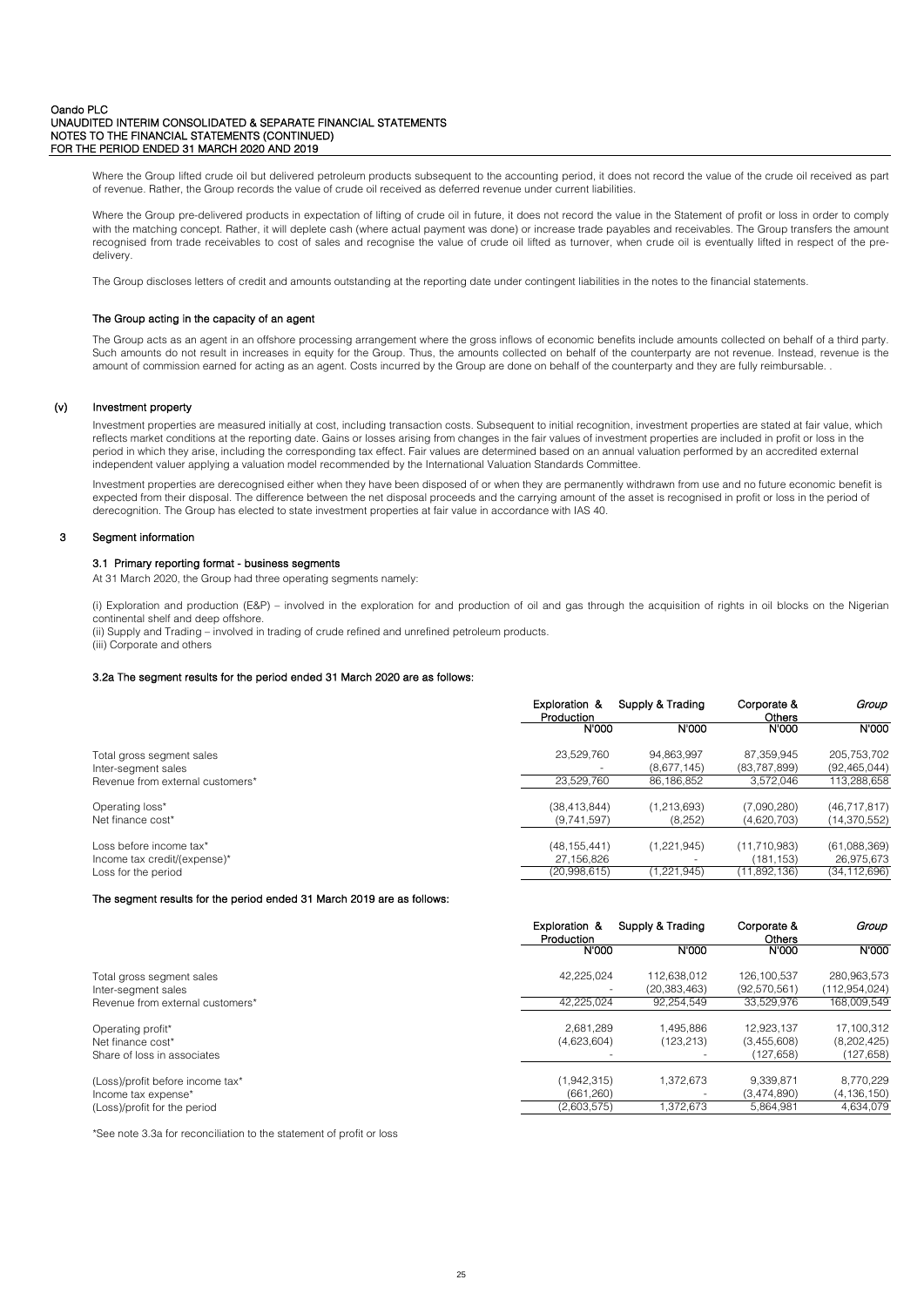Where the Group lifted crude oil but delivered petroleum products subsequent to the accounting period, it does not record the value of the crude oil received as part of revenue. Rather, the Group records the value of crude oil received as deferred revenue under current liabilities.

Where the Group pre-delivered products in expectation of lifting of crude oil in future, it does not record the value in the Statement of profit or loss in order to comply with the matching concept. Rather, it will deplete cash (where actual payment was done) or increase trade payables and receivables. The Group transfers the amount recognised from trade receivables to cost of sales and recognise the value of crude oil lifted as turnover, when crude oil is eventually lifted in respect of the pre-delivery.

The Group discloses letters of credit and amounts outstanding at the reporting date under contingent liabilities in the notes to the financial statements.

**The Group acting in the capacity of an agent**

The Group acts as an agent in an offshore processing arrangement where the gross inflows of economic benefits include amounts collected on behalf of a third party. Such amounts do not result in increases in equity for the Group. Thus, the amounts collected on behalf of the counterparty are not revenue. Instead, revenue is the amount of commission earned for acting as an agent. Costs incurred by the Group are done on behalf of the counterparty and they are fully reimbursable. .

### (v) Investment property

Investment properties are measured initially at cost, including transaction costs. Subsequent to initial recognition, investment properties are stated at fair value, which reflects market conditions at the reporting date. Gains or losses arising from changes in the fair values of investment properties are included in profit or loss in the period in which they arise, including the corresponding tax effect. Fair values are determined based on an annual valuation performed by an accredited external independent valuer applying a valuation model recommended by the International Valuation Standards Committee.

Investment properties are derecognised either when they have been disposed of or when they are permanently withdrawn from use and no future economic benefit is expected from their disposal. The difference between the net disposal proceeds and the carrying amount of the asset is recognised in profit or loss in the period of derecognition. The Group has elected to state investment properties at fair value in accordance with IAS 40.

## 3 Segment information

### 3.1 Primary reporting format - business segments

At 31 March 2020, the Group had three operating segments namely:

(i) Exploration and production (E&P) – involved in the exploration for and production of oil and gas through the acquisition of rights in oil blocks on the Nigerian continental shelf and deep offshore.
(ii) Supply and Trading – involved in trading of crude refined and unrefined petroleum products.
(iii) Corporate and others

### 3.2a The segment results for the period ended 31 March 2020 are as follows:

| | Exploration & Production | Supply & Trading | Corporate & Others | *Group* |
|---|---|---|---|---|
| | N'000 | N'000 | N'000 | N'000 |
| Total gross segment sales | 23,529,760 | 94,863,997 | 87,359,945 | 205,753,702 |
| Inter-segment sales | - | (8,677,145) | (83,787,899) | (92,465,044) |
| Revenue from external customers* | 23,529,760 | 86,186,852 | 3,572,046 | 113,288,658 |
| Operating loss* | (38,413,844) | (1,213,693) | (7,090,280) | (46,717,817) |
| Net finance cost* | (9,741,597) | (8,252) | (4,620,703) | (14,370,552) |
| Loss before income tax* | (48,155,441) | (1,221,945) | (11,710,983) | (61,088,369) |
| Income tax credit/(expense)* | 27,156,826 | - | (181,153) | 26,975,673 |
| Loss for the period | (20,998,615) | (1,221,945) | (11,892,136) | (34,112,696) |

**The segment results for the period ended 31 March 2019 are as follows:**

| | Exploration & Production | Supply & Trading | Corporate & Others | *Group* |
|---|---|---|---|---|
| | N'000 | N'000 | N'000 | N'000 |
| Total gross segment sales | 42,225,024 | 112,638,012 | 126,100,537 | 280,963,573 |
| Inter-segment sales | - | (20,383,463) | (92,570,561) | (112,954,024) |
| Revenue from external customers* | 42,225,024 | 92,254,549 | 33,529,976 | 168,009,549 |
| Operating profit* | 2,681,289 | 1,495,886 | 12,923,137 | 17,100,312 |
| Net finance cost* | (4,623,604) | (123,213) | (3,455,608) | (8,202,425) |
| Share of loss in associates | - | - | (127,658) | (127,658) |
| (Loss)/profit before income tax* | (1,942,315) | 1,372,673 | 9,339,871 | 8,770,229 |
| Income tax expense* | (661,260) | - | (3,474,890) | (4,136,150) |
| (Loss)/profit for the period | (2,603,575) | 1,372,673 | 5,864,981 | 4,634,079 |

*See note 3.3a for reconciliation to the statement of profit or loss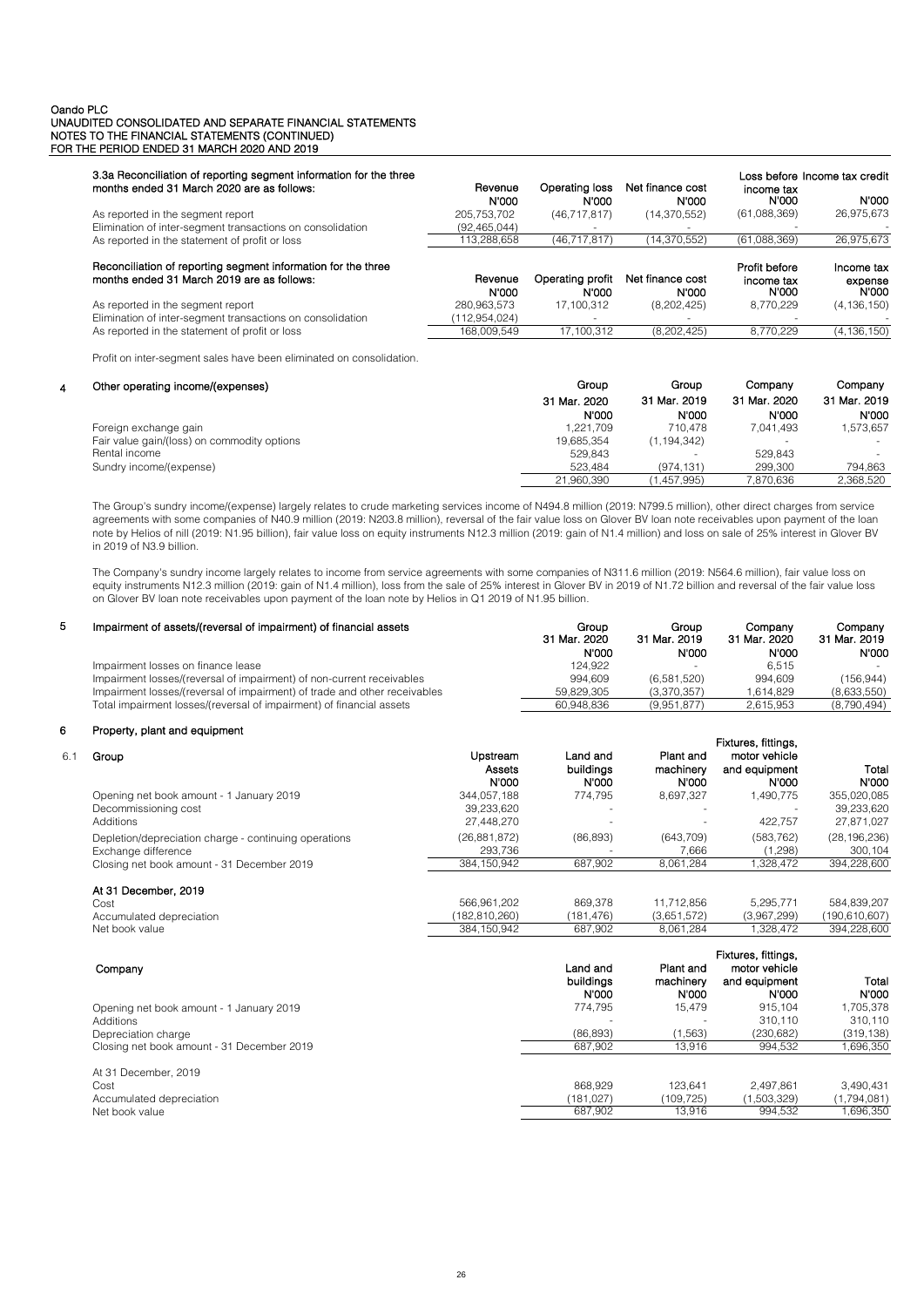Oando PLC
UNAUDITED CONSOLIDATED AND SEPARATE FINANCIAL STATEMENTS
NOTES TO THE FINANCIAL STATEMENTS (CONTINUED)
FOR THE PERIOD ENDED 31 MARCH 2020 AND 2019

| 3.3a Reconciliation of reporting segment information for the three months ended 31 March 2020 are as follows: | Revenue | Operating loss | Net finance cost | Loss before income tax | Income tax credit |
|---|---|---|---|---|---|
| | N'000 | N'000 | N'000 | N'000 | N'000 |
| As reported in the segment report | 205,753,702 | (46,717,817) | (14,370,552) | (61,088,369) | 26,975,673 |
| Elimination of inter-segment transactions on consolidation | (92,465,044) | - | - | - | - |
| As reported in the statement of profit or loss | 113,288,658 | (46,717,817) | (14,370,552) | (61,088,369) | 26,975,673 |

| Reconciliation of reporting segment information for the three months ended 31 March 2019 are as follows: | Revenue | Operating profit | Net finance cost | Profit before income tax | Income tax expense |
|---|---|---|---|---|---|
| | N'000 | N'000 | N'000 | N'000 | N'000 |
| As reported in the segment report | 280,963,573 | 17,100,312 | (8,202,425) | 8,770,229 | (4,136,150) |
| Elimination of inter-segment transactions on consolidation | (112,954,024) | - | - | - | - |
| As reported in the statement of profit or loss | 168,009,549 | 17,100,312 | (8,202,425) | 8,770,229 | (4,136,150) |

Profit on inter-segment sales have been eliminated on consolidation.

## 4 Other operating income/(expenses)

| | Group | Group | Company | Company |
|---|---|---|---|---|
| | 31 Mar. 2020 | 31 Mar. 2019 | 31 Mar. 2020 | 31 Mar. 2019 |
| | N'000 | N'000 | N'000 | N'000 |
| Foreign exchange gain | 1,221,709 | 710,478 | 7,041,493 | 1,573,657 |
| Fair value gain/(loss) on commodity options | 19,685,354 | (1,194,342) | - | - |
| Rental income | 529,843 | - | 529,843 | - |
| Sundry income/(expense) | 523,484 | (974,131) | 299,300 | 794,863 |
| | 21,960,390 | (1,457,995) | 7,870,636 | 2,368,520 |

The Group's sundry income/(expense) largely relates to crude marketing services income of N494.8 million (2019: N799.5 million), other direct charges from service agreements with some companies of N40.9 million (2019: N203.8 million), reversal of the fair value loss on Glover BV loan note receivables upon payment of the loan note by Helios of nill (2019: N1.95 billion), fair value loss on equity instruments N12.3 million (2019: gain of N1.4 million) and loss on sale of 25% interest in Glover BV in 2019 of N3.9 billion.

The Company's sundry income largely relates to income from service agreements with some companies of N311.6 million (2019: N564.6 million), fair value loss on equity instruments N12.3 million (2019: gain of N1.4 million), loss from the sale of 25% interest in Glover BV in 2019 of N1.72 billion and reversal of the fair value loss on Glover BV loan note receivables upon payment of the loan note by Helios in Q1 2019 of N1.95 billion.

## 5 Impairment of assets/(reversal of impairment) of financial assets

| | Group | Group | Company | Company |
|---|---|---|---|---|
| | 31 Mar. 2020 | 31 Mar. 2019 | 31 Mar. 2020 | 31 Mar. 2019 |
| | N'000 | N'000 | N'000 | N'000 |
| Impairment losses on finance lease | 124,922 | - | 6,515 | - |
| Impairment losses/(reversal of impairment) of non-current receivables | 994,609 | (6,581,520) | 994,609 | (156,944) |
| Impairment losses/(reversal of impairment) of trade and other receivables | 59,829,305 | (3,370,357) | 1,614,829 | (8,633,550) |
| Total impairment losses/(reversal of impairment) of financial assets | 60,948,836 | (9,951,877) | 2,615,953 | (8,790,494) |

## 6 Property, plant and equipment

### 6.1 Group

| | Upstream Assets | Land and buildings | Plant and machinery | Fixtures, fittings, motor vehicle and equipment | Total |
|---|---|---|---|---|---|
| | N'000 | N'000 | N'000 | N'000 | N'000 |
| Opening net book amount - 1 January 2019 | 344,057,188 | 774,795 | 8,697,327 | 1,490,775 | 355,020,085 |
| Decommissioning cost | 39,233,620 | - | - | - | 39,233,620 |
| Additions | 27,448,270 | - | - | 422,757 | 27,871,027 |
| Depletion/depreciation charge - continuing operations | (26,881,872) | (86,893) | (643,709) | (583,762) | (28,196,236) |
| Exchange difference | 293,736 | - | 7,666 | (1,298) | 300,104 |
| Closing net book amount - 31 December 2019 | 384,150,942 | 687,902 | 8,061,284 | 1,328,472 | 394,228,600 |
| **At 31 December, 2019** | | | | | |
| Cost | 566,961,202 | 869,378 | 11,712,856 | 5,295,771 | 584,839,207 |
| Accumulated depreciation | (182,810,260) | (181,476) | (3,651,572) | (3,967,299) | (190,610,607) |
| Net book value | 384,150,942 | 687,902 | 8,061,284 | 1,328,472 | 394,228,600 |

### Company

| | Land and buildings | Plant and machinery | Fixtures, fittings, motor vehicle and equipment | Total |
|---|---|---|---|---|
| | N'000 | N'000 | N'000 | N'000 |
| Opening net book amount - 1 January 2019 | 774,795 | 15,479 | 915,104 | 1,705,378 |
| Additions | - | - | 310,110 | 310,110 |
| Depreciation charge | (86,893) | (1,563) | (230,682) | (319,138) |
| Closing net book amount - 31 December 2019 | 687,902 | 13,916 | 994,532 | 1,696,350 |
| At 31 December, 2019 | | | | |
| Cost | 868,929 | 123,641 | 2,497,861 | 3,490,431 |
| Accumulated depreciation | (181,027) | (109,725) | (1,503,329) | (1,794,081) |
| Net book value | 687,902 | 13,916 | 994,532 | 1,696,350 |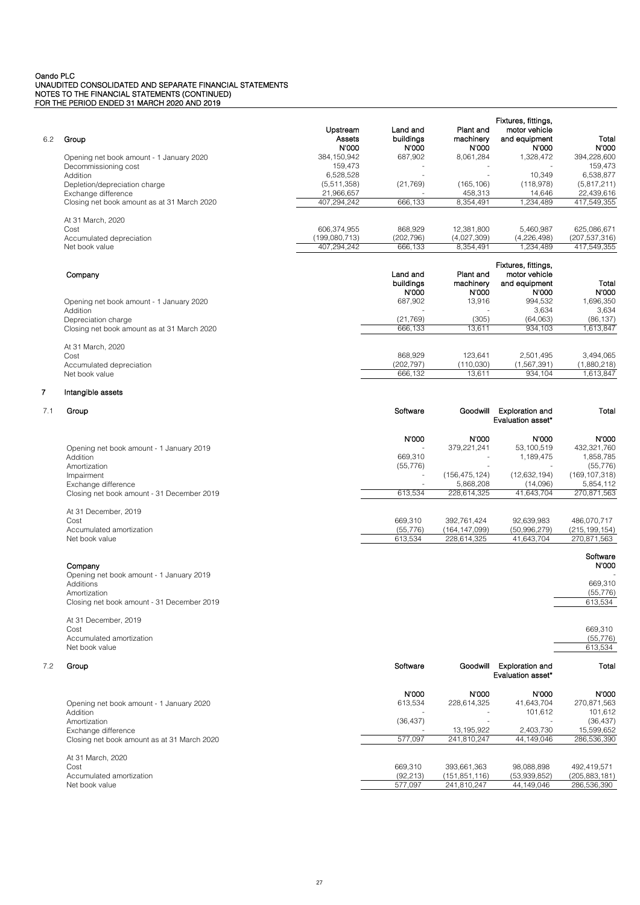Oando PLC
UNAUDITED CONSOLIDATED AND SEPARATE FINANCIAL STATEMENTS
NOTES TO THE FINANCIAL STATEMENTS (CONTINUED)
FOR THE PERIOD ENDED 31 MARCH 2020 AND 2019

### 6.2 Group

| | Upstream Assets | Land and buildings | Plant and machinery | Fixtures, fittings, motor vehicle and equipment | Total |
|---|---|---|---|---|---|
| | N'000 | N'000 | N'000 | N'000 | N'000 |
| Opening net book amount - 1 January 2020 | 384,150,942 | 687,902 | 8,061,284 | 1,328,472 | 394,228,600 |
| Decommissioning cost | 159,473 | - | - | - | 159,473 |
| Addition | 6,528,528 | - | - | 10,349 | 6,538,877 |
| Depletion/depreciation charge | (5,511,358) | (21,769) | (165,106) | (118,978) | (5,817,211) |
| Exchange difference | 21,966,657 | - | 458,313 | 14,646 | 22,439,616 |
| Closing net book amount as at 31 March 2020 | 407,294,242 | 666,133 | 8,354,491 | 1,234,489 | 417,549,355 |
| At 31 March, 2020 | | | | | |
| Cost | 606,374,955 | 868,929 | 12,381,800 | 5,460,987 | 625,086,671 |
| Accumulated depreciation | (199,080,713) | (202,796) | (4,027,309) | (4,226,498) | (207,537,316) |
| Net book value | 407,294,242 | 666,133 | 8,354,491 | 1,234,489 | 417,549,355 |

### Company

| | Land and buildings | Plant and machinery | Fixtures, fittings, motor vehicle and equipment | Total |
|---|---|---|---|---|
| | N'000 | N'000 | N'000 | N'000 |
| Opening net book amount - 1 January 2020 | 687,902 | 13,916 | 994,532 | 1,696,350 |
| Addition | - | - | 3,634 | 3,634 |
| Depreciation charge | (21,769) | (305) | (64,063) | (86,137) |
| Closing net book amount as at 31 March 2020 | 666,133 | 13,611 | 934,103 | 1,613,847 |
| At 31 March, 2020 | | | | |
| Cost | 868,929 | 123,641 | 2,501,495 | 3,494,065 |
| Accumulated depreciation | (202,797) | (110,030) | (1,567,391) | (1,880,218) |
| Net book value | 666,132 | 13,611 | 934,104 | 1,613,847 |

## 7 Intangible assets

### 7.1 Group

| | Software | Goodwill | Exploration and Evaluation asset* | Total |
|---|---|---|---|---|
| | N'000 | N'000 | N'000 | N'000 |
| Opening net book amount - 1 January 2019 | - | 379,221,241 | 53,100,519 | 432,321,760 |
| Addition | 669,310 | - | 1,189,475 | 1,858,785 |
| Amortization | (55,776) | - | - | (55,776) |
| Impairment | - | (156,475,124) | (12,632,194) | (169,107,318) |
| Exchange difference | - | 5,868,208 | (14,096) | 5,854,112 |
| Closing net book amount - 31 December 2019 | 613,534 | 228,614,325 | 41,643,704 | 270,871,563 |
| At 31 December, 2019 | | | | |
| Cost | 669,310 | 392,761,424 | 92,639,983 | 486,070,717 |
| Accumulated amortization | (55,776) | (164,147,099) | (50,996,279) | (215,199,154) |
| Net book value | 613,534 | 228,614,325 | 41,643,704 | 270,871,563 |

### Company

| | Software |
|---|---|
| | N'000 |
| Opening net book amount - 1 January 2019 | - |
| Additions | 669,310 |
| Amortization | (55,776) |
| Closing net book amount - 31 December 2019 | 613,534 |
| At 31 December, 2019 | |
| Cost | 669,310 |
| Accumulated amortization | (55,776) |
| Net book value | 613,534 |

### 7.2 Group

| | Software | Goodwill | Exploration and Evaluation asset* | Total |
|---|---|---|---|---|
| | N'000 | N'000 | N'000 | N'000 |
| Opening net book amount - 1 January 2020 | 613,534 | 228,614,325 | 41,643,704 | 270,871,563 |
| Addition | - | - | 101,612 | 101,612 |
| Amortization | (36,437) | - | - | (36,437) |
| Exchange difference | - | 13,195,922 | 2,403,730 | 15,599,652 |
| Closing net book amount as at 31 March 2020 | 577,097 | 241,810,247 | 44,149,046 | 286,536,390 |
| At 31 March, 2020 | | | | |
| Cost | 669,310 | 393,661,363 | 98,088,898 | 492,419,571 |
| Accumulated amortization | (92,213) | (151,851,116) | (53,939,852) | (205,883,181) |
| Net book value | 577,097 | 241,810,247 | 44,149,046 | 286,536,390 |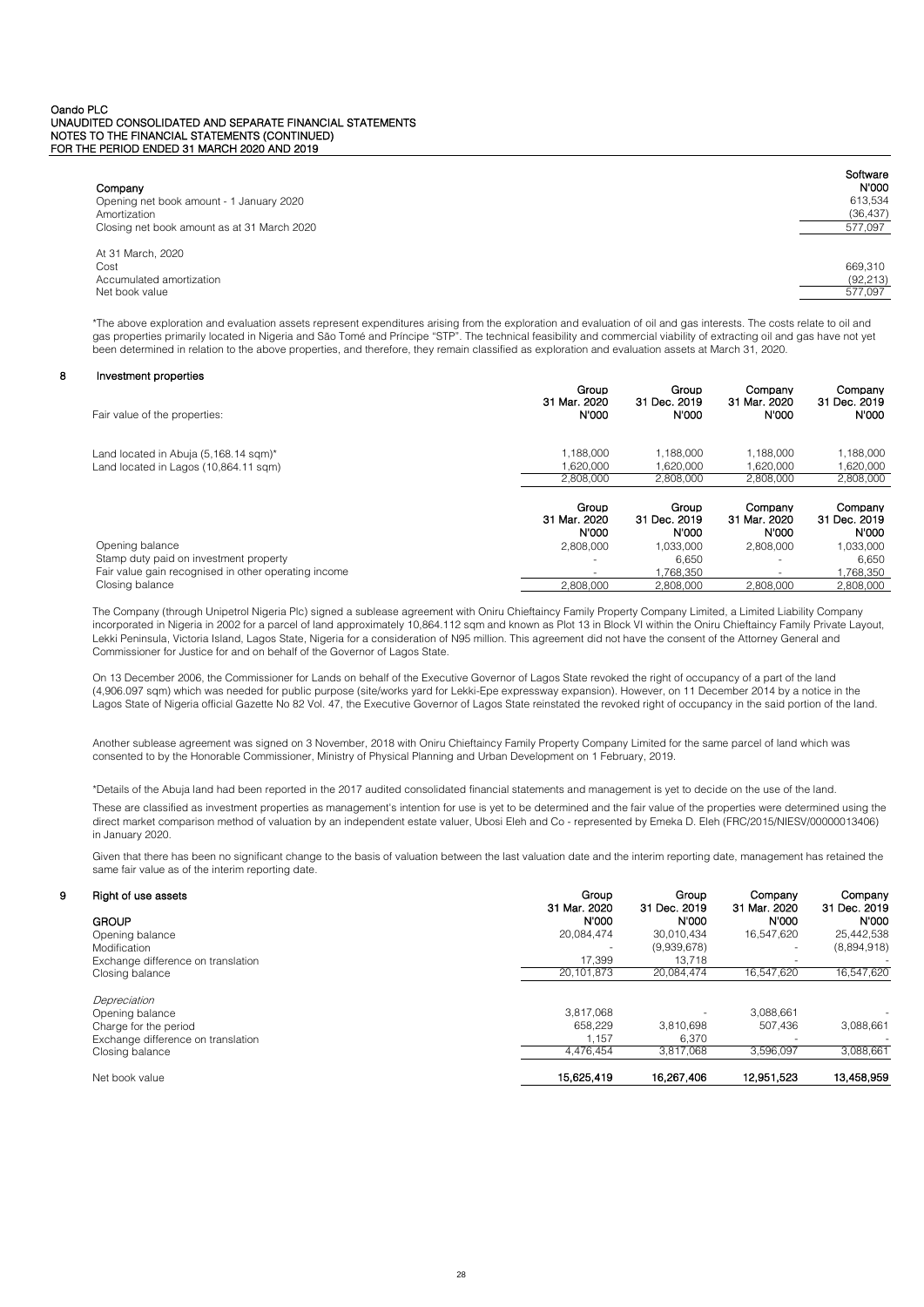| Company | Software N'000 |
|---|---|
| Opening net book amount - 1 January 2020 | 613,534 |
| Amortization | (36,437) |
| Closing net book amount as at 31 March 2020 | 577,097 |
| | |
| At 31 March, 2020 | |
| Cost | 669,310 |
| Accumulated amortization | (92,213) |
| Net book value | 577,097 |

*The above exploration and evaluation assets represent expenditures arising from the exploration and evaluation of oil and gas interests. The costs relate to oil and gas properties primarily located in Nigeria and São Tomé and Príncipe "STP". The technical feasibility and commercial viability of extracting oil and gas have not yet been determined in relation to the above properties, and therefore, they remain classified as exploration and evaluation assets at March 31, 2020.

## 8 Investment properties

| Fair value of the properties: | Group 31 Mar. 2020 N'000 | Group 31 Dec. 2019 N'000 | Company 31 Mar. 2020 N'000 | Company 31 Dec. 2019 N'000 |
|---|---|---|---|---|
| Land located in Abuja (5,168.14 sqm)* | 1,188,000 | 1,188,000 | 1,188,000 | 1,188,000 |
| Land located in Lagos (10,864.11 sqm) | 1,620,000 | 1,620,000 | 1,620,000 | 1,620,000 |
| | 2,808,000 | 2,808,000 | 2,808,000 | 2,808,000 |

| | Group 31 Mar. 2020 N'000 | Group 31 Dec. 2019 N'000 | Company 31 Mar. 2020 N'000 | Company 31 Dec. 2019 N'000 |
|---|---|---|---|---|
| Opening balance | 2,808,000 | 1,033,000 | 2,808,000 | 1,033,000 |
| Stamp duty paid on investment property | - | 6,650 | - | 6,650 |
| Fair value gain recognised in other operating income | - | 1,768,350 | - | 1,768,350 |
| Closing balance | 2,808,000 | 2,808,000 | 2,808,000 | 2,808,000 |

The Company (through Unipetrol Nigeria Plc) signed a sublease agreement with Oniru Chieftaincy Family Property Company Limited, a Limited Liability Company incorporated in Nigeria in 2002 for a parcel of land approximately 10,864.112 sqm and known as Plot 13 in Block VI within the Oniru Chieftaincy Family Private Layout, Lekki Peninsula, Victoria Island, Lagos State, Nigeria for a consideration of N95 million. This agreement did not have the consent of the Attorney General and Commissioner for Justice for and on behalf of the Governor of Lagos State.

On 13 December 2006, the Commissioner for Lands on behalf of the Executive Governor of Lagos State revoked the right of occupancy of a part of the land (4,906.097 sqm) which was needed for public purpose (site/works yard for Lekki-Epe expressway expansion). However, on 11 December 2014 by a notice in the Lagos State of Nigeria official Gazette No 82 Vol. 47, the Executive Governor of Lagos State reinstated the revoked right of occupancy in the said portion of the land.

Another sublease agreement was signed on 3 November, 2018 with Oniru Chieftaincy Family Property Company Limited for the same parcel of land which was consented to by the Honorable Commissioner, Ministry of Physical Planning and Urban Development on 1 February, 2019.

*Details of the Abuja land had been reported in the 2017 audited consolidated financial statements and management is yet to decide on the use of the land.

These are classified as investment properties as management's intention for use is yet to be determined and the fair value of the properties were determined using the direct market comparison method of valuation by an independent estate valuer, Ubosi Eleh and Co - represented by Emeka D. Eleh (FRC/2015/NIESV/00000013406) in January 2020.

Given that there has been no significant change to the basis of valuation between the last valuation date and the interim reporting date, management has retained the same fair value as of the interim reporting date.

## 9 Right of use assets

| GROUP | Group 31 Mar. 2020 N'000 | Group 31 Dec. 2019 N'000 | Company 31 Mar. 2020 N'000 | Company 31 Dec. 2019 N'000 |
|---|---|---|---|---|
| Opening balance | 20,084,474 | 30,010,434 | 16,547,620 | 25,442,538 |
| Modification | - | (9,939,678) | - | (8,894,918) |
| Exchange difference on translation | 17,399 | 13,718 | - | - |
| Closing balance | 20,101,873 | 20,084,474 | 16,547,620 | 16,547,620 |
| | | | | |
| *Depreciation* | | | | |
| Opening balance | 3,817,068 | - | 3,088,661 | - |
| Charge for the period | 658,229 | 3,810,698 | 507,436 | 3,088,661 |
| Exchange difference on translation | 1,157 | 6,370 | - | - |
| Closing balance | 4,476,454 | 3,817,068 | 3,596,097 | 3,088,661 |
| | | | | |
| Net book value | **15,625,419** | **16,267,406** | **12,951,523** | **13,458,959** |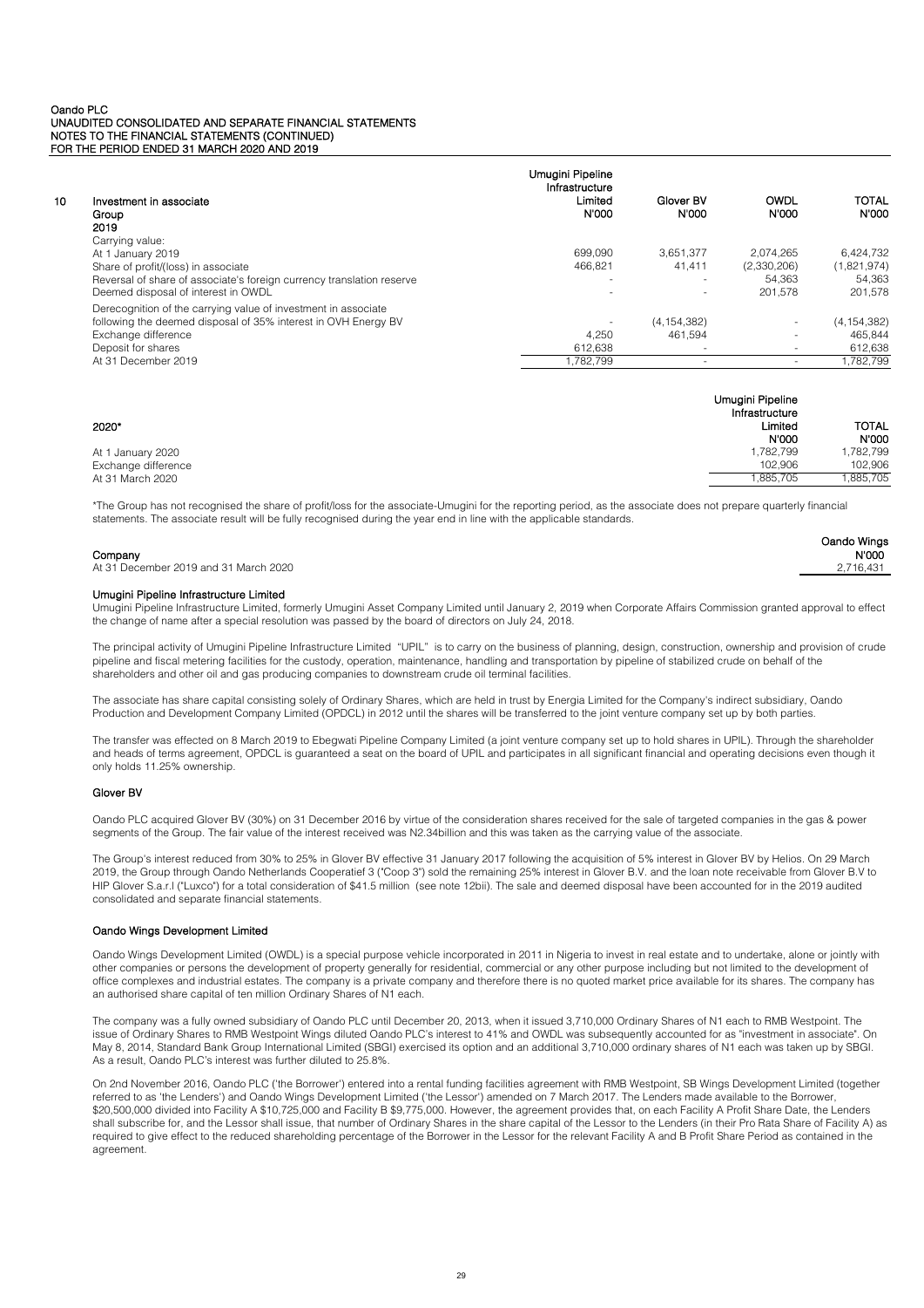## 10 Investment in associate

**Group**

**2019**

| | Umugini Pipeline Infrastructure Limited N'000 | Glover BV N'000 | OWDL N'000 | TOTAL N'000 |
|---|---|---|---|---|
| Carrying value: | | | | |
| At 1 January 2019 | 699,090 | 3,651,377 | 2,074,265 | 6,424,732 |
| Share of profit/(loss) in associate | 466,821 | 41,411 | (2,330,206) | (1,821,974) |
| Reversal of share of associate's foreign currency translation reserve | - | - | 54,363 | 54,363 |
| Deemed disposal of interest in OWDL | - | - | 201,578 | 201,578 |
| Derecognition of the carrying value of investment in associate following the deemed disposal of 35% interest in OVH Energy BV | - | (4,154,382) | - | (4,154,382) |
| Exchange difference | 4,250 | 461,594 | - | 465,844 |
| Deposit for shares | 612,638 | - | - | 612,638 |
| At 31 December 2019 | 1,782,799 | - | - | 1,782,799 |

| 2020* | Umugini Pipeline Infrastructure Limited N'000 | TOTAL N'000 |
|---|---|---|
| At 1 January 2020 | 1,782,799 | 1,782,799 |
| Exchange difference | 102,906 | 102,906 |
| At 31 March 2020 | 1,885,705 | 1,885,705 |

*The Group has not recognised the share of profit/loss for the associate-Umugini for the reporting period, as the associate does not prepare quarterly financial statements. The associate result will be fully recognised during the year end in line with the applicable standards.

| Company | Oando Wings N'000 |
|---|---|
| At 31 December 2019 and 31 March 2020 | 2,716,431 |

### Umugini Pipeline Infrastructure Limited

Umugini Pipeline Infrastructure Limited, formerly Umugini Asset Company Limited until January 2, 2019 when Corporate Affairs Commission granted approval to effect the change of name after a special resolution was passed by the board of directors on July 24, 2018.

The principal activity of Umugini Pipeline Infrastructure Limited "UPIL" is to carry on the business of planning, design, construction, ownership and provision of crude pipeline and fiscal metering facilities for the custody, operation, maintenance, handling and transportation by pipeline of stabilized crude on behalf of the shareholders and other oil and gas producing companies to downstream crude oil terminal facilities.

The associate has share capital consisting solely of Ordinary Shares, which are held in trust by Energia Limited for the Company's indirect subsidiary, Oando Production and Development Company Limited (OPDCL) in 2012 until the shares will be transferred to the joint venture company set up by both parties.

The transfer was effected on 8 March 2019 to Ebegwati Pipeline Company Limited (a joint venture company set up to hold shares in UPIL). Through the shareholder and heads of terms agreement, OPDCL is guaranteed a seat on the board of UPIL and participates in all significant financial and operating decisions even though it only holds 11.25% ownership.

### Glover BV

Oando PLC acquired Glover BV (30%) on 31 December 2016 by virtue of the consideration shares received for the sale of targeted companies in the gas & power segments of the Group. The fair value of the interest received was N2.34billion and this was taken as the carrying value of the associate.

The Group's interest reduced from 30% to 25% in Glover BV effective 31 January 2017 following the acquisition of 5% interest in Glover BV by Helios. On 29 March 2019, the Group through Oando Netherlands Cooperatief 3 ("Coop 3") sold the remaining 25% interest in Glover B.V. and the loan note receivable from Glover B.V to HIP Glover S.a.r.l ("Luxco") for a total consideration of $41.5 million (see note 12bii). The sale and deemed disposal have been accounted for in the 2019 audited consolidated and separate financial statements.

### Oando Wings Development Limited

Oando Wings Development Limited (OWDL) is a special purpose vehicle incorporated in 2011 in Nigeria to invest in real estate and to undertake, alone or jointly with other companies or persons the development of property generally for residential, commercial or any other purpose including but not limited to the development of office complexes and industrial estates. The company is a private company and therefore there is no quoted market price available for its shares. The company has an authorised share capital of ten million Ordinary Shares of N1 each.

The company was a fully owned subsidiary of Oando PLC until December 20, 2013, when it issued 3,710,000 Ordinary Shares of N1 each to RMB Westpoint. The issue of Ordinary Shares to RMB Westpoint Wings diluted Oando PLC's interest to 41% and OWDL was subsequently accounted for as "investment in associate". On May 8, 2014, Standard Bank Group International Limited (SBGI) exercised its option and an additional 3,710,000 ordinary shares of N1 each was taken up by SBGI. As a result, Oando PLC's interest was further diluted to 25.8%.

On 2nd November 2016, Oando PLC ('the Borrower') entered into a rental funding facilities agreement with RMB Westpoint, SB Wings Development Limited (together referred to as 'the Lenders') and Oando Wings Development Limited ('the Lessor') amended on 7 March 2017. The Lenders made available to the Borrower, $20,500,000 divided into Facility A $10,725,000 and Facility B $9,775,000. However, the agreement provides that, on each Facility A Profit Share Date, the Lenders shall subscribe for, and the Lessor shall issue, that number of Ordinary Shares in the share capital of the Lessor to the Lenders (in their Pro Rata Share of Facility A) as required to give effect to the reduced shareholding percentage of the Borrower in the Lessor for the relevant Facility A and B Profit Share Period as contained in the agreement.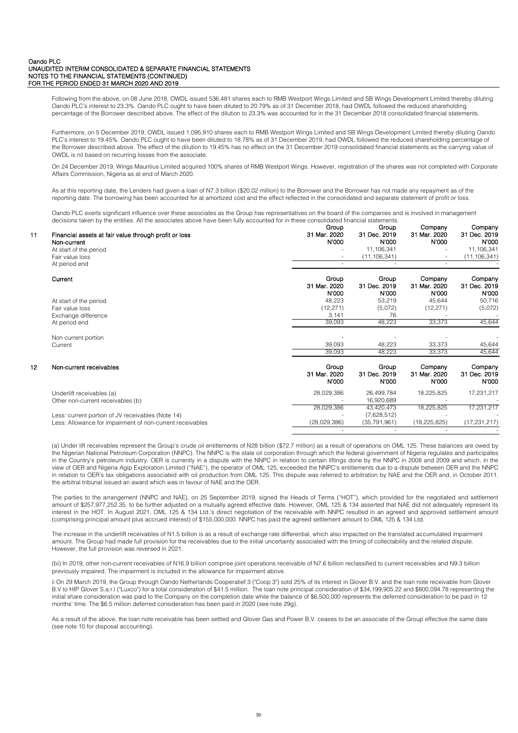Following from the above, on 08 June 2018, OWDL issued 536,481 shares each to RMB Westport Wings Limited and SB Wings Development Limited thereby diluting Oando PLC's interest to 23.3%. Oando PLC ought to have been diluted to 20.79% as of 31 December 2018, had OWDL followed the reduced shareholding percentage of the Borrower described above. The effect of the dilution to 23.3% was accounted for in the 31 December 2018 consolidated financial statements.

Furthermore, on 5 December 2019, OWDL issued 1,095,910 shares each to RMB Westport Wings Limited and SB Wings Development Limited thereby diluting Oando PLC's interest to 19.45%. Oando PLC ought to have been diluted to 18.78% as of 31 December 2019, had OWDL followed the reduced shareholding percentage of the Borrower described above. The effect of the dilution to 19.45% has no effect on the 31 December 2019 consolidated financial statements as the carrying value of OWDL is nil based on recurring losses from the associate.

On 24 December 2019, Wings Mauritius Limited acquired 100% shares of RMB Westport Wings. However, registration of the shares was not completed with Corporate Affairs Commission, Nigeria as at end of March 2020.

As at this reporting date, the Lenders had given a loan of N7.3 billion ($20.02 million) to the Borrower and the Borrower has not made any repayment as of the reporting date. The borrowing has been accounted for at amortized cost and the effect reflected in the consolidated and separate statement of profit or loss.

Oando PLC exerts significant influence over these associates as the Group has representatives on the board of the companies and is involved in management decisions taken by the entities. All the associates above have been fully accounted for in these consolidated financial statements.

## 11 Financial assets at fair value through profit or loss

| Non-current | Group 31 Mar. 2020 N'000 | Group 31 Dec. 2019 N'000 | Company 31 Mar. 2020 N'000 | Company 31 Dec. 2019 N'000 |
|---|---|---|---|---|
| At start of the period | - | 11,106,341 | - | 11,106,341 |
| Fair value loss | - | (11,106,341) | - | (11,106,341) |
| At period end | - | - | - | - |

| Current | Group 31 Mar. 2020 N'000 | Group 31 Dec. 2019 N'000 | Company 31 Mar. 2020 N'000 | Company 31 Dec. 2019 N'000 |
|---|---|---|---|---|
| At start of the period | 48,223 | 53,219 | 45,644 | 50,716 |
| Fair value loss | (12,271) | (5,072) | (12,271) | (5,072) |
| Exchange difference | 3,141 | 76 | - | - |
| At period end | 39,093 | 48,223 | 33,373 | 45,644 |
| Non current portion | - | - | - | - |
| Current | 39,093 | 48,223 | 33,373 | 45,644 |
| | 39,093 | 48,223 | 33,373 | 45,644 |

## 12 Non-current receivables

| | Group 31 Mar. 2020 N'000 | Group 31 Dec. 2019 N'000 | Company 31 Mar. 2020 N'000 | Company 31 Dec. 2019 N'000 |
|---|---|---|---|---|
| Underlift receivables (a) | 28,029,386 | 26,499,784 | 18,225,825 | 17,231,217 |
| Other non-current receivables (b) | - | 16,920,689 | - | - |
| | 28,029,386 | 43,420,473 | 18,225,825 | 17,231,217 |
| Less: current portion of JV receivables (Note 14) | - | (7,628,512) | - | - |
| Less: Allowance for impairment of non-current receivables | (28,029,386) | (35,791,961) | (18,225,825) | (17,231,217) |
| | - | - | - | - |

(a) Under lift receivables represent the Group's crude oil entitlements of N28 billion ($72.7 million) as a result of operations on OML 125. These balances are owed by the Nigerian National Petroleum Corporation (NNPC). The NNPC is the state oil corporation through which the federal government of Nigeria regulates and participates in the Country's petroleum industry. OER is currently in a dispute with the NNPC in relation to certain liftings done by the NNPC in 2008 and 2009 and which, in the view of OER and Nigeria Agip Exploration Limited ("NAE"), the operator of OML 125, exceeded the NNPC's entitlements due to a dispute between OER and the NNPC in relation to OER's tax obligations associated with oil production from OML 125. This dispute was referred to arbitration by NAE and the OER and, in October 2011, the arbitral tribunal issued an award which was in favour of NAE and the OER.

The parties to the arrangement (NNPC and NAE), on 25 September 2019, signed the Heads of Terms ("HOT"), which provided for the negotiated and settlement amount of $257,977,252.35, to be further adjusted on a mutually agreed effective date. However, OML 125 & 134 asserted that NAE did not adequately represent its interest in the HOT. In August 2021, OML 125 & 134 Ltd.'s direct negotiation of the receivable with NNPC resulted in an agreed and approved settlement amount (comprising principal amount plus accrued interest) of $155,000,000. NNPC has paid the agreed settlement amount to OML 125 & 134 Ltd.

The increase in the underlift receivables of N1.5 billion is as a result of exchange rate differential, which also impacted on the translated accumulated impairment amount. The Group had made full provision for the receivables due to the initial uncertainty associated with the timing of collectability and the related dispute. However, the full provision was reversed in 2021.

(bi) In 2019, other non-current receivables of N16.9 billion comprise joint operations receivable of N7.6 billion reclassified to current receivables and N9.3 billion previously impaired. The impairment is included in the allowance for impairment above.

ii On 29 March 2019, the Group through Oando Netherlands Cooperatief 3 ("Coop 3") sold 25% of its interest in Glover B.V. and the loan note receivable from Glover B.V to HIP Glover S.a.r.l ("Luxco") for a total consideration of $41.5 million. The loan note principal consideration of $34,199,905.22 and $800,094.78 representing the initial share consideration was paid to the Company on the completion date while the balance of $6,500,000 represents the deferred consideration to be paid in 12 months' time. The $6.5 million deferred consideration has been paid in 2020 (see note 29g).

As a result of the above, the loan note receivable has been settled and Glover Gas and Power B.V. ceases to be an associate of the Group effective the same date (see note 10 for disposal accounting).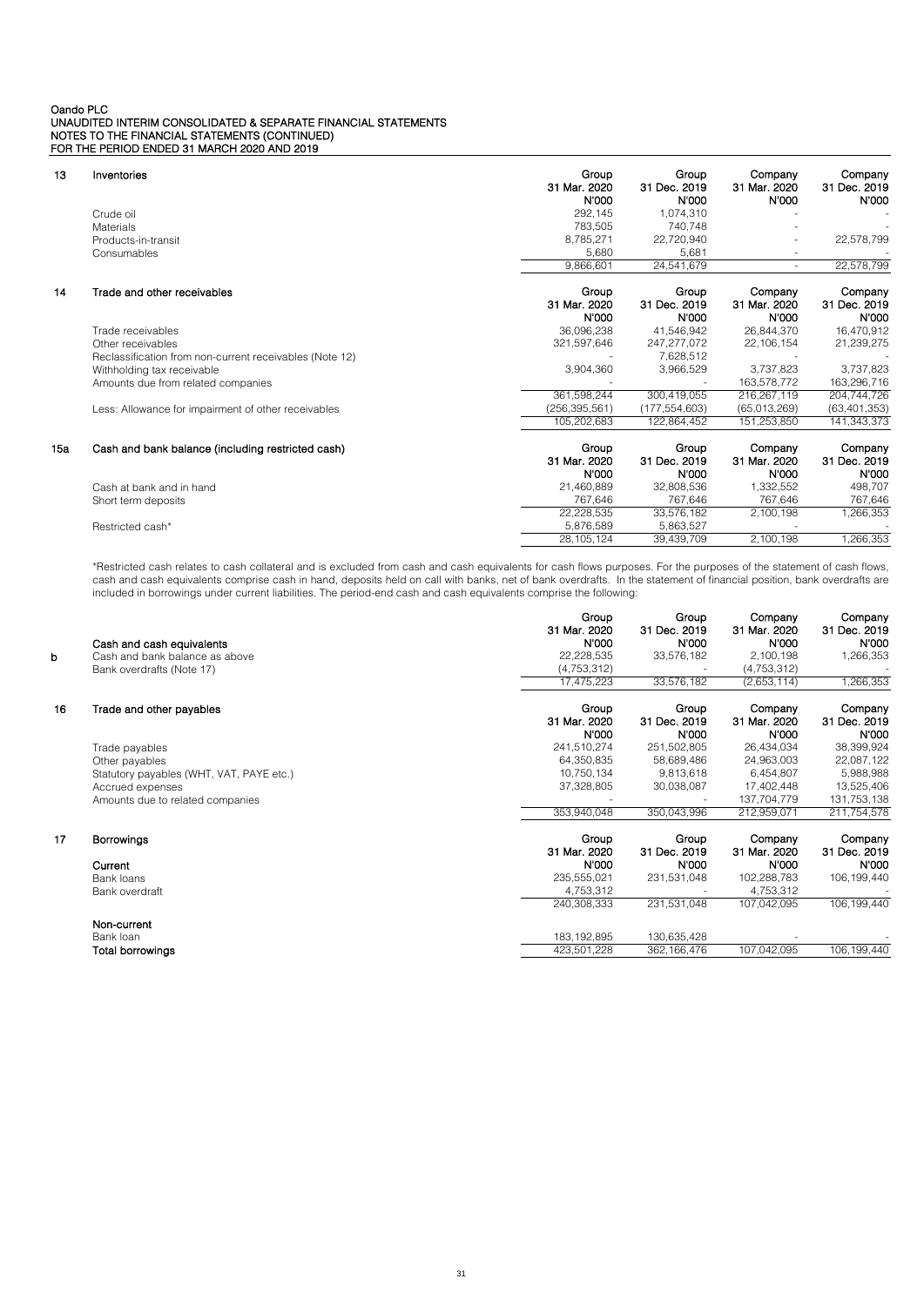## 13 Inventories

| | Group 31 Mar. 2020 N'000 | Group 31 Dec. 2019 N'000 | Company 31 Mar. 2020 N'000 | Company 31 Dec. 2019 N'000 |
|---|---|---|---|---|
| Crude oil | 292,145 | 1,074,310 | - | - |
| Materials | 783,505 | 740,748 | - | - |
| Products-in-transit | 8,785,271 | 22,720,940 | - | 22,578,799 |
| Consumables | 5,680 | 5,681 | - | - |
| | 9,866,601 | 24,541,679 | - | 22,578,799 |

## 14 Trade and other receivables

| | Group 31 Mar. 2020 N'000 | Group 31 Dec. 2019 N'000 | Company 31 Mar. 2020 N'000 | Company 31 Dec. 2019 N'000 |
|---|---|---|---|---|
| Trade receivables | 36,096,238 | 41,546,942 | 26,844,370 | 16,470,912 |
| Other receivables | 321,597,646 | 247,277,072 | 22,106,154 | 21,239,275 |
| Reclassification from non-current receivables (Note 12) | - | 7,628,512 | - | - |
| Withholding tax receivable | 3,904,360 | 3,966,529 | 3,737,823 | 3,737,823 |
| Amounts due from related companies | - | - | 163,578,772 | 163,296,716 |
| | 361,598,244 | 300,419,055 | 216,267,119 | 204,744,726 |
| Less: Allowance for impairment of other receivables | (256,395,561) | (177,554,603) | (65,013,269) | (63,401,353) |
| | 105,202,683 | 122,864,452 | 151,253,850 | 141,343,373 |

## 15a Cash and bank balance (including restricted cash)

| | Group 31 Mar. 2020 N'000 | Group 31 Dec. 2019 N'000 | Company 31 Mar. 2020 N'000 | Company 31 Dec. 2019 N'000 |
|---|---|---|---|---|
| Cash at bank and in hand | 21,460,889 | 32,808,536 | 1,332,552 | 498,707 |
| Short term deposits | 767,646 | 767,646 | 767,646 | 767,646 |
| | 22,228,535 | 33,576,182 | 2,100,198 | 1,266,353 |
| Restricted cash* | 5,876,589 | 5,863,527 | - | - |
| | 28,105,124 | 39,439,709 | 2,100,198 | 1,266,353 |

*Restricted cash relates to cash collateral and is excluded from cash and cash equivalents for cash flows purposes. For the purposes of the statement of cash flows, cash and cash equivalents comprise cash in hand, deposits held on call with banks, net of bank overdrafts. In the statement of financial position, bank overdrafts are included in borrowings under current liabilities. The period-end cash and cash equivalents comprise the following:

| b | Group 31 Mar. 2020 N'000 | Group 31 Dec. 2019 N'000 | Company 31 Mar. 2020 N'000 | Company 31 Dec. 2019 N'000 |
|---|---|---|---|---|
| **Cash and cash equivalents** | | | | |
| Cash and bank balance as above | 22,228,535 | 33,576,182 | 2,100,198 | 1,266,353 |
| Bank overdrafts (Note 17) | (4,753,312) | - | (4,753,312) | - |
| | 17,475,223 | 33,576,182 | (2,653,114) | 1,266,353 |

## 16 Trade and other payables

| | Group 31 Mar. 2020 N'000 | Group 31 Dec. 2019 N'000 | Company 31 Mar. 2020 N'000 | Company 31 Dec. 2019 N'000 |
|---|---|---|---|---|
| Trade payables | 241,510,274 | 251,502,805 | 26,434,034 | 38,399,924 |
| Other payables | 64,350,835 | 58,689,486 | 24,963,003 | 22,087,122 |
| Statutory payables (WHT, VAT, PAYE etc.) | 10,750,134 | 9,813,618 | 6,454,807 | 5,988,988 |
| Accrued expenses | 37,328,805 | 30,038,087 | 17,402,448 | 13,525,406 |
| Amounts due to related companies | - | - | 137,704,779 | 131,753,138 |
| | 353,940,048 | 350,043,996 | 212,959,071 | 211,754,578 |

## 17 Borrowings

| | Group 31 Mar. 2020 N'000 | Group 31 Dec. 2019 N'000 | Company 31 Mar. 2020 N'000 | Company 31 Dec. 2019 N'000 |
|---|---|---|---|---|
| **Current** | | | | |
| Bank loans | 235,555,021 | 231,531,048 | 102,288,783 | 106,199,440 |
| Bank overdraft | 4,753,312 | - | 4,753,312 | - |
| | 240,308,333 | 231,531,048 | 107,042,095 | 106,199,440 |
| **Non-current** | | | | |
| Bank loan | 183,192,895 | 130,635,428 | - | - |
| **Total borrowings** | 423,501,228 | 362,166,476 | 107,042,095 | 106,199,440 |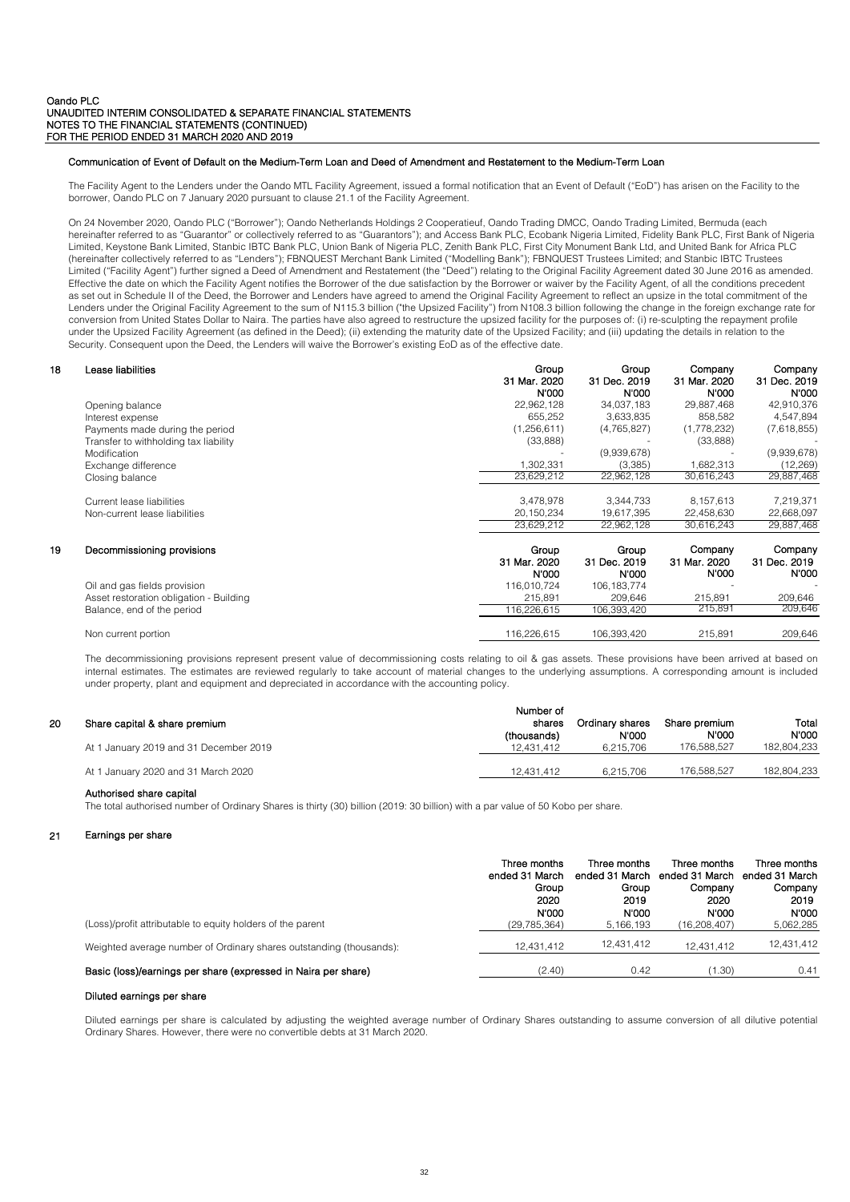#### Communication of Event of Default on the Medium-Term Loan and Deed of Amendment and Restatement to the Medium-Term Loan

The Facility Agent to the Lenders under the Oando MTL Facility Agreement, issued a formal notification that an Event of Default ("EoD") has arisen on the Facility to the borrower, Oando PLC on 7 January 2020 pursuant to clause 21.1 of the Facility Agreement.

On 24 November 2020, Oando PLC ("Borrower"); Oando Netherlands Holdings 2 Cooperatieuf, Oando Trading DMCC, Oando Trading Limited, Bermuda (each hereinafter referred to as "Guarantor" or collectively referred to as "Guarantors"); and Access Bank PLC, Ecobank Nigeria Limited, Fidelity Bank PLC, First Bank of Nigeria Limited, Keystone Bank Limited, Stanbic IBTC Bank PLC, Union Bank of Nigeria PLC, Zenith Bank PLC, First City Monument Bank Ltd, and United Bank for Africa PLC (hereinafter collectively referred to as "Lenders"); FBNQUEST Merchant Bank Limited ("Modelling Bank"); FBNQUEST Trustees Limited; and Stanbic IBTC Trustees Limited ("Facility Agent") further signed a Deed of Amendment and Restatement (the "Deed") relating to the Original Facility Agreement dated 30 June 2016 as amended. Effective the date on which the Facility Agent notifies the Borrower of the due satisfaction by the Borrower or waiver by the Facility Agent, of all the conditions precedent as set out in Schedule II of the Deed, the Borrower and Lenders have agreed to amend the Original Facility Agreement to reflect an upsize in the total commitment of the Lenders under the Original Facility Agreement to the sum of N115.3 billion ("the Upsized Facility") from N108.3 billion following the change in the foreign exchange rate for conversion from United States Dollar to Naira. The parties have also agreed to restructure the upsized facility for the purposes of: (i) re-sculpting the repayment profile under the Upsized Facility Agreement (as defined in the Deed); (ii) extending the maturity date of the Upsized Facility; and (iii) updating the details in relation to the Security. Consequent upon the Deed, the Lenders will waive the Borrower's existing EoD as of the effective date.

## 18 Lease liabilities

| | Group 31 Mar. 2020 N'000 | Group 31 Dec. 2019 N'000 | Company 31 Mar. 2020 N'000 | Company 31 Dec. 2019 N'000 |
|---|---|---|---|---|
| Opening balance | 22,962,128 | 34,037,183 | 29,887,468 | 42,910,376 |
| Interest expense | 655,252 | 3,633,835 | 858,582 | 4,547,894 |
| Payments made during the period | (1,256,611) | (4,765,827) | (1,778,232) | (7,618,855) |
| Transfer to withholding tax liability | (33,888) | - | (33,888) | - |
| Modification | - | (9,939,678) | - | (9,939,678) |
| Exchange difference | 1,302,331 | (3,385) | 1,682,313 | (12,269) |
| Closing balance | 23,629,212 | 22,962,128 | 30,616,243 | 29,887,468 |
| | | | | |
| Current lease liabilities | 3,478,978 | 3,344,733 | 8,157,613 | 7,219,371 |
| Non-current lease liabilities | 20,150,234 | 19,617,395 | 22,458,630 | 22,668,097 |
| | 23,629,212 | 22,962,128 | 30,616,243 | 29,887,468 |

## 19 Decommissioning provisions

| | Group 31 Mar. 2020 N'000 | Group 31 Dec. 2019 N'000 | Company 31 Mar. 2020 N'000 | Company 31 Dec. 2019 N'000 |
|---|---|---|---|---|
| Oil and gas fields provision | 116,010,724 | 106,183,774 | - | - |
| Asset restoration obligation - Building | 215,891 | 209,646 | 215,891 | 209,646 |
| Balance, end of the period | 116,226,615 | 106,393,420 | 215,891 | 209,646 |
| | | | | |
| Non current portion | 116,226,615 | 106,393,420 | 215,891 | 209,646 |

The decommissioning provisions represent present value of decommissioning costs relating to oil & gas assets. These provisions have been arrived at based on internal estimates. The estimates are reviewed regularly to take account of material changes to the underlying assumptions. A corresponding amount is included under property, plant and equipment and depreciated in accordance with the accounting policy.

## 20 Share capital & share premium

| | Number of shares (thousands) | Ordinary shares N'000 | Share premium N'000 | Total N'000 |
|---|---|---|---|---|
| At 1 January 2019 and 31 December 2019 | 12,431,412 | 6,215,706 | 176,588,527 | 182,804,233 |
| At 1 January 2020 and 31 March 2020 | 12,431,412 | 6,215,706 | 176,588,527 | 182,804,233 |

#### Authorised share capital

The total authorised number of Ordinary Shares is thirty (30) billion (2019: 30 billion) with a par value of 50 Kobo per share.

## 21 Earnings per share

| | Three months ended 31 March Group 2020 N'000 | Three months ended 31 March Group 2019 N'000 | Three months ended 31 March Company 2020 N'000 | Three months ended 31 March Company 2019 N'000 |
|---|---|---|---|---|
| (Loss)/profit attributable to equity holders of the parent | (29,785,364) | 5,166,193 | (16,208,407) | 5,062,285 |
| Weighted average number of Ordinary shares outstanding (thousands): | 12,431,412 | 12,431,412 | 12,431,412 | 12,431,412 |
| **Basic (loss)/earnings per share (expressed in Naira per share)** | (2.40) | 0.42 | (1.30) | 0.41 |

#### Diluted earnings per share

Diluted earnings per share is calculated by adjusting the weighted average number of Ordinary Shares outstanding to assume conversion of all dilutive potential Ordinary Shares. However, there were no convertible debts at 31 March 2020.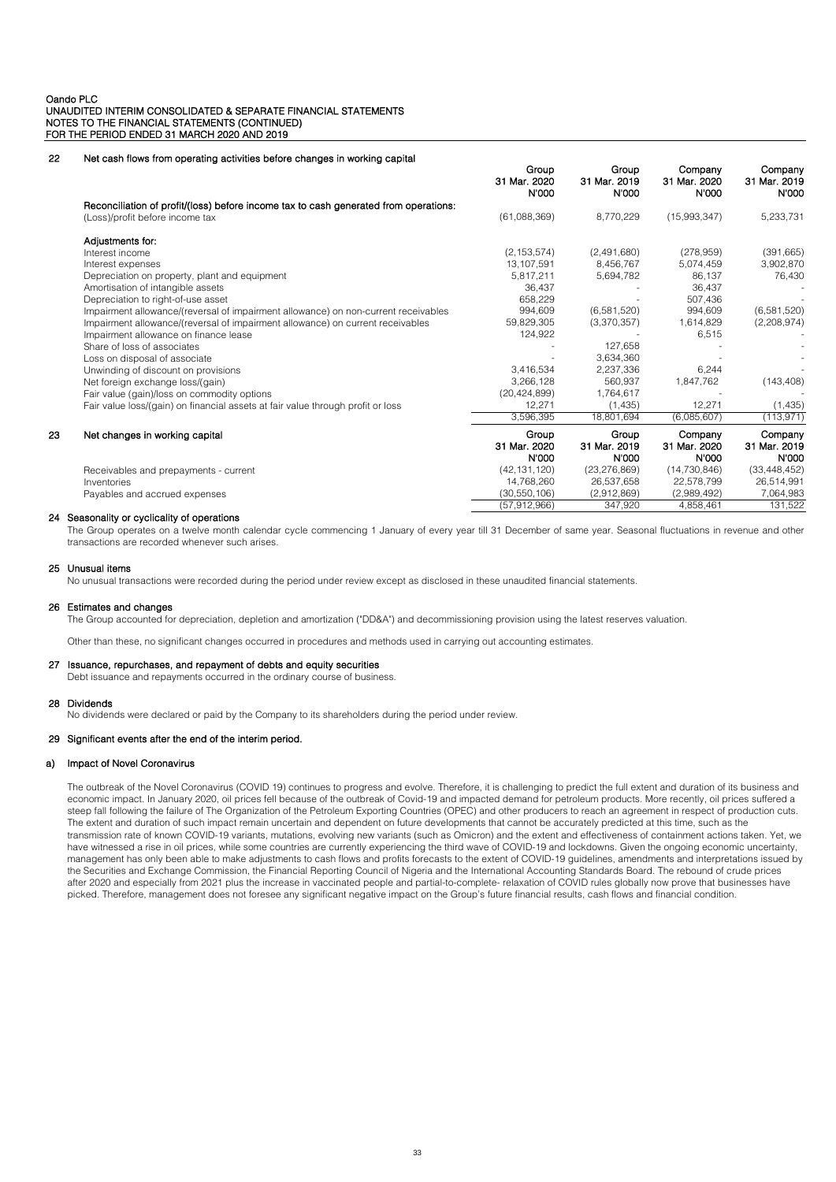Oando PLC
UNAUDITED INTERIM CONSOLIDATED & SEPARATE FINANCIAL STATEMENTS
NOTES TO THE FINANCIAL STATEMENTS (CONTINUED)
FOR THE PERIOD ENDED 31 MARCH 2020 AND 2019

## 22 Net cash flows from operating activities before changes in working capital

| | Group 31 Mar. 2020 N'000 | Group 31 Mar. 2019 N'000 | Company 31 Mar. 2020 N'000 | Company 31 Mar. 2019 N'000 |
|---|---|---|---|---|
| **Reconciliation of profit/(loss) before income tax to cash generated from operations:** | | | | |
| (Loss)/profit before income tax | (61,088,369) | 8,770,229 | (15,993,347) | 5,233,731 |
| **Adjustments for:** | | | | |
| Interest income | (2,153,574) | (2,491,680) | (278,959) | (391,665) |
| Interest expenses | 13,107,591 | 8,456,767 | 5,074,459 | 3,902,870 |
| Depreciation on property, plant and equipment | 5,817,211 | 5,694,782 | 86,137 | 76,430 |
| Amortisation of intangible assets | 36,437 | - | 36,437 | - |
| Depreciation to right-of-use asset | 658,229 | - | 507,436 | - |
| Impairment allowance/(reversal of impairment allowance) on non-current receivables | 994,609 | (6,581,520) | 994,609 | (6,581,520) |
| Impairment allowance/(reversal of impairment allowance) on current receivables | 59,829,305 | (3,370,357) | 1,614,829 | (2,208,974) |
| Impairment allowance on finance lease | 124,922 | - | 6,515 | - |
| Share of loss of associates | - | 127,658 | - | - |
| Loss on disposal of associate | - | 3,634,360 | - | - |
| Unwinding of discount on provisions | 3,416,534 | 2,237,336 | 6,244 | - |
| Net foreign exchange loss/(gain) | 3,266,128 | 560,937 | 1,847,762 | (143,408) |
| Fair value (gain)/loss on commodity options | (20,424,899) | 1,764,617 | - | - |
| Fair value loss/(gain) on financial assets at fair value through profit or loss | 12,271 | (1,435) | 12,271 | (1,435) |
| | 3,596,395 | 18,801,694 | (6,085,607) | (113,971) |

## 23 Net changes in working capital

| | Group 31 Mar. 2020 N'000 | Group 31 Mar. 2019 N'000 | Company 31 Mar. 2020 N'000 | Company 31 Mar. 2019 N'000 |
|---|---|---|---|---|
| Receivables and prepayments - current | (42,131,120) | (23,276,869) | (14,730,846) | (33,448,452) |
| Inventories | 14,768,260 | 26,537,658 | 22,578,799 | 26,514,991 |
| Payables and accrued expenses | (30,550,106) | (2,912,869) | (2,989,492) | 7,064,983 |
| | (57,912,966) | 347,920 | 4,858,461 | 131,522 |

## 24 Seasonality or cyclicality of operations

The Group operates on a twelve month calendar cycle commencing 1 January of every year till 31 December of same year. Seasonal fluctuations in revenue and other transactions are recorded whenever such arises.

## 25 Unusual items

No unusual transactions were recorded during the period under review except as disclosed in these unaudited financial statements.

## 26 Estimates and changes

The Group accounted for depreciation, depletion and amortization ("DD&A") and decommissioning provision using the latest reserves valuation.

Other than these, no significant changes occurred in procedures and methods used in carrying out accounting estimates.

## 27 Issuance, repurchases, and repayment of debts and equity securities

Debt issuance and repayments occurred in the ordinary course of business.

## 28 Dividends

No dividends were declared or paid by the Company to its shareholders during the period under review.

## 29 Significant events after the end of the interim period.

### a) Impact of Novel Coronavirus

The outbreak of the Novel Coronavirus (COVID 19) continues to progress and evolve. Therefore, it is challenging to predict the full extent and duration of its business and economic impact. In January 2020, oil prices fell because of the outbreak of Covid-19 and impacted demand for petroleum products. More recently, oil prices suffered a steep fall following the failure of The Organization of the Petroleum Exporting Countries (OPEC) and other producers to reach an agreement in respect of production cuts. The extent and duration of such impact remain uncertain and dependent on future developments that cannot be accurately predicted at this time, such as the transmission rate of known COVID-19 variants, mutations, evolving new variants (such as Omicron) and the extent and effectiveness of containment actions taken. Yet, we have witnessed a rise in oil prices, while some countries are currently experiencing the third wave of COVID-19 and lockdowns. Given the ongoing economic uncertainty, management has only been able to make adjustments to cash flows and profits forecasts to the extent of COVID-19 guidelines, amendments and interpretations issued by the Securities and Exchange Commission, the Financial Reporting Council of Nigeria and the International Accounting Standards Board. The rebound of crude prices after 2020 and especially from 2021 plus the increase in vaccinated people and partial-to-complete- relaxation of COVID rules globally now prove that businesses have picked. Therefore, management does not foresee any significant negative impact on the Group's future financial results, cash flows and financial condition.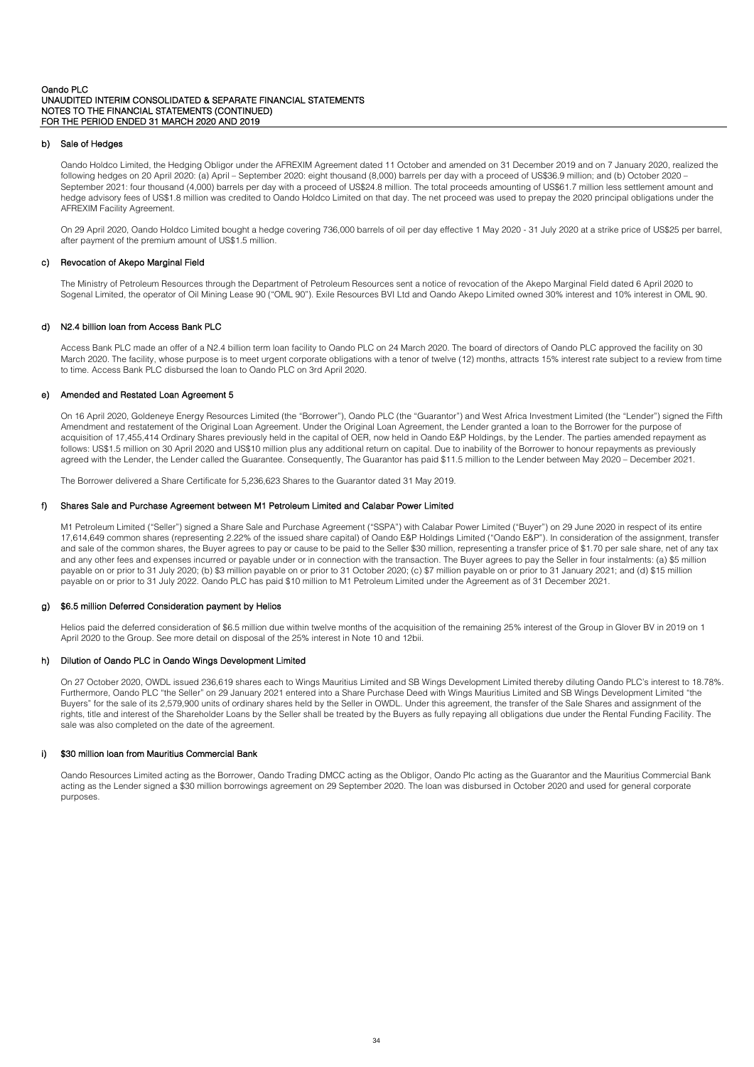#### b) Sale of Hedges

Oando Holdco Limited, the Hedging Obligor under the AFREXIM Agreement dated 11 October and amended on 31 December 2019 and on 7 January 2020, realized the following hedges on 20 April 2020: (a) April – September 2020: eight thousand (8,000) barrels per day with a proceed of US$36.9 million; and (b) October 2020 – September 2021: four thousand (4,000) barrels per day with a proceed of US$24.8 million. The total proceeds amounting of US$61.7 million less settlement amount and hedge advisory fees of US$1.8 million was credited to Oando Holdco Limited on that day. The net proceed was used to prepay the 2020 principal obligations under the AFREXIM Facility Agreement.

On 29 April 2020, Oando Holdco Limited bought a hedge covering 736,000 barrels of oil per day effective 1 May 2020 - 31 July 2020 at a strike price of US$25 per barrel, after payment of the premium amount of US$1.5 million.

#### c) Revocation of Akepo Marginal Field

The Ministry of Petroleum Resources through the Department of Petroleum Resources sent a notice of revocation of the Akepo Marginal Field dated 6 April 2020 to Sogenal Limited, the operator of Oil Mining Lease 90 ("OML 90"). Exile Resources BVI Ltd and Oando Akepo Limited owned 30% interest and 10% interest in OML 90.

#### d) N2.4 billion loan from Access Bank PLC

Access Bank PLC made an offer of a N2.4 billion term loan facility to Oando PLC on 24 March 2020. The board of directors of Oando PLC approved the facility on 30 March 2020. The facility, whose purpose is to meet urgent corporate obligations with a tenor of twelve (12) months, attracts 15% interest rate subject to a review from time to time. Access Bank PLC disbursed the loan to Oando PLC on 3rd April 2020.

#### e) Amended and Restated Loan Agreement 5

On 16 April 2020, Goldeneye Energy Resources Limited (the "Borrower"), Oando PLC (the "Guarantor") and West Africa Investment Limited (the "Lender") signed the Fifth Amendment and restatement of the Original Loan Agreement. Under the Original Loan Agreement, the Lender granted a loan to the Borrower for the purpose of acquisition of 17,455,414 Ordinary Shares previously held in the capital of OER, now held in Oando E&P Holdings, by the Lender. The parties amended repayment as follows: US$1.5 million on 30 April 2020 and US$10 million plus any additional return on capital. Due to inability of the Borrower to honour repayments as previously agreed with the Lender, the Lender called the Guarantee. Consequently, The Guarantor has paid $11.5 million to the Lender between May 2020 – December 2021.

The Borrower delivered a Share Certificate for 5,236,623 Shares to the Guarantor dated 31 May 2019.

#### f) Shares Sale and Purchase Agreement between M1 Petroleum Limited and Calabar Power Limited

M1 Petroleum Limited ("Seller") signed a Share Sale and Purchase Agreement ("SSPA") with Calabar Power Limited ("Buyer") on 29 June 2020 in respect of its entire 17,614,649 common shares (representing 2.22% of the issued share capital) of Oando E&P Holdings Limited ("Oando E&P"). In consideration of the assignment, transfer and sale of the common shares, the Buyer agrees to pay or cause to be paid to the Seller $30 million, representing a transfer price of $1.70 per sale share, net of any tax and any other fees and expenses incurred or payable under or in connection with the transaction. The Buyer agrees to pay the Seller in four instalments: (a) $5 million payable on or prior to 31 July 2020; (b) $3 million payable on or prior to 31 October 2020; (c) $7 million payable on or prior to 31 January 2021; and (d) $15 million payable on or prior to 31 July 2022. Oando PLC has paid $10 million to M1 Petroleum Limited under the Agreement as of 31 December 2021.

#### g) $6.5 million Deferred Consideration payment by Helios

Helios paid the deferred consideration of $6.5 million due within twelve months of the acquisition of the remaining 25% interest of the Group in Glover BV in 2019 on 1 April 2020 to the Group. See more detail on disposal of the 25% interest in Note 10 and 12bii.

#### h) Dilution of Oando PLC in Oando Wings Development Limited

On 27 October 2020, OWDL issued 236,619 shares each to Wings Mauritius Limited and SB Wings Development Limited thereby diluting Oando PLC's interest to 18.78%. Furthermore, Oando PLC "the Seller" on 29 January 2021 entered into a Share Purchase Deed with Wings Mauritius Limited and SB Wings Development Limited "the Buyers" for the sale of its 2,579,900 units of ordinary shares held by the Seller in OWDL. Under this agreement, the transfer of the Sale Shares and assignment of the rights, title and interest of the Shareholder Loans by the Seller shall be treated by the Buyers as fully repaying all obligations due under the Rental Funding Facility. The sale was also completed on the date of the agreement.

#### i) $30 million loan from Mauritius Commercial Bank

Oando Resources Limited acting as the Borrower, Oando Trading DMCC acting as the Obligor, Oando Plc acting as the Guarantor and the Mauritius Commercial Bank acting as the Lender signed a $30 million borrowings agreement on 29 September 2020. The loan was disbursed in October 2020 and used for general corporate purposes.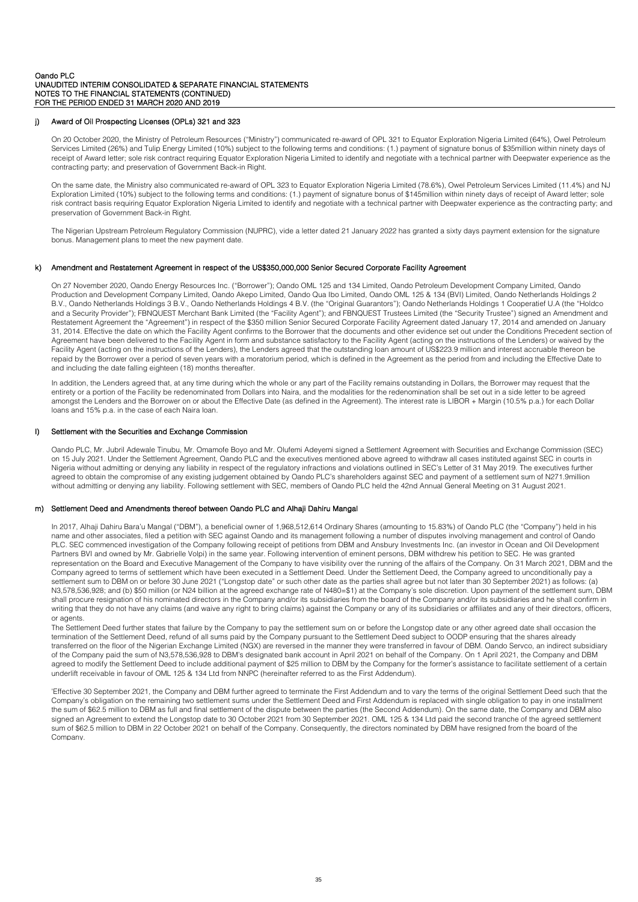### j) Award of Oil Prospecting Licenses (OPLs) 321 and 323

On 20 October 2020, the Ministry of Petroleum Resources ("Ministry") communicated re-award of OPL 321 to Equator Exploration Nigeria Limited (64%), Owel Petroleum Services Limited (26%) and Tulip Energy Limited (10%) subject to the following terms and conditions: (1.) payment of signature bonus of $35million within ninety days of receipt of Award letter; sole risk contract requiring Equator Exploration Nigeria Limited to identify and negotiate with a technical partner with Deepwater experience as the contracting party; and preservation of Government Back-in Right.

On the same date, the Ministry also communicated re-award of OPL 323 to Equator Exploration Nigeria Limited (78.6%), Owel Petroleum Services Limited (11.4%) and NJ Exploration Limited (10%) subject to the following terms and conditions: (1.) payment of signature bonus of $145million within ninety days of receipt of Award letter; sole risk contract basis requiring Equator Exploration Nigeria Limited to identify and negotiate with a technical partner with Deepwater experience as the contracting party; and preservation of Government Back-in Right.

The Nigerian Upstream Petroleum Regulatory Commission (NUPRC), vide a letter dated 21 January 2022 has granted a sixty days payment extension for the signature bonus. Management plans to meet the new payment date.

### k) Amendment and Restatement Agreement in respect of the US$350,000,000 Senior Secured Corporate Facility Agreement

On 27 November 2020, Oando Energy Resources Inc. ("Borrower"); Oando OML 125 and 134 Limited, Oando Petroleum Development Company Limited, Oando Production and Development Company Limited, Oando Akepo Limited, Oando Qua Ibo Limited, Oando OML 125 & 134 (BVI) Limited, Oando Netherlands Holdings 2 B.V., Oando Netherlands Holdings 3 B.V., Oando Netherlands Holdings 4 B.V. (the "Original Guarantors"); Oando Netherlands Holdings 1 Cooperatief U.A (the "Holdco and a Security Provider"); FBNQUEST Merchant Bank Limited (the "Facility Agent"); and FBNQUEST Trustees Limited (the "Security Trustee") signed an Amendment and Restatement Agreement the "Agreement") in respect of the $350 million Senior Secured Corporate Facility Agreement dated January 17, 2014 and amended on January 31, 2014. Effective the date on which the Facility Agent confirms to the Borrower that the documents and other evidence set out under the Conditions Precedent section of Agreement have been delivered to the Facility Agent in form and substance satisfactory to the Facility Agent (acting on the instructions of the Lenders) or waived by the Facility Agent (acting on the instructions of the Lenders), the Lenders agreed that the outstanding loan amount of US$223.9 million and interest accruable thereon be repaid by the Borrower over a period of seven years with a moratorium period, which is defined in the Agreement as the period from and including the Effective Date to and including the date falling eighteen (18) months thereafter.

In addition, the Lenders agreed that, at any time during which the whole or any part of the Facility remains outstanding in Dollars, the Borrower may request that the entirety or a portion of the Facility be redenominated from Dollars into Naira, and the modalities for the redenomination shall be set out in a side letter to be agreed amongst the Lenders and the Borrower on or about the Effective Date (as defined in the Agreement). The interest rate is LIBOR + Margin (10.5% p.a.) for each Dollar loans and 15% p.a. in the case of each Naira loan.

### l) Settlement with the Securities and Exchange Commission

Oando PLC, Mr. Jubril Adewale Tinubu, Mr. Omamofe Boyo and Mr. Olufemi Adeyemi signed a Settlement Agreement with Securities and Exchange Commission (SEC) on 15 July 2021. Under the Settlement Agreement, Oando PLC and the executives mentioned above agreed to withdraw all cases instituted against SEC in courts in Nigeria without admitting or denying any liability in respect of the regulatory infractions and violations outlined in SEC's Letter of 31 May 2019. The executives further agreed to obtain the compromise of any existing judgement obtained by Oando PLC's shareholders against SEC and payment of a settlement sum of N271.9million without admitting or denying any liability. Following settlement with SEC, members of Oando PLC held the 42nd Annual General Meeting on 31 August 2021.

### m) Settlement Deed and Amendments thereof between Oando PLC and Alhaji Dahiru Mangal

In 2017, Alhaji Dahiru Bara'u Mangal ("DBM"), a beneficial owner of 1,968,512,614 Ordinary Shares (amounting to 15.83%) of Oando PLC (the "Company") held in his name and other associates, filed a petition with SEC against Oando and its management following a number of disputes involving management and control of Oando PLC. SEC commenced investigation of the Company following receipt of petitions from DBM and Ansbury Investments Inc. (an investor in Ocean and Oil Development Partners BVI and owned by Mr. Gabrielle Volpi) in the same year. Following intervention of eminent persons, DBM withdrew his petition to SEC. He was granted representation on the Board and Executive Management of the Company to have visibility over the running of the affairs of the Company. On 31 March 2021, DBM and the Company agreed to terms of settlement which have been executed in a Settlement Deed. Under the Settlement Deed, the Company agreed to unconditionally pay a settlement sum to DBM on or before 30 June 2021 ("Longstop date" or such other date as the parties shall agree but not later than 30 September 2021) as follows: (a) N3,578,536,928; and (b) $50 million (or N24 billion at the agreed exchange rate of N480=$1) at the Company's sole discretion. Upon payment of the settlement sum, DBM shall procure resignation of his nominated directors in the Company and/or its subsidiaries from the board of the Company and/or its subsidiaries and he shall confirm in writing that they do not have any claims (and waive any right to bring claims) against the Company or any of its subsidiaries or affiliates and any of their directors, officers, or agents.

The Settlement Deed further states that failure by the Company to pay the settlement sum on or before the Longstop date or any other agreed date shall occasion the termination of the Settlement Deed, refund of all sums paid by the Company pursuant to the Settlement Deed subject to OODP ensuring that the shares already transferred on the floor of the Nigerian Exchange Limited (NGX) are reversed in the manner they were transferred in favour of DBM. Oando Servco, an indirect subsidiary of the Company paid the sum of N3,578,536,928 to DBM's designated bank account in April 2021 on behalf of the Company. On 1 April 2021, the Company and DBM agreed to modify the Settlement Deed to include additional payment of $25 million to DBM by the Company for the former's assistance to facilitate settlement of a certain underlift receivable in favour of OML 125 & 134 Ltd from NNPC (hereinafter referred to as the First Addendum).

'Effective 30 September 2021, the Company and DBM further agreed to terminate the First Addendum and to vary the terms of the original Settlement Deed such that the Company's obligation on the remaining two settlement sums under the Settlement Deed and First Addendum is replaced with single obligation to pay in one installment the sum of $62.5 million to DBM as full and final settlement of the dispute between the parties (the Second Addendum). On the same date, the Company and DBM also signed an Agreement to extend the Longstop date to 30 October 2021 from 30 September 2021. OML 125 & 134 Ltd paid the second tranche of the agreed settlement sum of $62.5 million to DBM in 22 October 2021 on behalf of the Company. Consequently, the directors nominated by DBM have resigned from the board of the Company.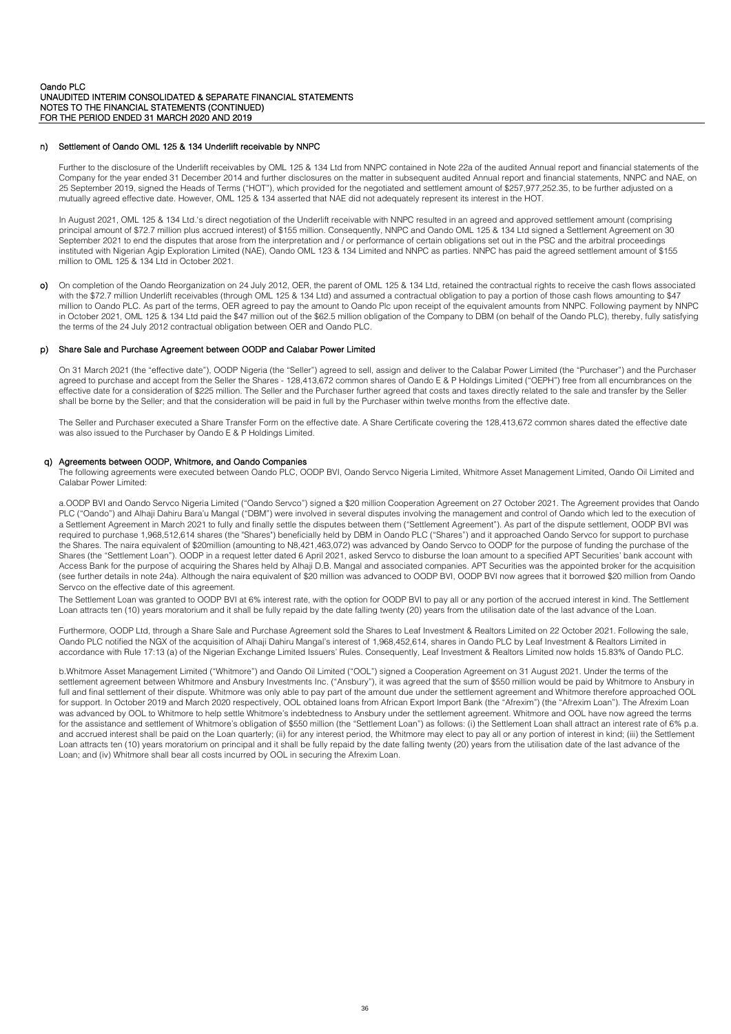## n) Settlement of Oando OML 125 & 134 Underlift receivable by NNPC

Further to the disclosure of the Underlift receivables by OML 125 & 134 Ltd from NNPC contained in Note 22a of the audited Annual report and financial statements of the Company for the year ended 31 December 2014 and further disclosures on the matter in subsequent audited Annual report and financial statements, NNPC and NAE, on 25 September 2019, signed the Heads of Terms ("HOT"), which provided for the negotiated and settlement amount of $257,977,252.35, to be further adjusted on a mutually agreed effective date. However, OML 125 & 134 asserted that NAE did not adequately represent its interest in the HOT.

In August 2021, OML 125 & 134 Ltd.'s direct negotiation of the Underlift receivable with NNPC resulted in an agreed and approved settlement amount (comprising principal amount of $72.7 million plus accrued interest) of $155 million. Consequently, NNPC and Oando OML 125 & 134 Ltd signed a Settlement Agreement on 30 September 2021 to end the disputes that arose from the interpretation and / or performance of certain obligations set out in the PSC and the arbitral proceedings instituted with Nigerian Agip Exploration Limited (NAE), Oando OML 123 & 134 Limited and NNPC as parties. NNPC has paid the agreed settlement amount of $155 million to OML 125 & 134 Ltd in October 2021.

**o)** On completion of the Oando Reorganization on 24 July 2012, OER, the parent of OML 125 & 134 Ltd, retained the contractual rights to receive the cash flows associated with the $72.7 million Underlift receivables (through OML 125 & 134 Ltd) and assumed a contractual obligation to pay a portion of those cash flows amounting to $47 million to Oando PLC. As part of the terms, OER agreed to pay the amount to Oando Plc upon receipt of the equivalent amounts from NNPC. Following payment by NNPC in October 2021, OML 125 & 134 Ltd paid the $47 million out of the $62.5 million obligation of the Company to DBM (on behalf of the Oando PLC), thereby, fully satisfying the terms of the 24 July 2012 contractual obligation between OER and Oando PLC.

## p) Share Sale and Purchase Agreement between OODP and Calabar Power Limited

On 31 March 2021 (the "effective date"), OODP Nigeria (the "Seller") agreed to sell, assign and deliver to the Calabar Power Limited (the "Purchaser") and the Purchaser agreed to purchase and accept from the Seller the Shares - 128,413,672 common shares of Oando E & P Holdings Limited ("OEPH") free from all encumbrances on the effective date for a consideration of $225 million. The Seller and the Purchaser further agreed that costs and taxes directly related to the sale and transfer by the Seller shall be borne by the Seller; and that the consideration will be paid in full by the Purchaser within twelve months from the effective date.

The Seller and Purchaser executed a Share Transfer Form on the effective date. A Share Certificate covering the 128,413,672 common shares dated the effective date was also issued to the Purchaser by Oando E & P Holdings Limited.

## q) Agreements between OODP, Whitmore, and Oando Companies

The following agreements were executed between Oando PLC, OODP BVI, Oando Servco Nigeria Limited, Whitmore Asset Management Limited, Oando Oil Limited and Calabar Power Limited:

a.OODP BVI and Oando Servco Nigeria Limited ("Oando Servco") signed a $20 million Cooperation Agreement on 27 October 2021. The Agreement provides that Oando PLC ("Oando") and Alhaji Dahiru Bara'u Mangal ("DBM") were involved in several disputes involving the management and control of Oando which led to the execution of a Settlement Agreement in March 2021 to fully and finally settle the disputes between them ("Settlement Agreement"). As part of the dispute settlement, OODP BVI was required to purchase 1,968,512,614 shares (the "Shares") beneficially held by DBM in Oando PLC ("Shares") and it approached Oando Servco for support to purchase the Shares. The naira equivalent of $20million (amounting to N8,421,463,072) was advanced by Oando Servco to OODP for the purpose of funding the purchase of the Shares (the "Settlement Loan"). OODP in a request letter dated 6 April 2021, asked Servco to disburse the loan amount to a specified APT Securities' bank account with Access Bank for the purpose of acquiring the Shares held by Alhaji D.B. Mangal and associated companies. APT Securities was the appointed broker for the acquisition (see further details in note 24a). Although the naira equivalent of $20 million was advanced to OODP BVI, OODP BVI now agrees that it borrowed $20 million from Oando Servco on the effective date of this agreement.

The Settlement Loan was granted to OODP BVI at 6% interest rate, with the option for OODP BVI to pay all or any portion of the accrued interest in kind. The Settlement Loan attracts ten (10) years moratorium and it shall be fully repaid by the date falling twenty (20) years from the utilisation date of the last advance of the Loan.

Furthermore, OODP Ltd, through a Share Sale and Purchase Agreement sold the Shares to Leaf Investment & Realtors Limited on 22 October 2021. Following the sale, Oando PLC notified the NGX of the acquisition of Alhaji Dahiru Mangal's interest of 1,968,452,614, shares in Oando PLC by Leaf Investment & Realtors Limited in accordance with Rule 17:13 (a) of the Nigerian Exchange Limited Issuers' Rules. Consequently, Leaf Investment & Realtors Limited now holds 15.83% of Oando PLC.

b.Whitmore Asset Management Limited ("Whitmore") and Oando Oil Limited ("OOL") signed a Cooperation Agreement on 31 August 2021. Under the terms of the settlement agreement between Whitmore and Ansbury Investments Inc. ("Ansbury"), it was agreed that the sum of $550 million would be paid by Whitmore to Ansbury in full and final settlement of their dispute. Whitmore was only able to pay part of the amount due under the settlement agreement and Whitmore therefore approached OOL for support. In October 2019 and March 2020 respectively, OOL obtained loans from African Export Import Bank (the "Afrexim") (the "Afrexim Loan"). The Afrexim Loan was advanced by OOL to Whitmore to help settle Whitmore's indebtedness to Ansbury under the settlement agreement. Whitmore and OOL have now agreed the terms for the assistance and settlement of Whitmore's obligation of $550 million (the "Settlement Loan") as follows: (i) the Settlement Loan shall attract an interest rate of 6% p.a. and accrued interest shall be paid on the Loan quarterly; (ii) for any interest period, the Whitmore may elect to pay all or any portion of interest in kind; (iii) the Settlement Loan attracts ten (10) years moratorium on principal and it shall be fully repaid by the date falling twenty (20) years from the utilisation date of the last advance of the Loan; and (iv) Whitmore shall bear all costs incurred by OOL in securing the Afrexim Loan.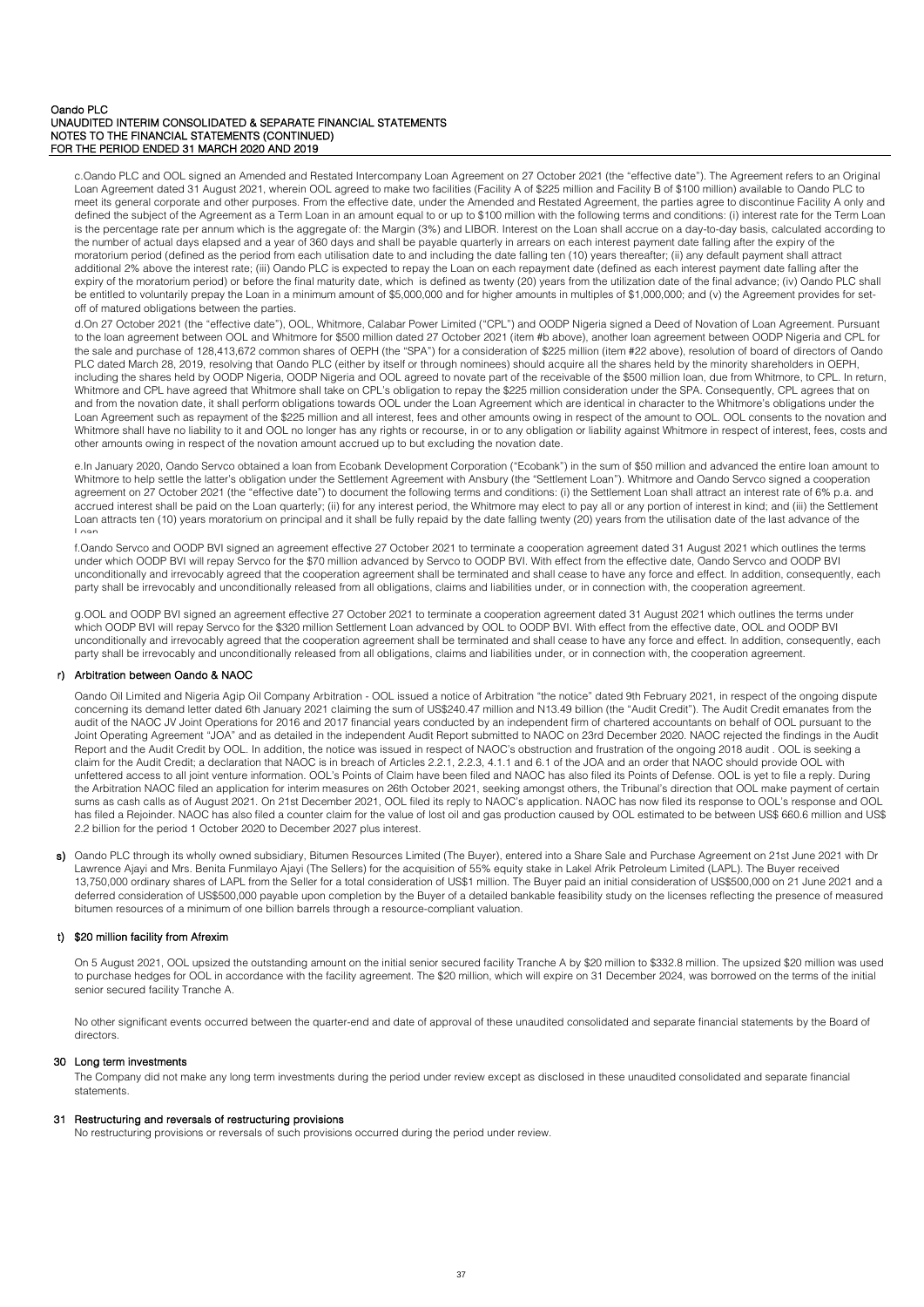c.Oando PLC and OOL signed an Amended and Restated Intercompany Loan Agreement on 27 October 2021 (the "effective date"). The Agreement refers to an Original Loan Agreement dated 31 August 2021, wherein OOL agreed to make two facilities (Facility A of $225 million and Facility B of $100 million) available to Oando PLC to meet its general corporate and other purposes. From the effective date, under the Amended and Restated Agreement, the parties agree to discontinue Facility A only and defined the subject of the Agreement as a Term Loan in an amount equal to or up to $100 million with the following terms and conditions: (i) interest rate for the Term Loan is the percentage rate per annum which is the aggregate of: the Margin (3%) and LIBOR. Interest on the Loan shall accrue on a day-to-day basis, calculated according to the number of actual days elapsed and a year of 360 days and shall be payable quarterly in arrears on each interest payment date falling after the expiry of the moratorium period (defined as the period from each utilisation date to and including the date falling ten (10) years thereafter; (ii) any default payment shall attract additional 2% above the interest rate; (iii) Oando PLC is expected to repay the Loan on each repayment date (defined as each interest payment date falling after the expiry of the moratorium period) or before the final maturity date, which is defined as twenty (20) years from the utilization date of the final advance; (iv) Oando PLC shall be entitled to voluntarily prepay the Loan in a minimum amount of $5,000,000 and for higher amounts in multiples of $1,000,000; and (v) the Agreement provides for set-off of matured obligations between the parties.

d.On 27 October 2021 (the "effective date"), OOL, Whitmore, Calabar Power Limited ("CPL") and OODP Nigeria signed a Deed of Novation of Loan Agreement. Pursuant to the loan agreement between OOL and Whitmore for $500 million dated 27 October 2021 (item #b above), another loan agreement between OODP Nigeria and CPL for the sale and purchase of 128,413,672 common shares of OEPH (the "SPA") for a consideration of $225 million (item #22 above), resolution of board of directors of Oando PLC dated March 28, 2019, resolving that Oando PLC (either by itself or through nominees) should acquire all the shares held by the minority shareholders in OEPH, including the shares held by OODP Nigeria, OODP Nigeria and OOL agreed to novate part of the receivable of the $500 million loan, due from Whitmore, to CPL. In return, Whitmore and CPL have agreed that Whitmore shall take on CPL's obligation to repay the $225 million consideration under the SPA. Consequently, CPL agrees that on and from the novation date, it shall perform obligations towards OOL under the Loan Agreement which are identical in character to the Whitmore's obligations under the Loan Agreement such as repayment of the $225 million and all interest, fees and other amounts owing in respect of the amount to OOL. OOL consents to the novation and Whitmore shall have no liability to it and OOL no longer has any rights or recourse, in or to any obligation or liability against Whitmore in respect of interest, fees, costs and other amounts owing in respect of the novation amount accrued up to but excluding the novation date.

e.In January 2020, Oando Servco obtained a loan from Ecobank Development Corporation ("Ecobank") in the sum of $50 million and advanced the entire loan amount to Whitmore to help settle the latter's obligation under the Settlement Agreement with Ansbury (the "Settlement Loan"). Whitmore and Oando Servco signed a cooperation agreement on 27 October 2021 (the "effective date") to document the following terms and conditions: (i) the Settlement Loan shall attract an interest rate of 6% p.a. and accrued interest shall be paid on the Loan quarterly; (ii) for any interest period, the Whitmore may elect to pay all or any portion of interest in kind; and (iii) the Settlement Loan attracts ten (10) years moratorium on principal and it shall be fully repaid by the date falling twenty (20) years from the utilisation date of the last advance of the Loan.

f.Oando Servco and OODP BVI signed an agreement effective 27 October 2021 to terminate a cooperation agreement dated 31 August 2021 which outlines the terms under which OODP BVI will repay Servco for the $70 million advanced by Servco to OODP BVI. With effect from the effective date, Oando Servco and OODP BVI unconditionally and irrevocably agreed that the cooperation agreement shall be terminated and shall cease to have any force and effect. In addition, consequently, each party shall be irrevocably and unconditionally released from all obligations, claims and liabilities under, or in connection with, the cooperation agreement.

g.OOL and OODP BVI signed an agreement effective 27 October 2021 to terminate a cooperation agreement dated 31 August 2021 which outlines the terms under which OODP BVI will repay Servco for the $320 million Settlement Loan advanced by OOL to OODP BVI. With effect from the effective date, OOL and OODP BVI unconditionally and irrevocably agreed that the cooperation agreement shall be terminated and shall cease to have any force and effect. In addition, consequently, each party shall be irrevocably and unconditionally released from all obligations, claims and liabilities under, or in connection with, the cooperation agreement.

### r) Arbitration between Oando & NAOC

Oando Oil Limited and Nigeria Agip Oil Company Arbitration - OOL issued a notice of Arbitration "the notice" dated 9th February 2021, in respect of the ongoing dispute concerning its demand letter dated 6th January 2021 claiming the sum of US$240.47 million and N13.49 billion (the "Audit Credit"). The Audit Credit emanates from the audit of the NAOC JV Joint Operations for 2016 and 2017 financial years conducted by an independent firm of chartered accountants on behalf of OOL pursuant to the Joint Operating Agreement "JOA" and as detailed in the independent Audit Report submitted to NAOC on 23rd December 2020. NAOC rejected the findings in the Audit Report and the Audit Credit by OOL. In addition, the notice was issued in respect of NAOC's obstruction and frustration of the ongoing 2018 audit . OOL is seeking a claim for the Audit Credit; a declaration that NAOC is in breach of Articles 2.2.1, 2.2.3, 4.1.1 and 6.1 of the JOA and an order that NAOC should provide OOL with unfettered access to all joint venture information. OOL's Points of Claim have been filed and NAOC has also filed its Points of Defense. OOL is yet to file a reply. During the Arbitration NAOC filed an application for interim measures on 26th October 2021, seeking amongst others, the Tribunal's direction that OOL make payment of certain sums as cash calls as of August 2021. On 21st December 2021, OOL filed its reply to NAOC's application. NAOC has now filed its response to OOL's response and OOL has filed a Rejoinder. NAOC has also filed a counter claim for the value of lost oil and gas production caused by OOL estimated to be between US$ 660.6 million and US$ 2.2 billion for the period 1 October 2020 to December 2027 plus interest.

**s)** Oando PLC through its wholly owned subsidiary, Bitumen Resources Limited (The Buyer), entered into a Share Sale and Purchase Agreement on 21st June 2021 with Dr Lawrence Ajayi and Mrs. Benita Funmilayo Ajayi (The Sellers) for the acquisition of 55% equity stake in Lakel Afrik Petroleum Limited (LAPL). The Buyer received 13,750,000 ordinary shares of LAPL from the Seller for a total consideration of US$1 million. The Buyer paid an initial consideration of US$500,000 on 21 June 2021 and a deferred consideration of US$500,000 payable upon completion by the Buyer of a detailed bankable feasibility study on the licenses reflecting the presence of measured bitumen resources of a minimum of one billion barrels through a resource-compliant valuation.

### t) $20 million facility from Afrexim

On 5 August 2021, OOL upsized the outstanding amount on the initial senior secured facility Tranche A by $20 million to $332.8 million. The upsized $20 million was used to purchase hedges for OOL in accordance with the facility agreement. The $20 million, which will expire on 31 December 2024, was borrowed on the terms of the initial senior secured facility Tranche A.

No other significant events occurred between the quarter-end and date of approval of these unaudited consolidated and separate financial statements by the Board of directors.

## 30 Long term investments

The Company did not make any long term investments during the period under review except as disclosed in these unaudited consolidated and separate financial statements.

## 31 Restructuring and reversals of restructuring provisions

No restructuring provisions or reversals of such provisions occurred during the period under review.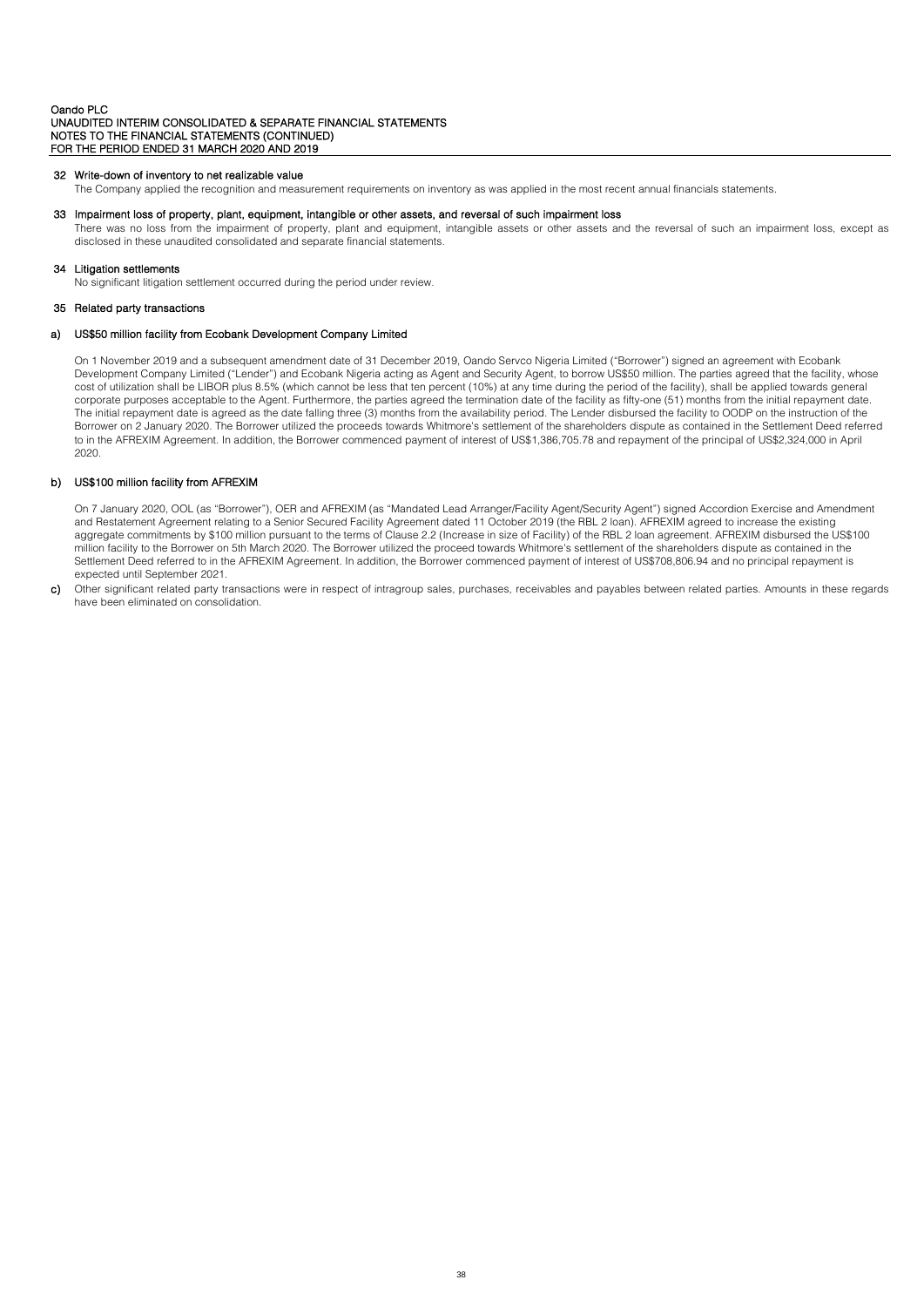### 32 Write-down of inventory to net realizable value

The Company applied the recognition and measurement requirements on inventory as was applied in the most recent annual financials statements.

### 33 Impairment loss of property, plant, equipment, intangible or other assets, and reversal of such impairment loss

There was no loss from the impairment of property, plant and equipment, intangible assets or other assets and the reversal of such an impairment loss, except as disclosed in these unaudited consolidated and separate financial statements.

### 34 Litigation settlements

No significant litigation settlement occurred during the period under review.

### 35 Related party transactions

#### a) US$50 million facility from Ecobank Development Company Limited

On 1 November 2019 and a subsequent amendment date of 31 December 2019, Oando Servco Nigeria Limited ("Borrower") signed an agreement with Ecobank Development Company Limited ("Lender") and Ecobank Nigeria acting as Agent and Security Agent, to borrow US$50 million. The parties agreed that the facility, whose cost of utilization shall be LIBOR plus 8.5% (which cannot be less that ten percent (10%) at any time during the period of the facility), shall be applied towards general corporate purposes acceptable to the Agent. Furthermore, the parties agreed the termination date of the facility as fifty-one (51) months from the initial repayment date. The initial repayment date is agreed as the date falling three (3) months from the availability period. The Lender disbursed the facility to OODP on the instruction of the Borrower on 2 January 2020. The Borrower utilized the proceeds towards Whitmore's settlement of the shareholders dispute as contained in the Settlement Deed referred to in the AFREXIM Agreement. In addition, the Borrower commenced payment of interest of US$1,386,705.78 and repayment of the principal of US$2,324,000 in April 2020.

#### b) US$100 million facility from AFREXIM

On 7 January 2020, OOL (as "Borrower"), OER and AFREXIM (as "Mandated Lead Arranger/Facility Agent/Security Agent") signed Accordion Exercise and Amendment and Restatement Agreement relating to a Senior Secured Facility Agreement dated 11 October 2019 (the RBL 2 loan). AFREXIM agreed to increase the existing aggregate commitments by $100 million pursuant to the terms of Clause 2.2 (Increase in size of Facility) of the RBL 2 loan agreement. AFREXIM disbursed the US$100 million facility to the Borrower on 5th March 2020. The Borrower utilized the proceed towards Whitmore's settlement of the shareholders dispute as contained in the Settlement Deed referred to in the AFREXIM Agreement. In addition, the Borrower commenced payment of interest of US$708,806.94 and no principal repayment is expected until September 2021.

c) Other significant related party transactions were in respect of intragroup sales, purchases, receivables and payables between related parties. Amounts in these regards have been eliminated on consolidation.